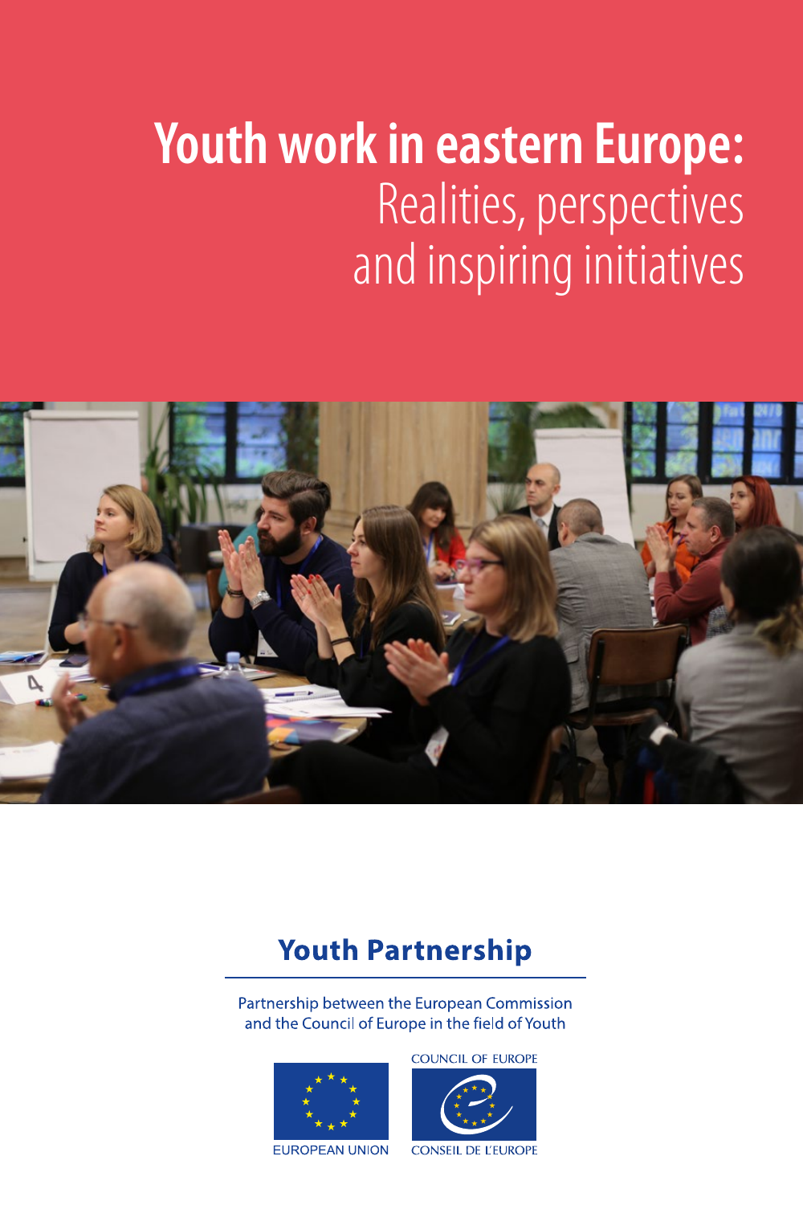# Youth work in eastern Europe: Realities, perspectives and inspiring initiatives

**Youth Partnership**

Partnership between the European Commission and the Council of Europe in the field of Youth

EUROPEAN UNION

COUNCIL OF EUROPE

CONSEIL DE L'EUROPE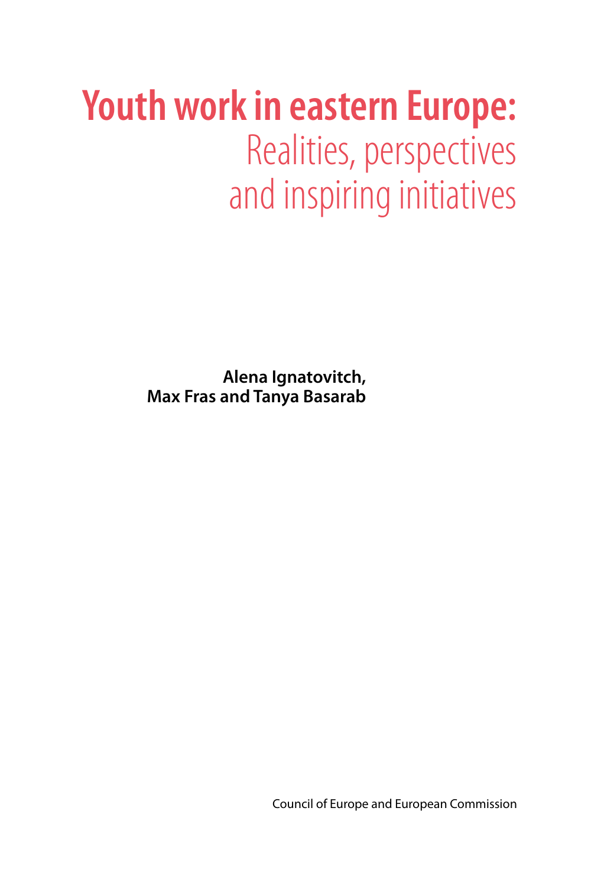# Youth work in eastern Europe:
## Realities, perspectives and inspiring initiatives

**Alena Ignatovitch, Max Fras and Tanya Basarab**

Council of Europe and European Commission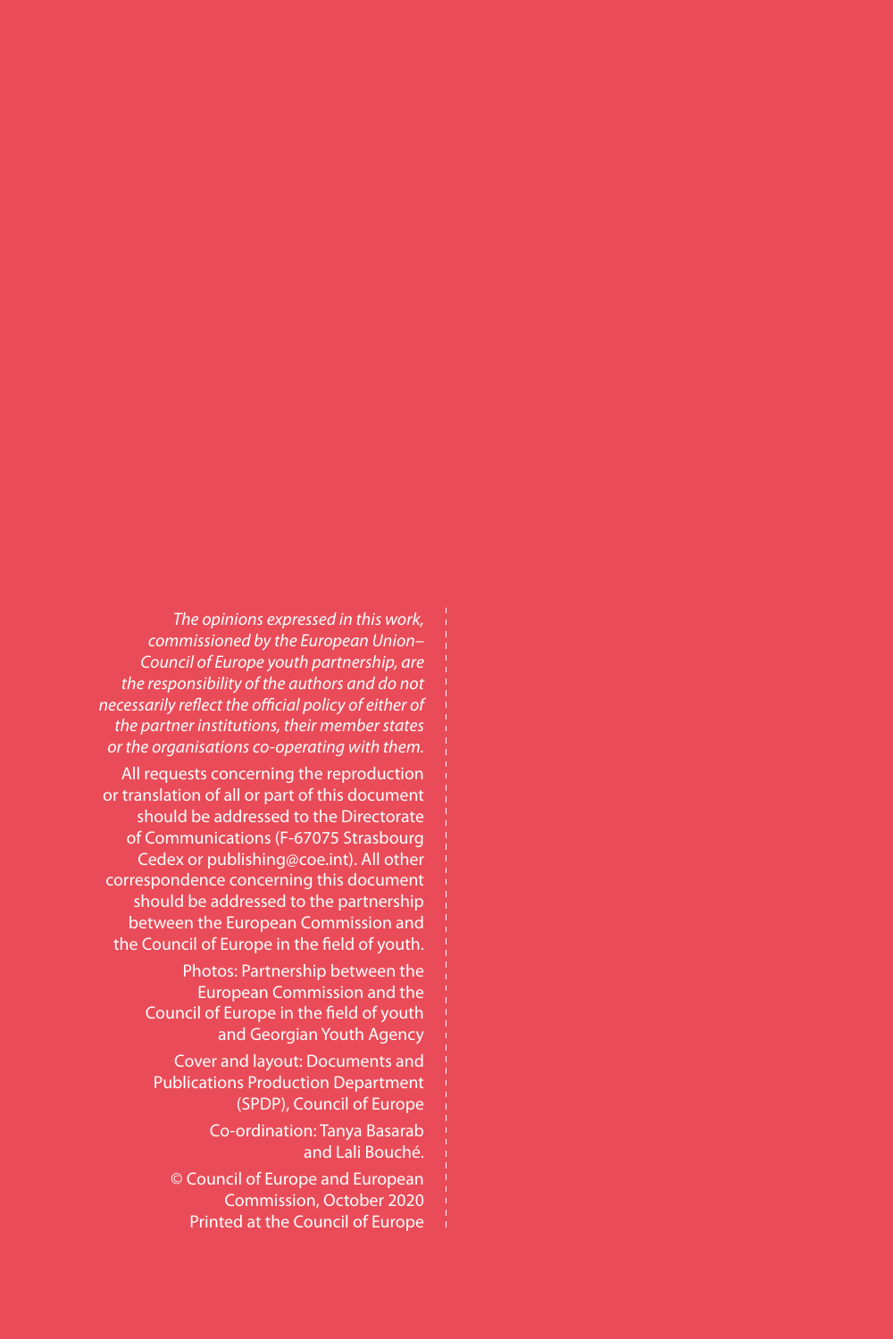*The opinions expressed in this work, commissioned by the European Union–Council of Europe youth partnership, are the responsibility of the authors and do not necessarily reflect the official policy of either of the partner institutions, their member states or the organisations co-operating with them.*

All requests concerning the reproduction or translation of all or part of this document should be addressed to the Directorate of Communications (F-67075 Strasbourg Cedex or publishing@coe.int). All other correspondence concerning this document should be addressed to the partnership between the European Commission and the Council of Europe in the field of youth.

Photos: Partnership between the European Commission and the Council of Europe in the field of youth and Georgian Youth Agency

Cover and layout: Documents and Publications Production Department (SPDP), Council of Europe

Co-ordination: Tanya Basarab and Lali Bouché.

© Council of Europe and European Commission, October 2020
Printed at the Council of Europe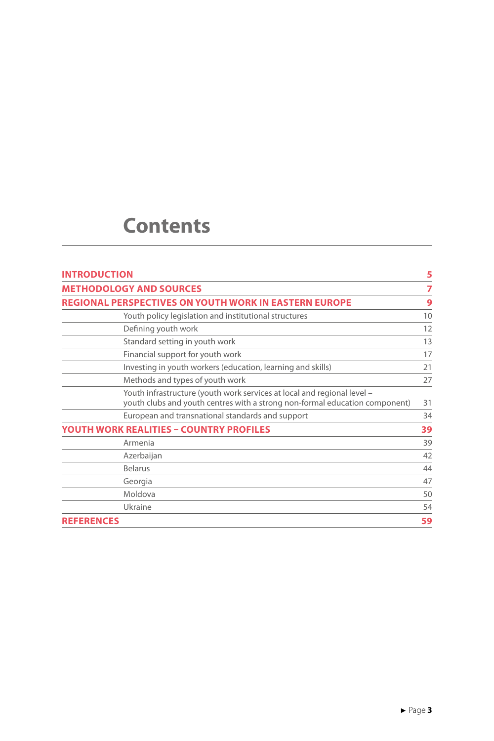# Contents

| | |
|---|---|
| **INTRODUCTION** | **5** |
| **METHODOLOGY AND SOURCES** | **7** |
| **REGIONAL PERSPECTIVES ON YOUTH WORK IN EASTERN EUROPE** | **9** |
| Youth policy legislation and institutional structures | 10 |
| Defining youth work | 12 |
| Standard setting in youth work | 13 |
| Financial support for youth work | 17 |
| Investing in youth workers (education, learning and skills) | 21 |
| Methods and types of youth work | 27 |
| Youth infrastructure (youth work services at local and regional level – youth clubs and youth centres with a strong non-formal education component) | 31 |
| European and transnational standards and support | 34 |
| **YOUTH WORK REALITIES – COUNTRY PROFILES** | **39** |
| Armenia | 39 |
| Azerbaijan | 42 |
| Belarus | 44 |
| Georgia | 47 |
| Moldova | 50 |
| Ukraine | 54 |
| **REFERENCES** | **59** |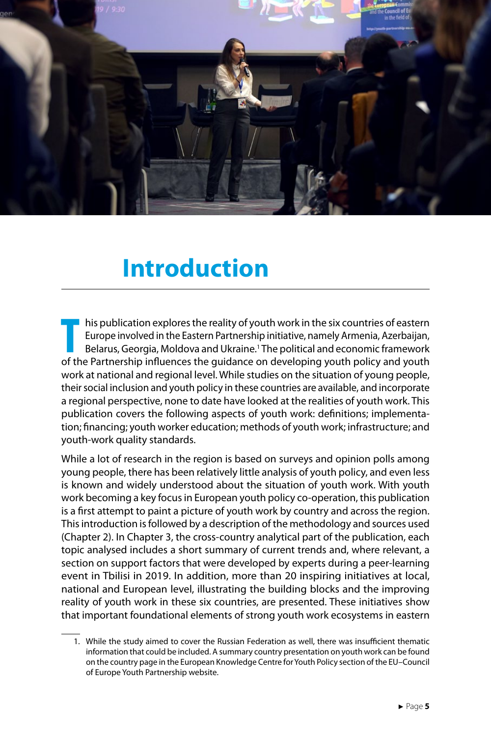# Introduction

This publication explores the reality of youth work in the six countries of eastern Europe involved in the Eastern Partnership initiative, namely Armenia, Azerbaijan, Belarus, Georgia, Moldova and Ukraine.[1] The political and economic framework of the Partnership influences the guidance on developing youth policy and youth work at national and regional level. While studies on the situation of young people, their social inclusion and youth policy in these countries are available, and incorporate a regional perspective, none to date have looked at the realities of youth work. This publication covers the following aspects of youth work: definitions; implementation; financing; youth worker education; methods of youth work; infrastructure; and youth-work quality standards.

While a lot of research in the region is based on surveys and opinion polls among young people, there has been relatively little analysis of youth policy, and even less is known and widely understood about the situation of youth work. With youth work becoming a key focus in European youth policy co-operation, this publication is a first attempt to paint a picture of youth work by country and across the region. This introduction is followed by a description of the methodology and sources used (Chapter 2). In Chapter 3, the cross-country analytical part of the publication, each topic analysed includes a short summary of current trends and, where relevant, a section on support factors that were developed by experts during a peer-learning event in Tbilisi in 2019. In addition, more than 20 inspiring initiatives at local, national and European level, illustrating the building blocks and the improving reality of youth work in these six countries, are presented. These initiatives show that important foundational elements of strong youth work ecosystems in eastern

1. While the study aimed to cover the Russian Federation as well, there was insufficient thematic information that could be included. A summary country presentation on youth work can be found on the country page in the European Knowledge Centre for Youth Policy section of the EU–Council of Europe Youth Partnership website.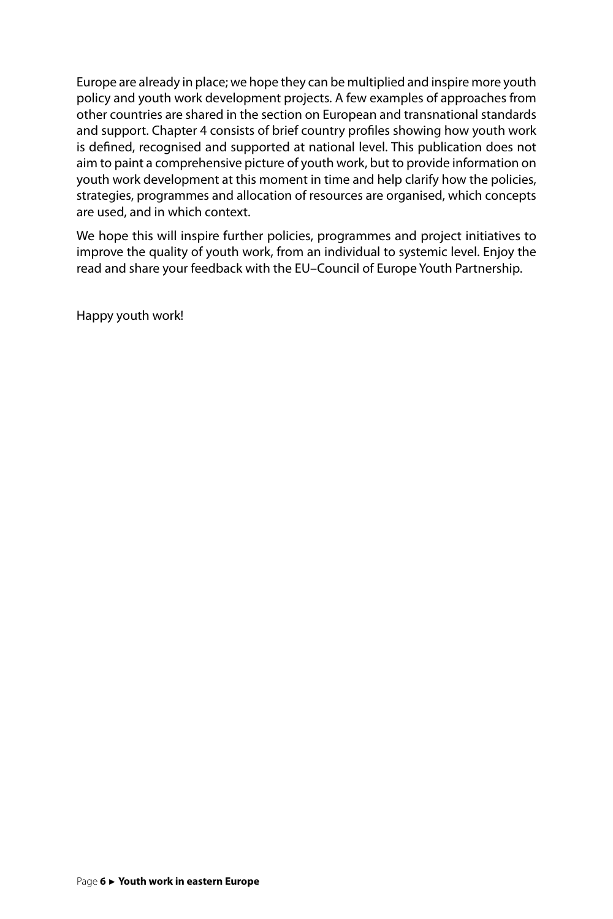Europe are already in place; we hope they can be multiplied and inspire more youth policy and youth work development projects. A few examples of approaches from other countries are shared in the section on European and transnational standards and support. Chapter 4 consists of brief country profiles showing how youth work is defined, recognised and supported at national level. This publication does not aim to paint a comprehensive picture of youth work, but to provide information on youth work development at this moment in time and help clarify how the policies, strategies, programmes and allocation of resources are organised, which concepts are used, and in which context.

We hope this will inspire further policies, programmes and project initiatives to improve the quality of youth work, from an individual to systemic level. Enjoy the read and share your feedback with the EU–Council of Europe Youth Partnership.

Happy youth work!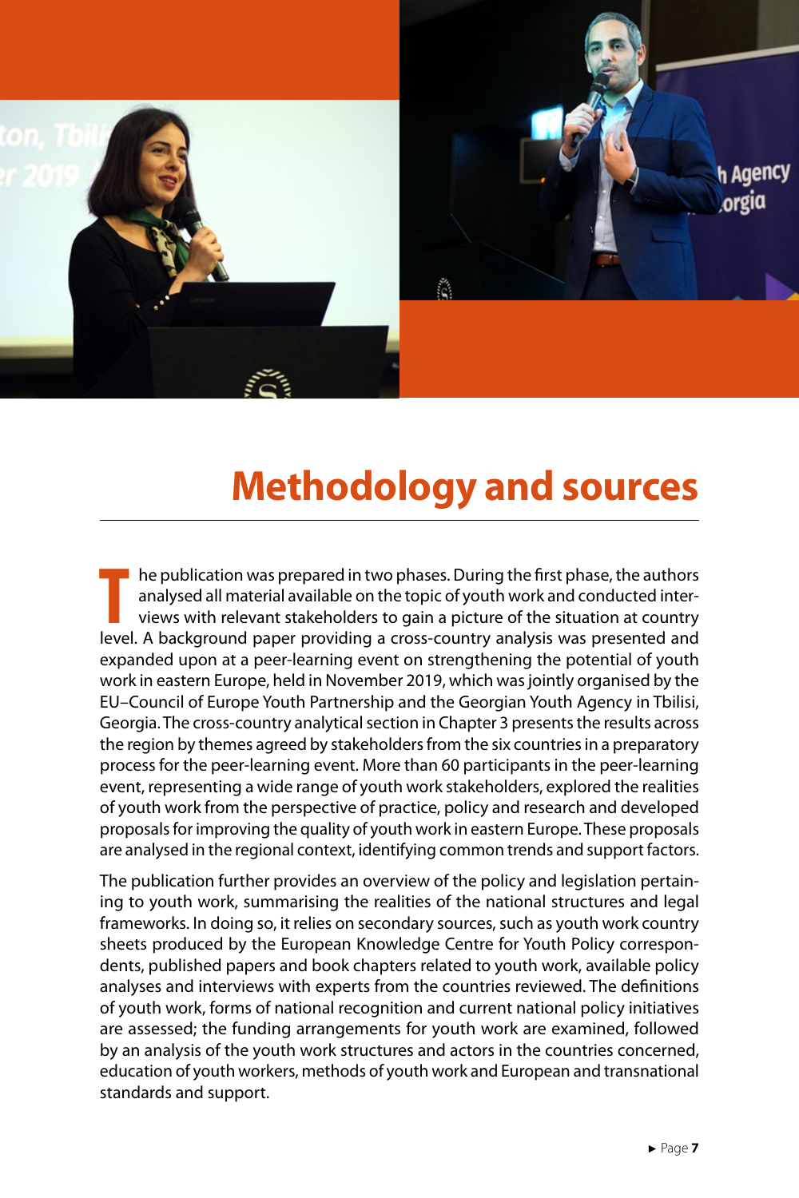# Methodology and sources

The publication was prepared in two phases. During the first phase, the authors analysed all material available on the topic of youth work and conducted interviews with relevant stakeholders to gain a picture of the situation at country level. A background paper providing a cross-country analysis was presented and expanded upon at a peer-learning event on strengthening the potential of youth work in eastern Europe, held in November 2019, which was jointly organised by the EU–Council of Europe Youth Partnership and the Georgian Youth Agency in Tbilisi, Georgia. The cross-country analytical section in Chapter 3 presents the results across the region by themes agreed by stakeholders from the six countries in a preparatory process for the peer-learning event. More than 60 participants in the peer-learning event, representing a wide range of youth work stakeholders, explored the realities of youth work from the perspective of practice, policy and research and developed proposals for improving the quality of youth work in eastern Europe. These proposals are analysed in the regional context, identifying common trends and support factors.

The publication further provides an overview of the policy and legislation pertaining to youth work, summarising the realities of the national structures and legal frameworks. In doing so, it relies on secondary sources, such as youth work country sheets produced by the European Knowledge Centre for Youth Policy correspondents, published papers and book chapters related to youth work, available policy analyses and interviews with experts from the countries reviewed. The definitions of youth work, forms of national recognition and current national policy initiatives are assessed; the funding arrangements for youth work are examined, followed by an analysis of the youth work structures and actors in the countries concerned, education of youth workers, methods of youth work and European and transnational standards and support.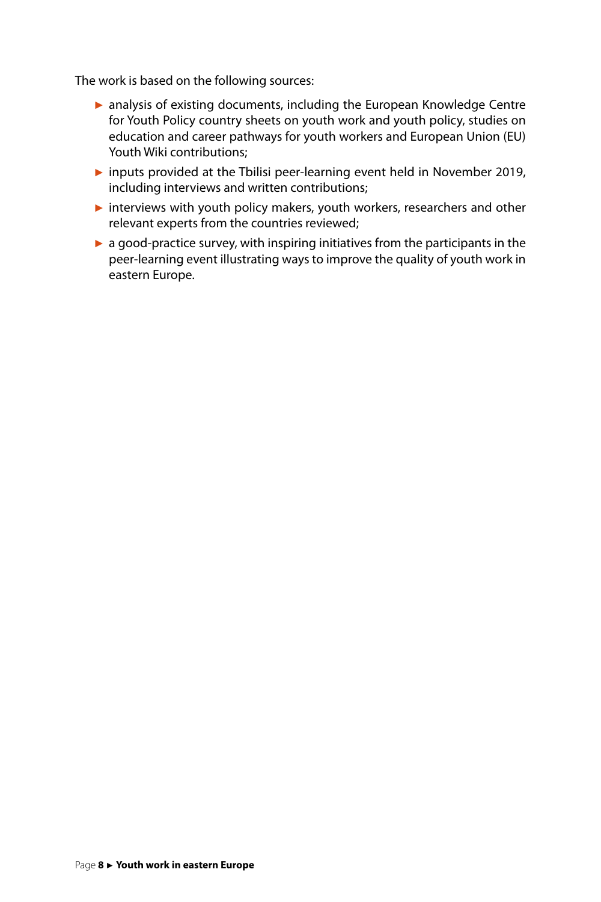The work is based on the following sources:

- analysis of existing documents, including the European Knowledge Centre for Youth Policy country sheets on youth work and youth policy, studies on education and career pathways for youth workers and European Union (EU) Youth Wiki contributions;
- inputs provided at the Tbilisi peer-learning event held in November 2019, including interviews and written contributions;
- interviews with youth policy makers, youth workers, researchers and other relevant experts from the countries reviewed;
- a good-practice survey, with inspiring initiatives from the participants in the peer-learning event illustrating ways to improve the quality of youth work in eastern Europe.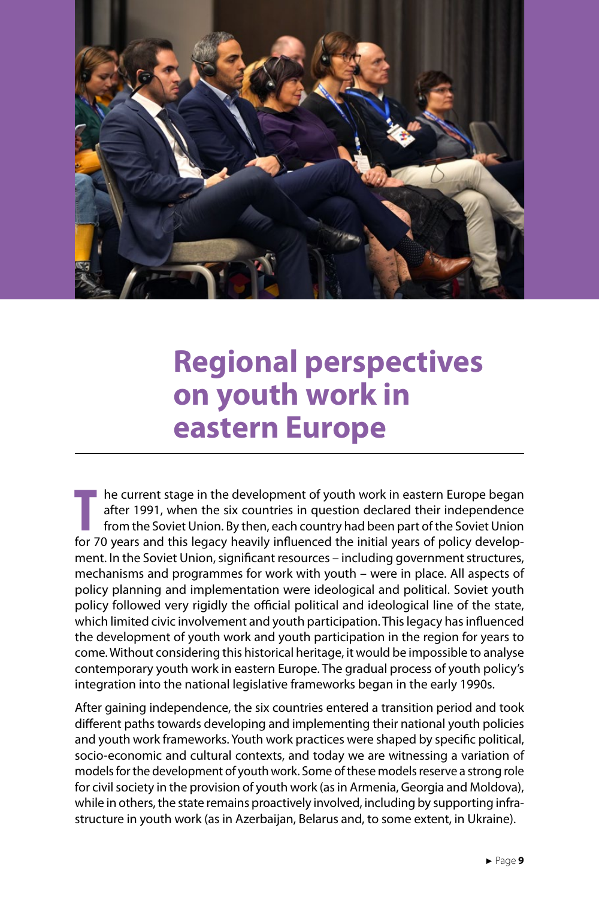# Regional perspectives on youth work in eastern Europe

The current stage in the development of youth work in eastern Europe began after 1991, when the six countries in question declared their independence from the Soviet Union. By then, each country had been part of the Soviet Union for 70 years and this legacy heavily influenced the initial years of policy development. In the Soviet Union, significant resources – including government structures, mechanisms and programmes for work with youth – were in place. All aspects of policy planning and implementation were ideological and political. Soviet youth policy followed very rigidly the official political and ideological line of the state, which limited civic involvement and youth participation. This legacy has influenced the development of youth work and youth participation in the region for years to come. Without considering this historical heritage, it would be impossible to analyse contemporary youth work in eastern Europe. The gradual process of youth policy's integration into the national legislative frameworks began in the early 1990s.

After gaining independence, the six countries entered a transition period and took different paths towards developing and implementing their national youth policies and youth work frameworks. Youth work practices were shaped by specific political, socio-economic and cultural contexts, and today we are witnessing a variation of models for the development of youth work. Some of these models reserve a strong role for civil society in the provision of youth work (as in Armenia, Georgia and Moldova), while in others, the state remains proactively involved, including by supporting infrastructure in youth work (as in Azerbaijan, Belarus and, to some extent, in Ukraine).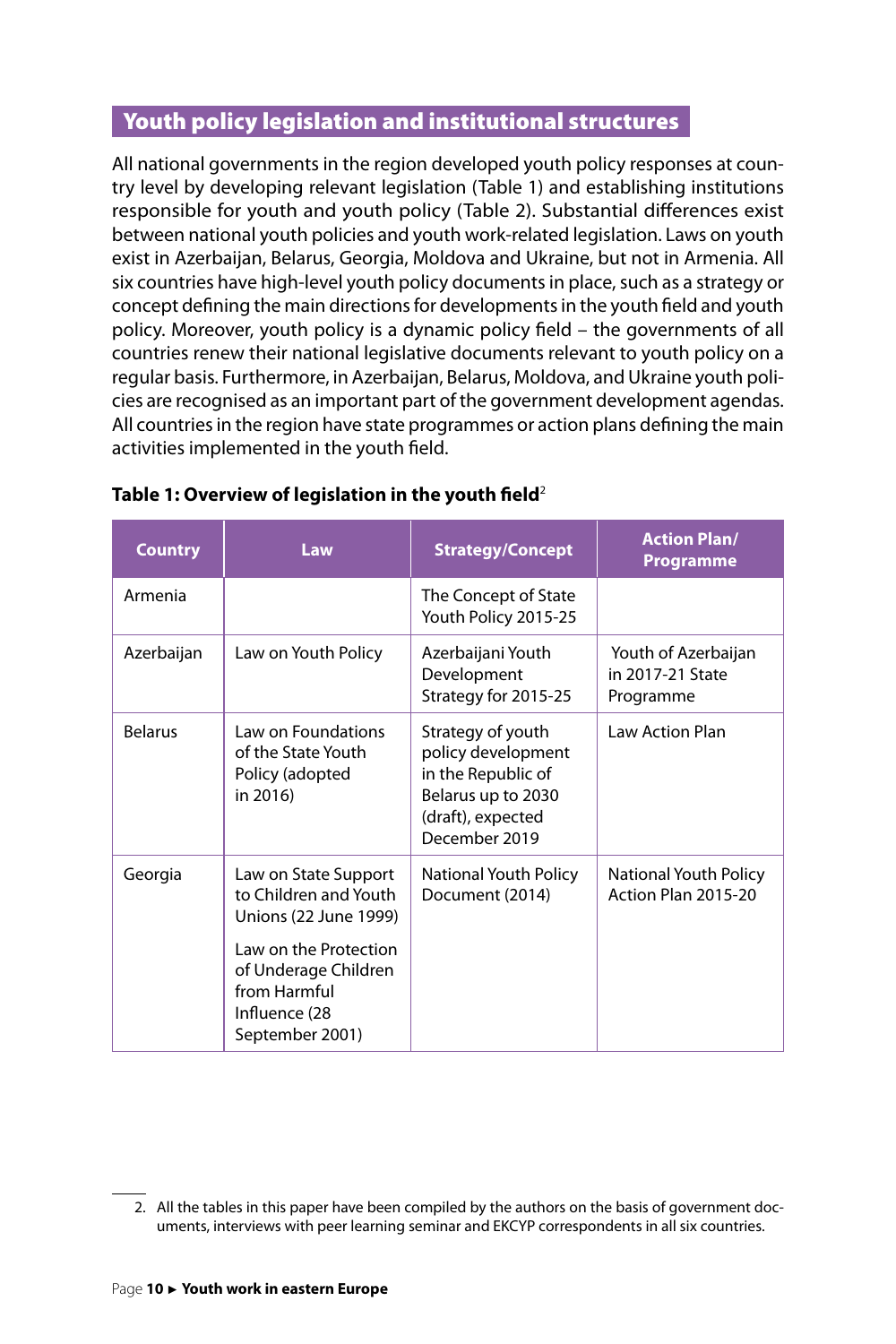## Youth policy legislation and institutional structures

All national governments in the region developed youth policy responses at country level by developing relevant legislation (Table 1) and establishing institutions responsible for youth and youth policy (Table 2). Substantial differences exist between national youth policies and youth work-related legislation. Laws on youth exist in Azerbaijan, Belarus, Georgia, Moldova and Ukraine, but not in Armenia. All six countries have high-level youth policy documents in place, such as a strategy or concept defining the main directions for developments in the youth field and youth policy. Moreover, youth policy is a dynamic policy field – the governments of all countries renew their national legislative documents relevant to youth policy on a regular basis. Furthermore, in Azerbaijan, Belarus, Moldova, and Ukraine youth policies are recognised as an important part of the government development agendas. All countries in the region have state programmes or action plans defining the main activities implemented in the youth field.

**Table 1: Overview of legislation in the youth field**[2]

| Country | Law | Strategy/Concept | Action Plan/ Programme |
|---|---|---|---|
| Armenia | | The Concept of State Youth Policy 2015-25 | |
| Azerbaijan | Law on Youth Policy | Azerbaijani Youth Development Strategy for 2015-25 | Youth of Azerbaijan in 2017-21 State Programme |
| Belarus | Law on Foundations of the State Youth Policy (adopted in 2016) | Strategy of youth policy development in the Republic of Belarus up to 2030 (draft), expected December 2019 | Law Action Plan |
| Georgia | Law on State Support to Children and Youth Unions (22 June 1999)<br><br>Law on the Protection of Underage Children from Harmful Influence (28 September 2001) | National Youth Policy Document (2014) | National Youth Policy Action Plan 2015-20 |

2. All the tables in this paper have been compiled by the authors on the basis of government documents, interviews with peer learning seminar and EKCYP correspondents in all six countries.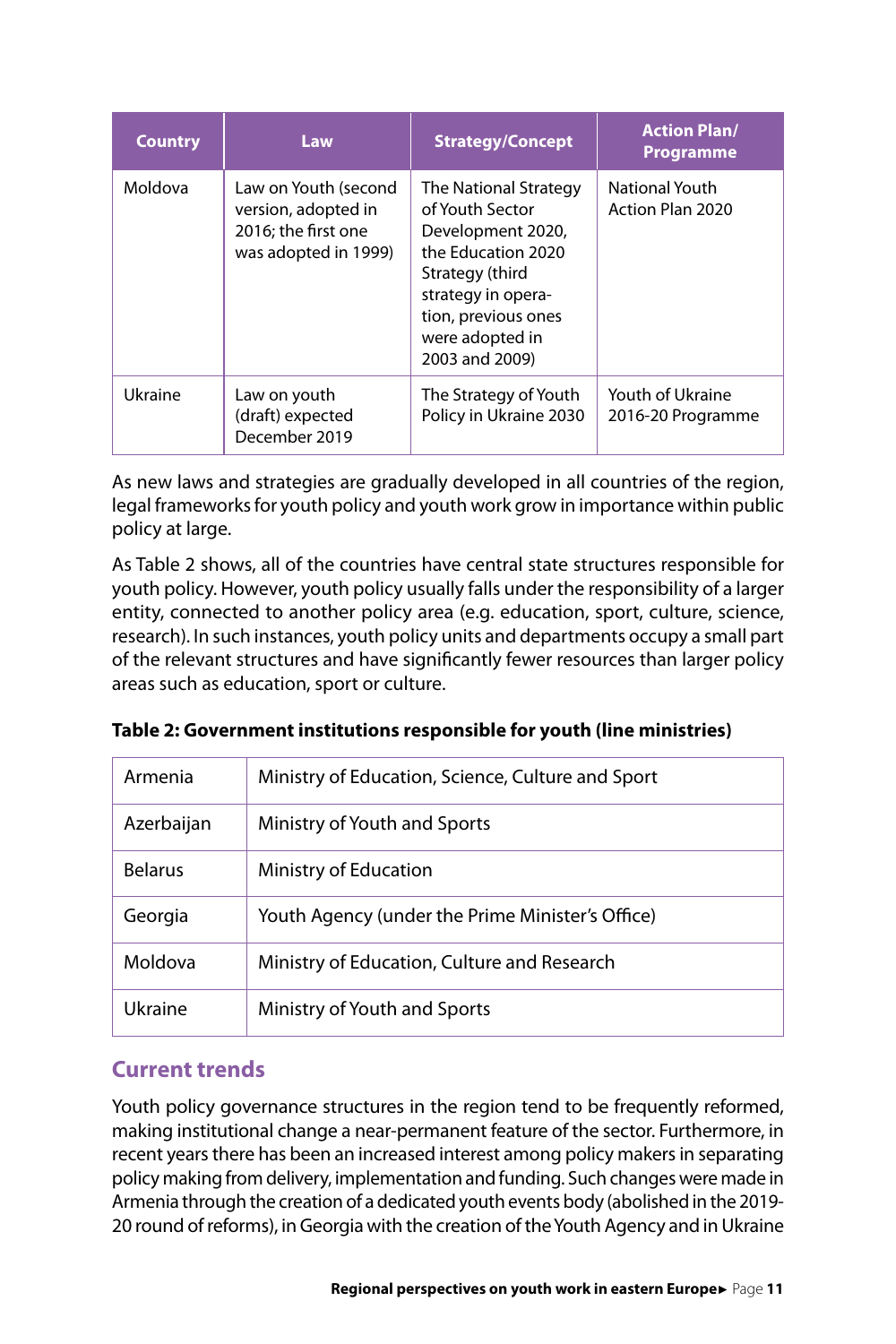| Country | Law | Strategy/Concept | Action Plan/ Programme |
|---|---|---|---|
| Moldova | Law on Youth (second version, adopted in 2016; the first one was adopted in 1999) | The National Strategy of Youth Sector Development 2020, the Education 2020 Strategy (third strategy in operation, previous ones were adopted in 2003 and 2009) | National Youth Action Plan 2020 |
| Ukraine | Law on youth (draft) expected December 2019 | The Strategy of Youth Policy in Ukraine 2030 | Youth of Ukraine 2016-20 Programme |

As new laws and strategies are gradually developed in all countries of the region, legal frameworks for youth policy and youth work grow in importance within public policy at large.

As Table 2 shows, all of the countries have central state structures responsible for youth policy. However, youth policy usually falls under the responsibility of a larger entity, connected to another policy area (e.g. education, sport, culture, science, research). In such instances, youth policy units and departments occupy a small part of the relevant structures and have significantly fewer resources than larger policy areas such as education, sport or culture.

**Table 2: Government institutions responsible for youth (line ministries)**

| | |
|---|---|
| Armenia | Ministry of Education, Science, Culture and Sport |
| Azerbaijan | Ministry of Youth and Sports |
| Belarus | Ministry of Education |
| Georgia | Youth Agency (under the Prime Minister's Office) |
| Moldova | Ministry of Education, Culture and Research |
| Ukraine | Ministry of Youth and Sports |

## Current trends

Youth policy governance structures in the region tend to be frequently reformed, making institutional change a near-permanent feature of the sector. Furthermore, in recent years there has been an increased interest among policy makers in separating policy making from delivery, implementation and funding. Such changes were made in Armenia through the creation of a dedicated youth events body (abolished in the 2019-20 round of reforms), in Georgia with the creation of the Youth Agency and in Ukraine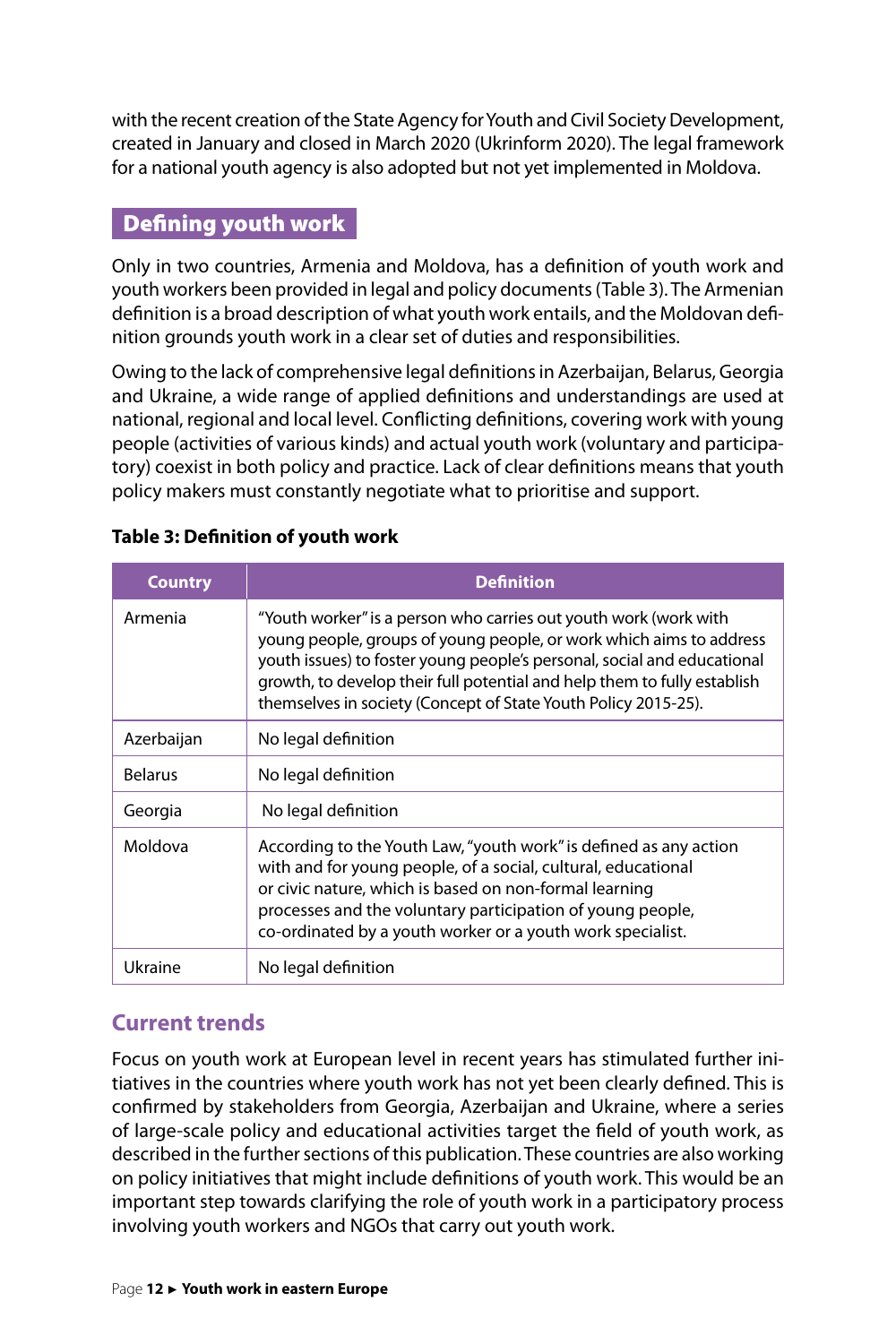with the recent creation of the State Agency for Youth and Civil Society Development, created in January and closed in March 2020 (Ukrinform 2020). The legal framework for a national youth agency is also adopted but not yet implemented in Moldova.

## Defining youth work

Only in two countries, Armenia and Moldova, has a definition of youth work and youth workers been provided in legal and policy documents (Table 3). The Armenian definition is a broad description of what youth work entails, and the Moldovan definition grounds youth work in a clear set of duties and responsibilities.

Owing to the lack of comprehensive legal definitions in Azerbaijan, Belarus, Georgia and Ukraine, a wide range of applied definitions and understandings are used at national, regional and local level. Conflicting definitions, covering work with young people (activities of various kinds) and actual youth work (voluntary and participatory) coexist in both policy and practice. Lack of clear definitions means that youth policy makers must constantly negotiate what to prioritise and support.

**Table 3: Definition of youth work**

| Country | Definition |
|---|---|
| Armenia | "Youth worker" is a person who carries out youth work (work with young people, groups of young people, or work which aims to address youth issues) to foster young people's personal, social and educational growth, to develop their full potential and help them to fully establish themselves in society (Concept of State Youth Policy 2015-25). |
| Azerbaijan | No legal definition |
| Belarus | No legal definition |
| Georgia | No legal definition |
| Moldova | According to the Youth Law, "youth work" is defined as any action with and for young people, of a social, cultural, educational or civic nature, which is based on non-formal learning processes and the voluntary participation of young people, co-ordinated by a youth worker or a youth work specialist. |
| Ukraine | No legal definition |

### Current trends

Focus on youth work at European level in recent years has stimulated further initiatives in the countries where youth work has not yet been clearly defined. This is confirmed by stakeholders from Georgia, Azerbaijan and Ukraine, where a series of large-scale policy and educational activities target the field of youth work, as described in the further sections of this publication. These countries are also working on policy initiatives that might include definitions of youth work. This would be an important step towards clarifying the role of youth work in a participatory process involving youth workers and NGOs that carry out youth work.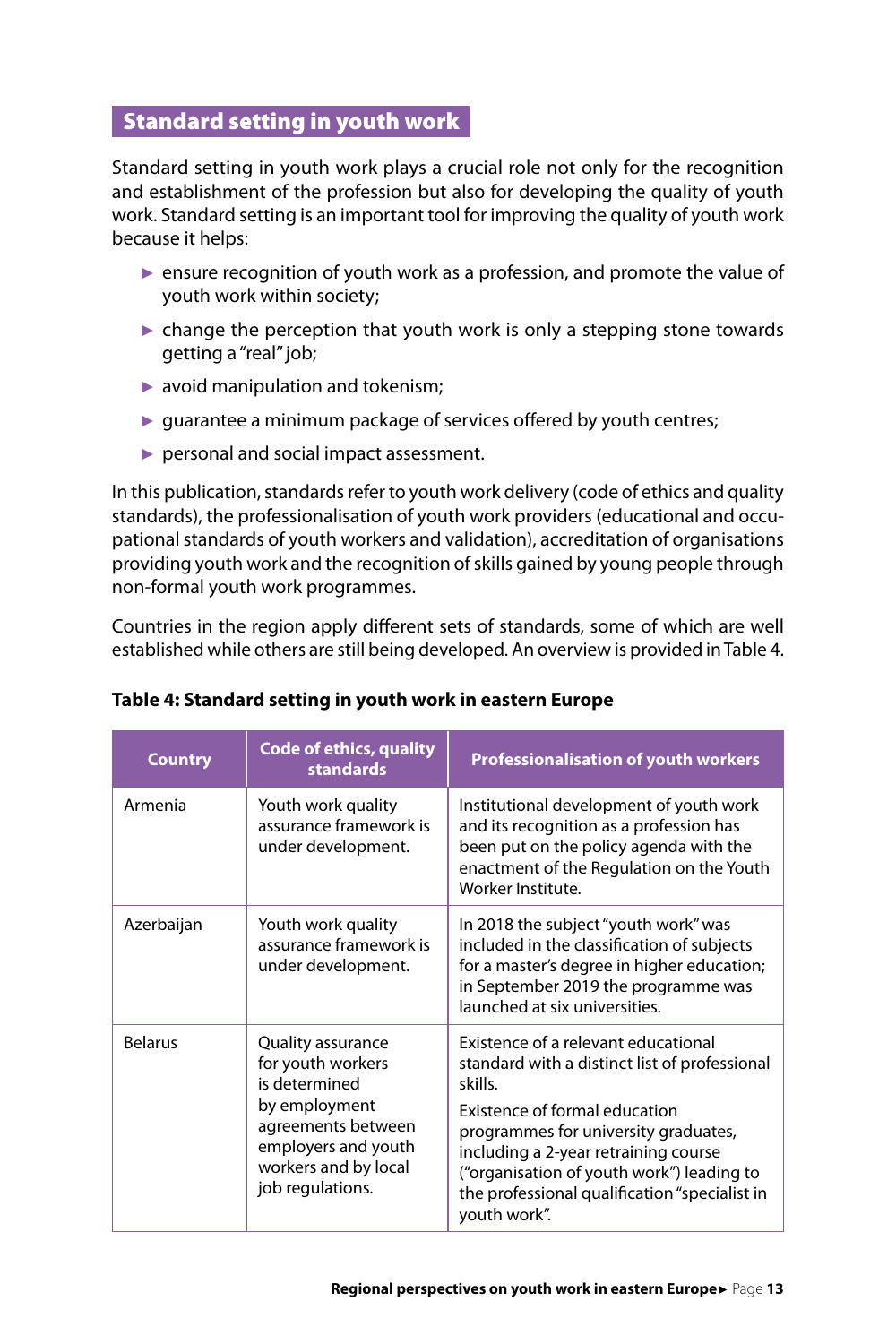## Standard setting in youth work

Standard setting in youth work plays a crucial role not only for the recognition and establishment of the profession but also for developing the quality of youth work. Standard setting is an important tool for improving the quality of youth work because it helps:

- ensure recognition of youth work as a profession, and promote the value of youth work within society;
- change the perception that youth work is only a stepping stone towards getting a "real" job;
- avoid manipulation and tokenism;
- guarantee a minimum package of services offered by youth centres;
- personal and social impact assessment.

In this publication, standards refer to youth work delivery (code of ethics and quality standards), the professionalisation of youth work providers (educational and occupational standards of youth workers and validation), accreditation of organisations providing youth work and the recognition of skills gained by young people through non-formal youth work programmes.

Countries in the region apply different sets of standards, some of which are well established while others are still being developed. An overview is provided in Table 4.

**Table 4: Standard setting in youth work in eastern Europe**

| Country | Code of ethics, quality standards | Professionalisation of youth workers |
|---|---|---|
| Armenia | Youth work quality assurance framework is under development. | Institutional development of youth work and its recognition as a profession has been put on the policy agenda with the enactment of the Regulation on the Youth Worker Institute. |
| Azerbaijan | Youth work quality assurance framework is under development. | In 2018 the subject "youth work" was included in the classification of subjects for a master's degree in higher education; in September 2019 the programme was launched at six universities. |
| Belarus | Quality assurance for youth workers is determined by employment agreements between employers and youth workers and by local job regulations. | Existence of a relevant educational standard with a distinct list of professional skills.<br><br>Existence of formal education programmes for university graduates, including a 2-year retraining course ("organisation of youth work") leading to the professional qualification "specialist in youth work". |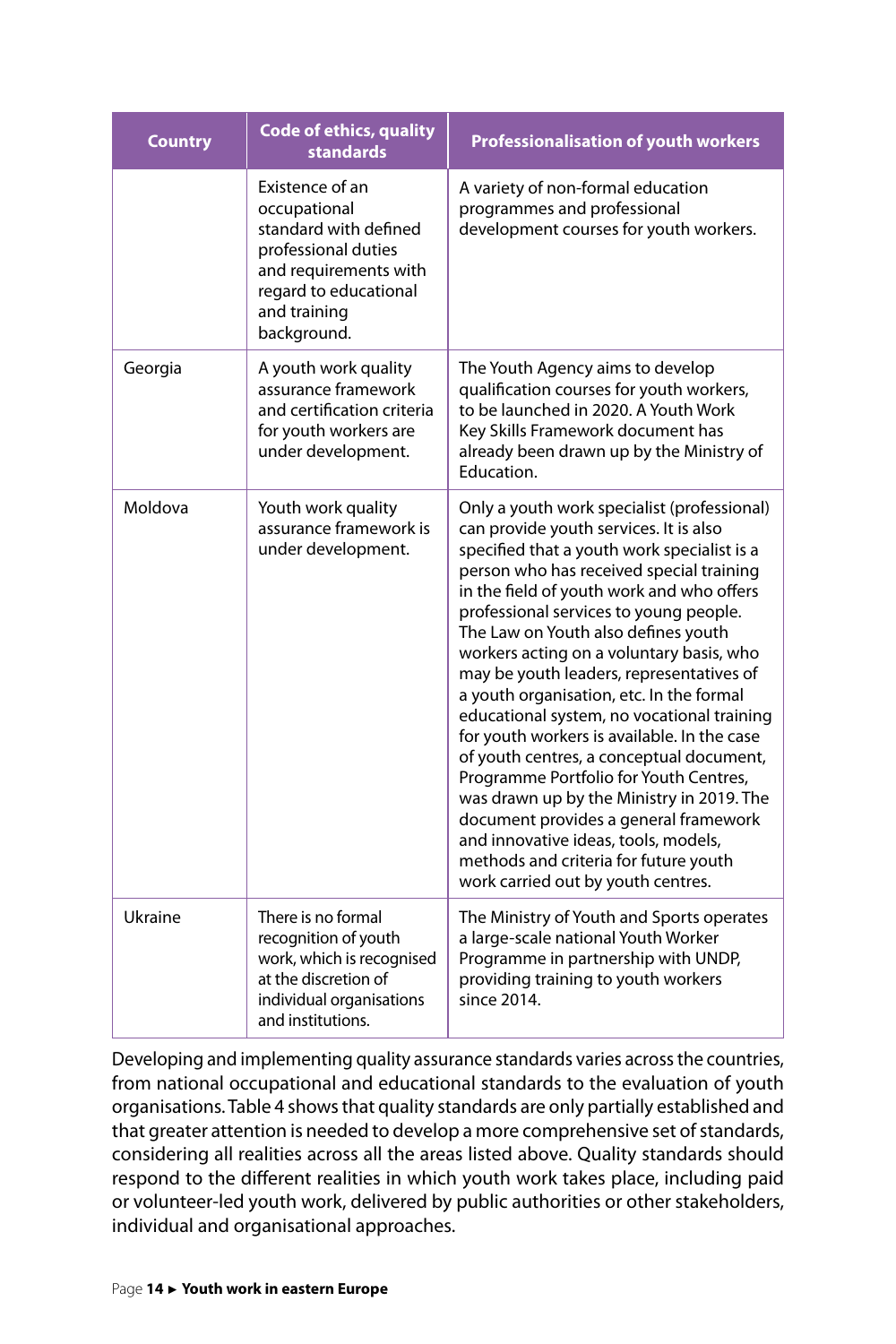| Country | Code of ethics, quality standards | Professionalisation of youth workers |
|---|---|---|
| | Existence of an occupational standard with defined professional duties and requirements with regard to educational and training background. | A variety of non-formal education programmes and professional development courses for youth workers. |
| Georgia | A youth work quality assurance framework and certification criteria for youth workers are under development. | The Youth Agency aims to develop qualification courses for youth workers, to be launched in 2020. A Youth Work Key Skills Framework document has already been drawn up by the Ministry of Education. |
| Moldova | Youth work quality assurance framework is under development. | Only a youth work specialist (professional) can provide youth services. It is also specified that a youth work specialist is a person who has received special training in the field of youth work and who offers professional services to young people. The Law on Youth also defines youth workers acting on a voluntary basis, who may be youth leaders, representatives of a youth organisation, etc. In the formal educational system, no vocational training for youth workers is available. In the case of youth centres, a conceptual document, Programme Portfolio for Youth Centres, was drawn up by the Ministry in 2019. The document provides a general framework and innovative ideas, tools, models, methods and criteria for future youth work carried out by youth centres. |
| Ukraine | There is no formal recognition of youth work, which is recognised at the discretion of individual organisations and institutions. | The Ministry of Youth and Sports operates a large-scale national Youth Worker Programme in partnership with UNDP, providing training to youth workers since 2014. |

Developing and implementing quality assurance standards varies across the countries, from national occupational and educational standards to the evaluation of youth organisations. Table 4 shows that quality standards are only partially established and that greater attention is needed to develop a more comprehensive set of standards, considering all realities across all the areas listed above. Quality standards should respond to the different realities in which youth work takes place, including paid or volunteer-led youth work, delivered by public authorities or other stakeholders, individual and organisational approaches.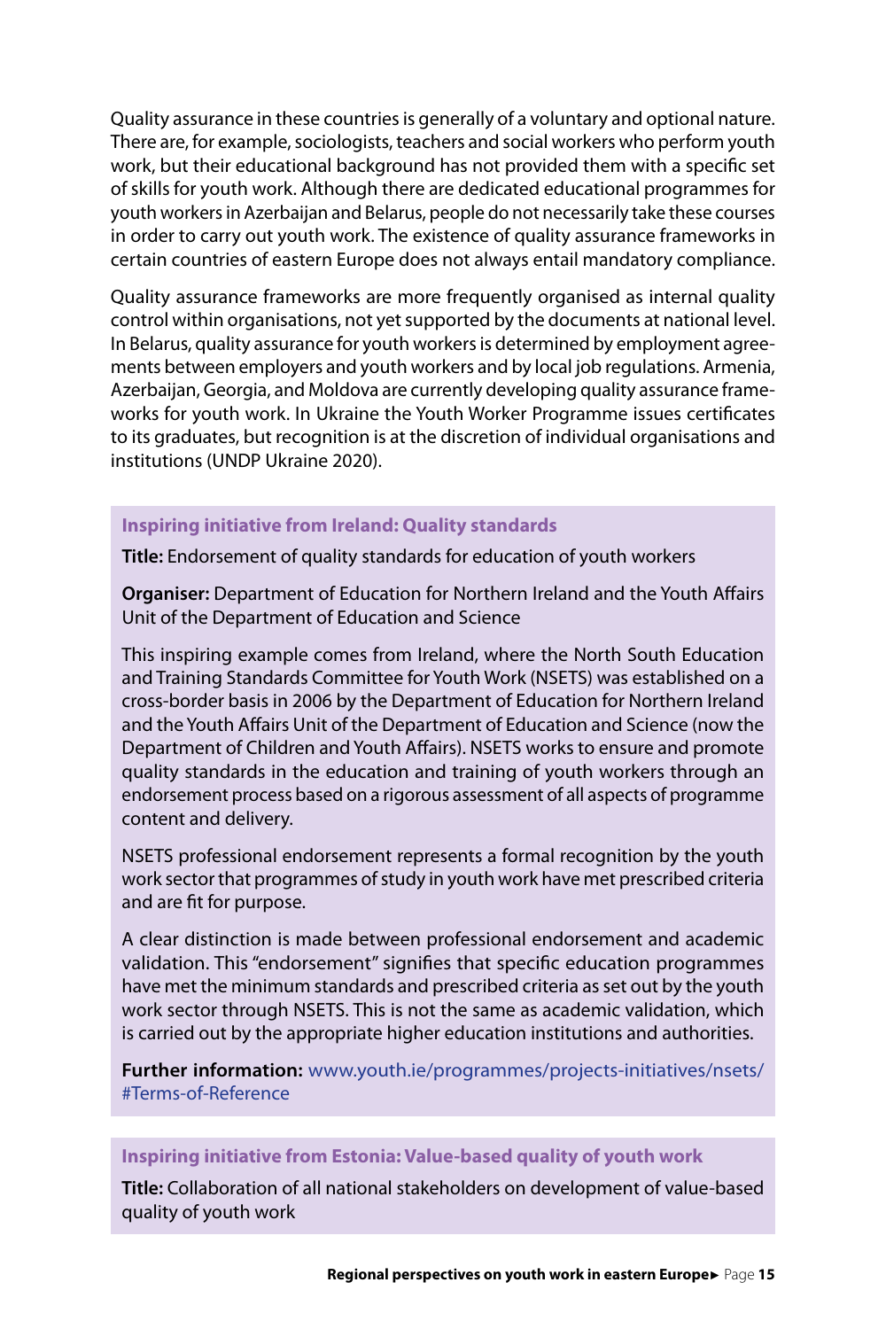Quality assurance in these countries is generally of a voluntary and optional nature. There are, for example, sociologists, teachers and social workers who perform youth work, but their educational background has not provided them with a specific set of skills for youth work. Although there are dedicated educational programmes for youth workers in Azerbaijan and Belarus, people do not necessarily take these courses in order to carry out youth work. The existence of quality assurance frameworks in certain countries of eastern Europe does not always entail mandatory compliance.

Quality assurance frameworks are more frequently organised as internal quality control within organisations, not yet supported by the documents at national level. In Belarus, quality assurance for youth workers is determined by employment agreements between employers and youth workers and by local job regulations. Armenia, Azerbaijan, Georgia, and Moldova are currently developing quality assurance frameworks for youth work. In Ukraine the Youth Worker Programme issues certificates to its graduates, but recognition is at the discretion of individual organisations and institutions (UNDP Ukraine 2020).

**Inspiring initiative from Ireland: Quality standards**

**Title:** Endorsement of quality standards for education of youth workers

**Organiser:** Department of Education for Northern Ireland and the Youth Affairs Unit of the Department of Education and Science

This inspiring example comes from Ireland, where the North South Education and Training Standards Committee for Youth Work (NSETS) was established on a cross-border basis in 2006 by the Department of Education for Northern Ireland and the Youth Affairs Unit of the Department of Education and Science (now the Department of Children and Youth Affairs). NSETS works to ensure and promote quality standards in the education and training of youth workers through an endorsement process based on a rigorous assessment of all aspects of programme content and delivery.

NSETS professional endorsement represents a formal recognition by the youth work sector that programmes of study in youth work have met prescribed criteria and are fit for purpose.

A clear distinction is made between professional endorsement and academic validation. This "endorsement" signifies that specific education programmes have met the minimum standards and prescribed criteria as set out by the youth work sector through NSETS. This is not the same as academic validation, which is carried out by the appropriate higher education institutions and authorities.

**Further information:** www.youth.ie/programmes/projects-initiatives/nsets/#Terms-of-Reference

**Inspiring initiative from Estonia: Value-based quality of youth work**

**Title:** Collaboration of all national stakeholders on development of value-based quality of youth work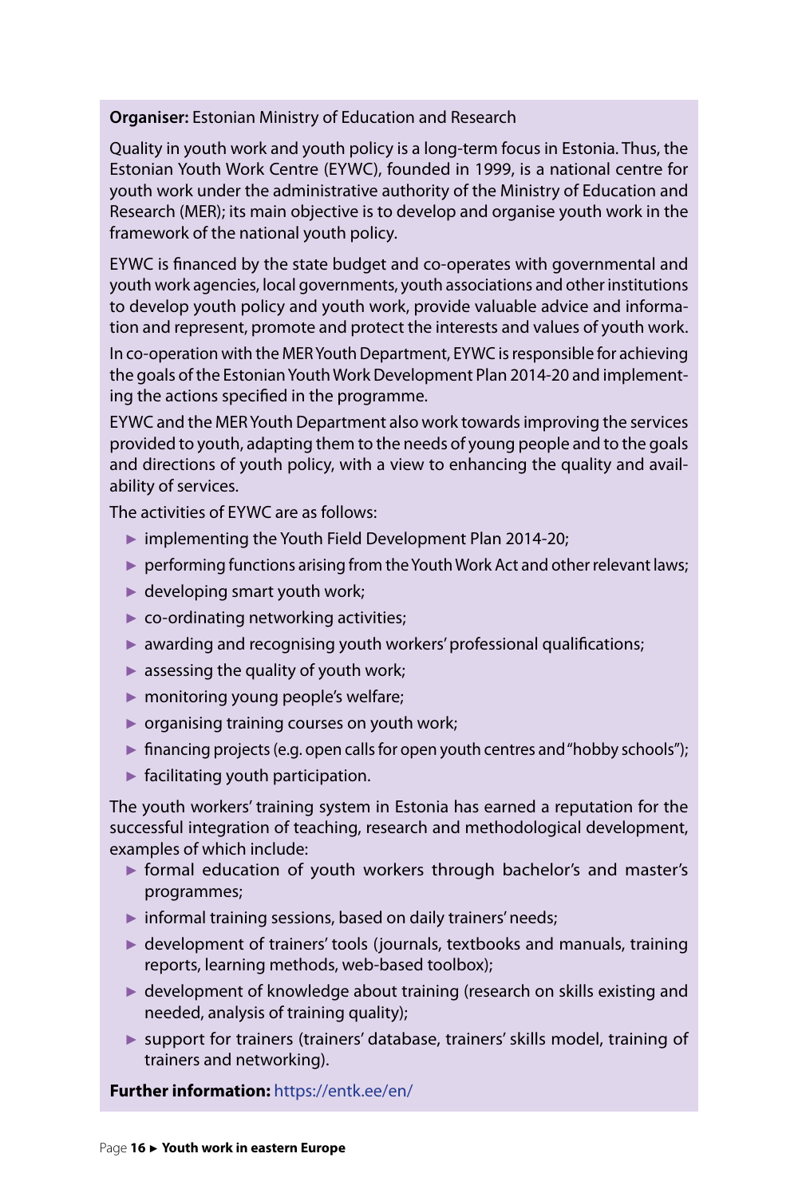**Organiser:** Estonian Ministry of Education and Research

Quality in youth work and youth policy is a long-term focus in Estonia. Thus, the Estonian Youth Work Centre (EYWC), founded in 1999, is a national centre for youth work under the administrative authority of the Ministry of Education and Research (MER); its main objective is to develop and organise youth work in the framework of the national youth policy.

EYWC is financed by the state budget and co-operates with governmental and youth work agencies, local governments, youth associations and other institutions to develop youth policy and youth work, provide valuable advice and information and represent, promote and protect the interests and values of youth work.

In co-operation with the MER Youth Department, EYWC is responsible for achieving the goals of the Estonian Youth Work Development Plan 2014-20 and implementing the actions specified in the programme.

EYWC and the MER Youth Department also work towards improving the services provided to youth, adapting them to the needs of young people and to the goals and directions of youth policy, with a view to enhancing the quality and availability of services.

The activities of EYWC are as follows:

- implementing the Youth Field Development Plan 2014-20;
- performing functions arising from the Youth Work Act and other relevant laws;
- developing smart youth work;
- co-ordinating networking activities;
- awarding and recognising youth workers' professional qualifications;
- assessing the quality of youth work;
- monitoring young people's welfare;
- organising training courses on youth work;
- financing projects (e.g. open calls for open youth centres and "hobby schools");
- facilitating youth participation.

The youth workers' training system in Estonia has earned a reputation for the successful integration of teaching, research and methodological development, examples of which include:

- formal education of youth workers through bachelor's and master's programmes;
- informal training sessions, based on daily trainers' needs;
- development of trainers' tools (journals, textbooks and manuals, training reports, learning methods, web-based toolbox);
- development of knowledge about training (research on skills existing and needed, analysis of training quality);
- support for trainers (trainers' database, trainers' skills model, training of trainers and networking).

**Further information:** https://entk.ee/en/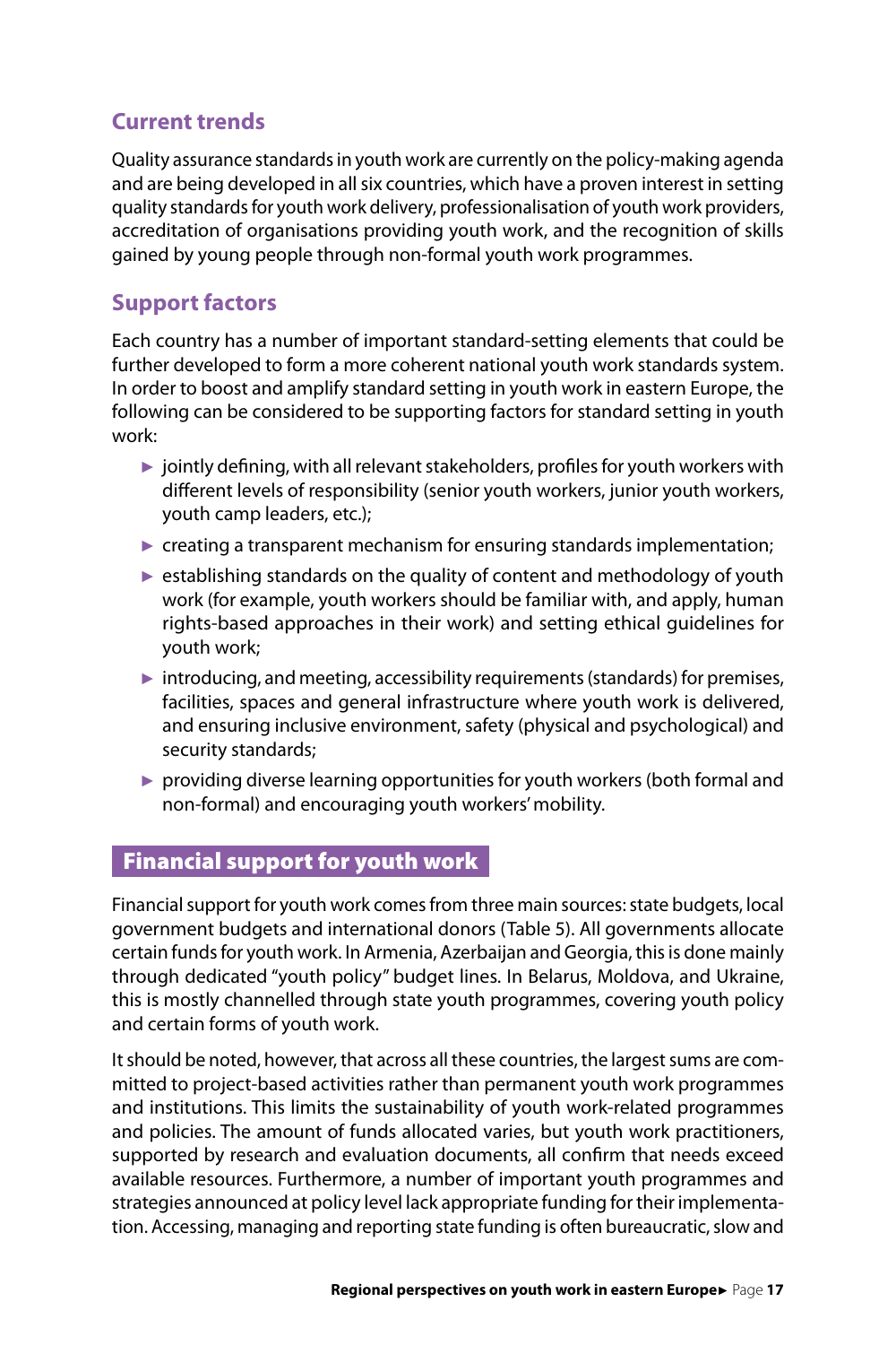### Current trends

Quality assurance standards in youth work are currently on the policy-making agenda and are being developed in all six countries, which have a proven interest in setting quality standards for youth work delivery, professionalisation of youth work providers, accreditation of organisations providing youth work, and the recognition of skills gained by young people through non-formal youth work programmes.

### Support factors

Each country has a number of important standard-setting elements that could be further developed to form a more coherent national youth work standards system. In order to boost and amplify standard setting in youth work in eastern Europe, the following can be considered to be supporting factors for standard setting in youth work:

- jointly defining, with all relevant stakeholders, profiles for youth workers with different levels of responsibility (senior youth workers, junior youth workers, youth camp leaders, etc.);
- creating a transparent mechanism for ensuring standards implementation;
- establishing standards on the quality of content and methodology of youth work (for example, youth workers should be familiar with, and apply, human rights-based approaches in their work) and setting ethical guidelines for youth work;
- introducing, and meeting, accessibility requirements (standards) for premises, facilities, spaces and general infrastructure where youth work is delivered, and ensuring inclusive environment, safety (physical and psychological) and security standards;
- providing diverse learning opportunities for youth workers (both formal and non-formal) and encouraging youth workers' mobility.

## Financial support for youth work

Financial support for youth work comes from three main sources: state budgets, local government budgets and international donors (Table 5). All governments allocate certain funds for youth work. In Armenia, Azerbaijan and Georgia, this is done mainly through dedicated "youth policy" budget lines. In Belarus, Moldova, and Ukraine, this is mostly channelled through state youth programmes, covering youth policy and certain forms of youth work.

It should be noted, however, that across all these countries, the largest sums are committed to project-based activities rather than permanent youth work programmes and institutions. This limits the sustainability of youth work-related programmes and policies. The amount of funds allocated varies, but youth work practitioners, supported by research and evaluation documents, all confirm that needs exceed available resources. Furthermore, a number of important youth programmes and strategies announced at policy level lack appropriate funding for their implementation. Accessing, managing and reporting state funding is often bureaucratic, slow and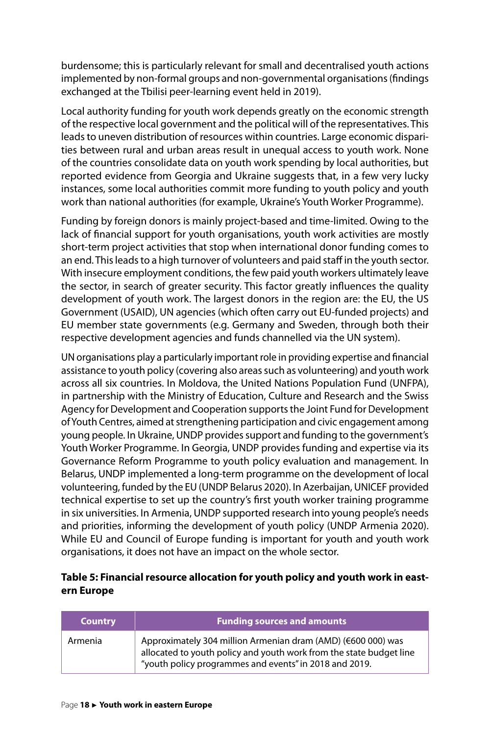burdensome; this is particularly relevant for small and decentralised youth actions implemented by non-formal groups and non-governmental organisations (findings exchanged at the Tbilisi peer-learning event held in 2019).

Local authority funding for youth work depends greatly on the economic strength of the respective local government and the political will of the representatives. This leads to uneven distribution of resources within countries. Large economic disparities between rural and urban areas result in unequal access to youth work. None of the countries consolidate data on youth work spending by local authorities, but reported evidence from Georgia and Ukraine suggests that, in a few very lucky instances, some local authorities commit more funding to youth policy and youth work than national authorities (for example, Ukraine's Youth Worker Programme).

Funding by foreign donors is mainly project-based and time-limited. Owing to the lack of financial support for youth organisations, youth work activities are mostly short-term project activities that stop when international donor funding comes to an end. This leads to a high turnover of volunteers and paid staff in the youth sector. With insecure employment conditions, the few paid youth workers ultimately leave the sector, in search of greater security. This factor greatly influences the quality development of youth work. The largest donors in the region are: the EU, the US Government (USAID), UN agencies (which often carry out EU-funded projects) and EU member state governments (e.g. Germany and Sweden, through both their respective development agencies and funds channelled via the UN system).

UN organisations play a particularly important role in providing expertise and financial assistance to youth policy (covering also areas such as volunteering) and youth work across all six countries. In Moldova, the United Nations Population Fund (UNFPA), in partnership with the Ministry of Education, Culture and Research and the Swiss Agency for Development and Cooperation supports the Joint Fund for Development of Youth Centres, aimed at strengthening participation and civic engagement among young people. In Ukraine, UNDP provides support and funding to the government's Youth Worker Programme. In Georgia, UNDP provides funding and expertise via its Governance Reform Programme to youth policy evaluation and management. In Belarus, UNDP implemented a long-term programme on the development of local volunteering, funded by the EU (UNDP Belarus 2020). In Azerbaijan, UNICEF provided technical expertise to set up the country's first youth worker training programme in six universities. In Armenia, UNDP supported research into young people's needs and priorities, informing the development of youth policy (UNDP Armenia 2020). While EU and Council of Europe funding is important for youth and youth work organisations, it does not have an impact on the whole sector.

**Table 5: Financial resource allocation for youth policy and youth work in eastern Europe**

| Country | Funding sources and amounts |
|---|---|
| Armenia | Approximately 304 million Armenian dram (AMD) (€600 000) was allocated to youth policy and youth work from the state budget line "youth policy programmes and events" in 2018 and 2019. |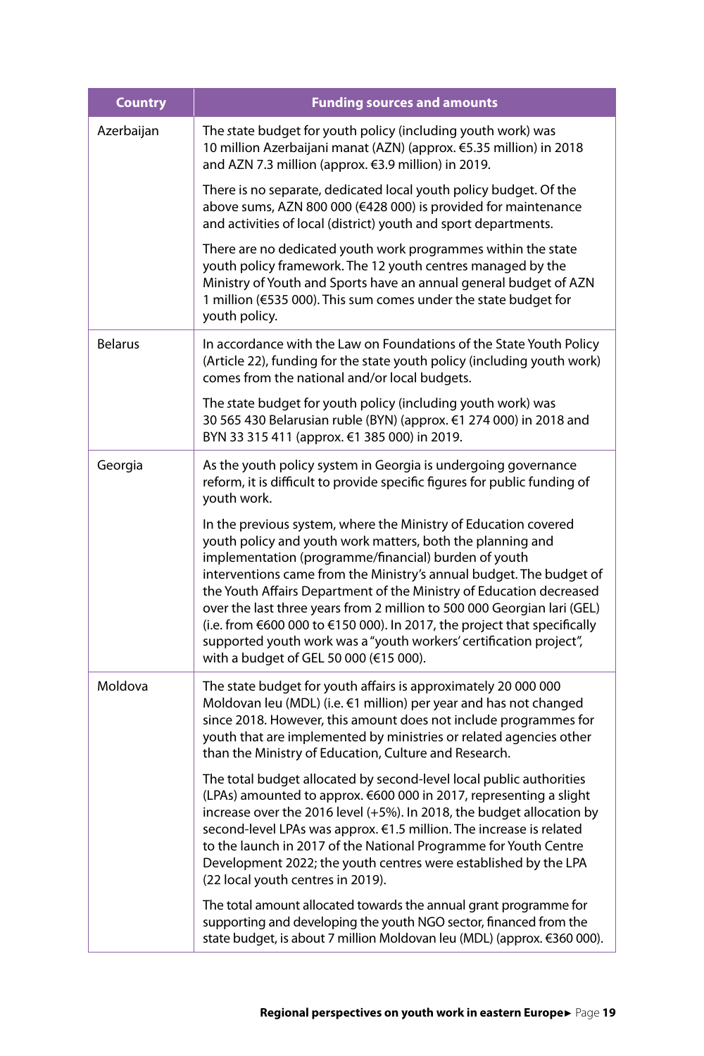| Country | Funding sources and amounts |
|---|---|
| Azerbaijan | The state budget for youth policy (including youth work) was 10 million Azerbaijani manat (AZN) (approx. €5.35 million) in 2018 and AZN 7.3 million (approx. €3.9 million) in 2019.<br><br>There is no separate, dedicated local youth policy budget. Of the above sums, AZN 800 000 (€428 000) is provided for maintenance and activities of local (district) youth and sport departments.<br><br>There are no dedicated youth work programmes within the state youth policy framework. The 12 youth centres managed by the Ministry of Youth and Sports have an annual general budget of AZN 1 million (€535 000). This sum comes under the state budget for youth policy. |
| Belarus | In accordance with the Law on Foundations of the State Youth Policy (Article 22), funding for the state youth policy (including youth work) comes from the national and/or local budgets.<br><br>The state budget for youth policy (including youth work) was 30 565 430 Belarusian ruble (BYN) (approx. €1 274 000) in 2018 and BYN 33 315 411 (approx. €1 385 000) in 2019. |
| Georgia | As the youth policy system in Georgia is undergoing governance reform, it is difficult to provide specific figures for public funding of youth work.<br><br>In the previous system, where the Ministry of Education covered youth policy and youth work matters, both the planning and implementation (programme/financial) burden of youth interventions came from the Ministry's annual budget. The budget of the Youth Affairs Department of the Ministry of Education decreased over the last three years from 2 million to 500 000 Georgian lari (GEL) (i.e. from €600 000 to €150 000). In 2017, the project that specifically supported youth work was a "youth workers' certification project", with a budget of GEL 50 000 (€15 000). |
| Moldova | The state budget for youth affairs is approximately 20 000 000 Moldovan leu (MDL) (i.e. €1 million) per year and has not changed since 2018. However, this amount does not include programmes for youth that are implemented by ministries or related agencies other than the Ministry of Education, Culture and Research.<br><br>The total budget allocated by second-level local public authorities (LPAs) amounted to approx. €600 000 in 2017, representing a slight increase over the 2016 level (+5%). In 2018, the budget allocation by second-level LPAs was approx. €1.5 million. The increase is related to the launch in 2017 of the National Programme for Youth Centre Development 2022; the youth centres were established by the LPA (22 local youth centres in 2019).<br><br>The total amount allocated towards the annual grant programme for supporting and developing the youth NGO sector, financed from the state budget, is about 7 million Moldovan leu (MDL) (approx. €360 000). |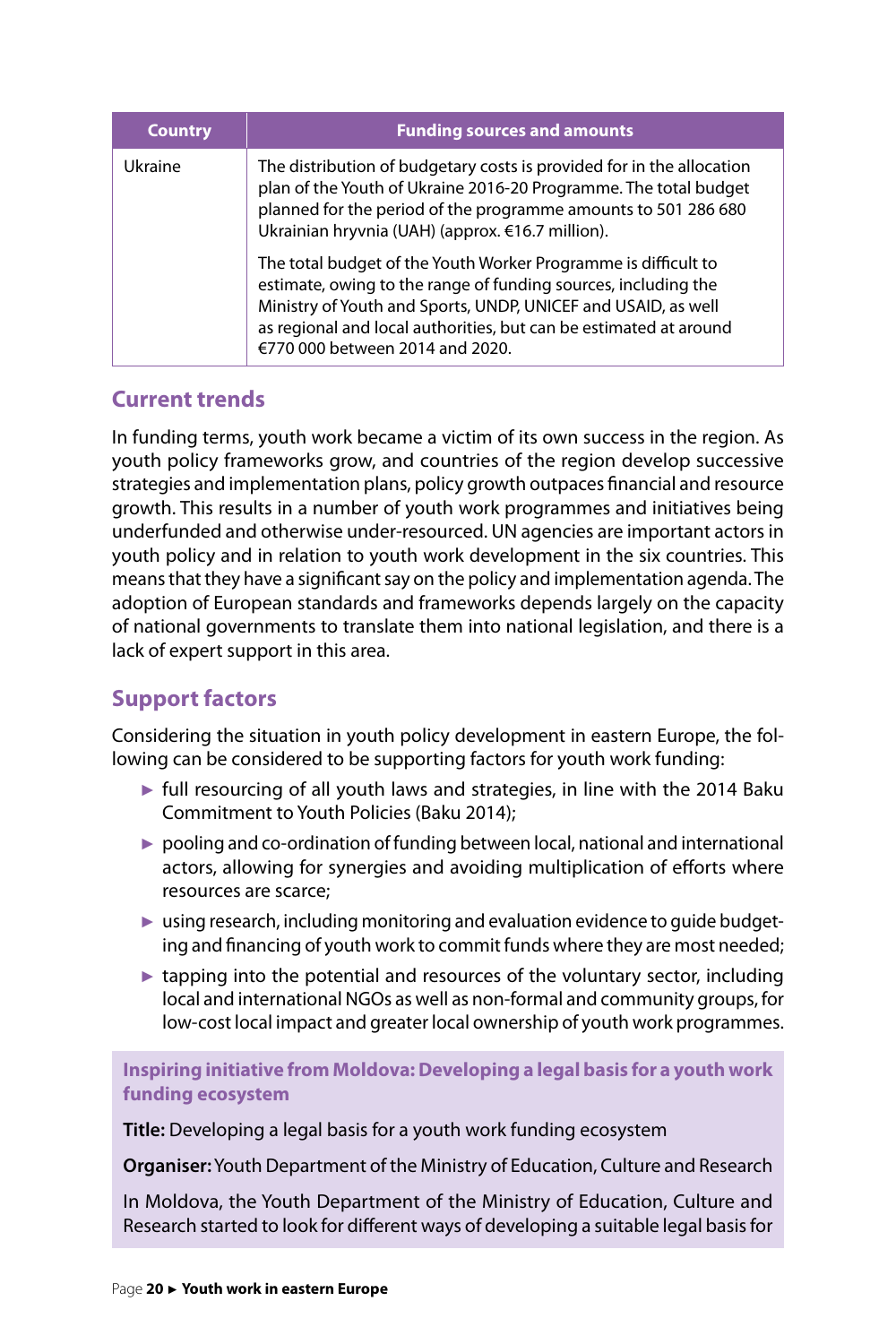| Country | Funding sources and amounts |
|---|---|
| Ukraine | The distribution of budgetary costs is provided for in the allocation plan of the Youth of Ukraine 2016-20 Programme. The total budget planned for the period of the programme amounts to 501 286 680 Ukrainian hryvnia (UAH) (approx. €16.7 million).<br><br>The total budget of the Youth Worker Programme is difficult to estimate, owing to the range of funding sources, including the Ministry of Youth and Sports, UNDP, UNICEF and USAID, as well as regional and local authorities, but can be estimated at around €770 000 between 2014 and 2020. |

## Current trends

In funding terms, youth work became a victim of its own success in the region. As youth policy frameworks grow, and countries of the region develop successive strategies and implementation plans, policy growth outpaces financial and resource growth. This results in a number of youth work programmes and initiatives being underfunded and otherwise under-resourced. UN agencies are important actors in youth policy and in relation to youth work development in the six countries. This means that they have a significant say on the policy and implementation agenda. The adoption of European standards and frameworks depends largely on the capacity of national governments to translate them into national legislation, and there is a lack of expert support in this area.

## Support factors

Considering the situation in youth policy development in eastern Europe, the following can be considered to be supporting factors for youth work funding:

- full resourcing of all youth laws and strategies, in line with the 2014 Baku Commitment to Youth Policies (Baku 2014);
- pooling and co-ordination of funding between local, national and international actors, allowing for synergies and avoiding multiplication of efforts where resources are scarce;
- using research, including monitoring and evaluation evidence to guide budgeting and financing of youth work to commit funds where they are most needed;
- tapping into the potential and resources of the voluntary sector, including local and international NGOs as well as non-formal and community groups, for low-cost local impact and greater local ownership of youth work programmes.

**Inspiring initiative from Moldova: Developing a legal basis for a youth work funding ecosystem**

**Title:** Developing a legal basis for a youth work funding ecosystem

**Organiser:** Youth Department of the Ministry of Education, Culture and Research

In Moldova, the Youth Department of the Ministry of Education, Culture and Research started to look for different ways of developing a suitable legal basis for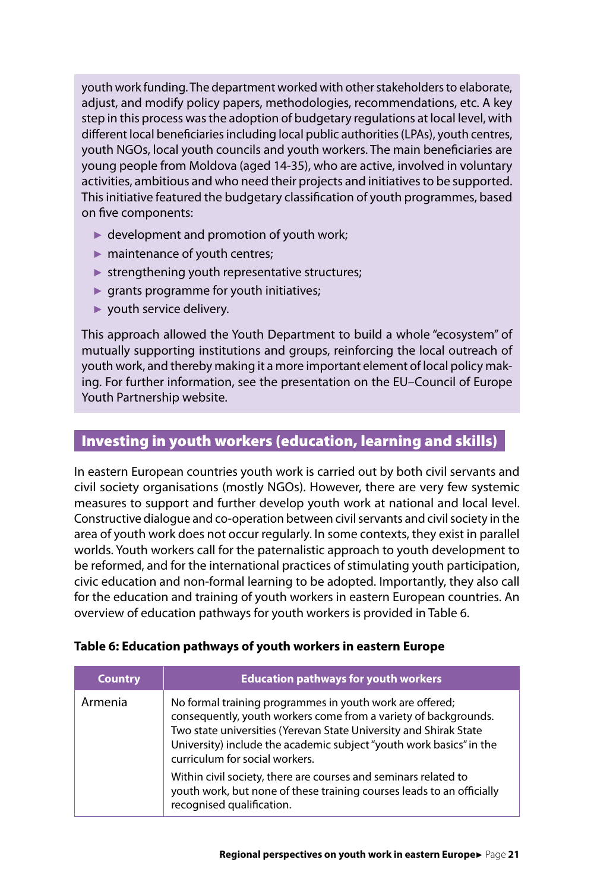youth work funding. The department worked with other stakeholders to elaborate, adjust, and modify policy papers, methodologies, recommendations, etc. A key step in this process was the adoption of budgetary regulations at local level, with different local beneficiaries including local public authorities (LPAs), youth centres, youth NGOs, local youth councils and youth workers. The main beneficiaries are young people from Moldova (aged 14-35), who are active, involved in voluntary activities, ambitious and who need their projects and initiatives to be supported. This initiative featured the budgetary classification of youth programmes, based on five components:

- development and promotion of youth work;
- maintenance of youth centres;
- strengthening youth representative structures;
- grants programme for youth initiatives;
- youth service delivery.

This approach allowed the Youth Department to build a whole "ecosystem" of mutually supporting institutions and groups, reinforcing the local outreach of youth work, and thereby making it a more important element of local policy making. For further information, see the presentation on the EU–Council of Europe Youth Partnership website.

## Investing in youth workers (education, learning and skills)

In eastern European countries youth work is carried out by both civil servants and civil society organisations (mostly NGOs). However, there are very few systemic measures to support and further develop youth work at national and local level. Constructive dialogue and co-operation between civil servants and civil society in the area of youth work does not occur regularly. In some contexts, they exist in parallel worlds. Youth workers call for the paternalistic approach to youth development to be reformed, and for the international practices of stimulating youth participation, civic education and non-formal learning to be adopted. Importantly, they also call for the education and training of youth workers in eastern European countries. An overview of education pathways for youth workers is provided in Table 6.

**Table 6: Education pathways of youth workers in eastern Europe**

| Country | Education pathways for youth workers |
|---|---|
| Armenia | No formal training programmes in youth work are offered; consequently, youth workers come from a variety of backgrounds. Two state universities (Yerevan State University and Shirak State University) include the academic subject "youth work basics" in the curriculum for social workers.<br><br>Within civil society, there are courses and seminars related to youth work, but none of these training courses leads to an officially recognised qualification. |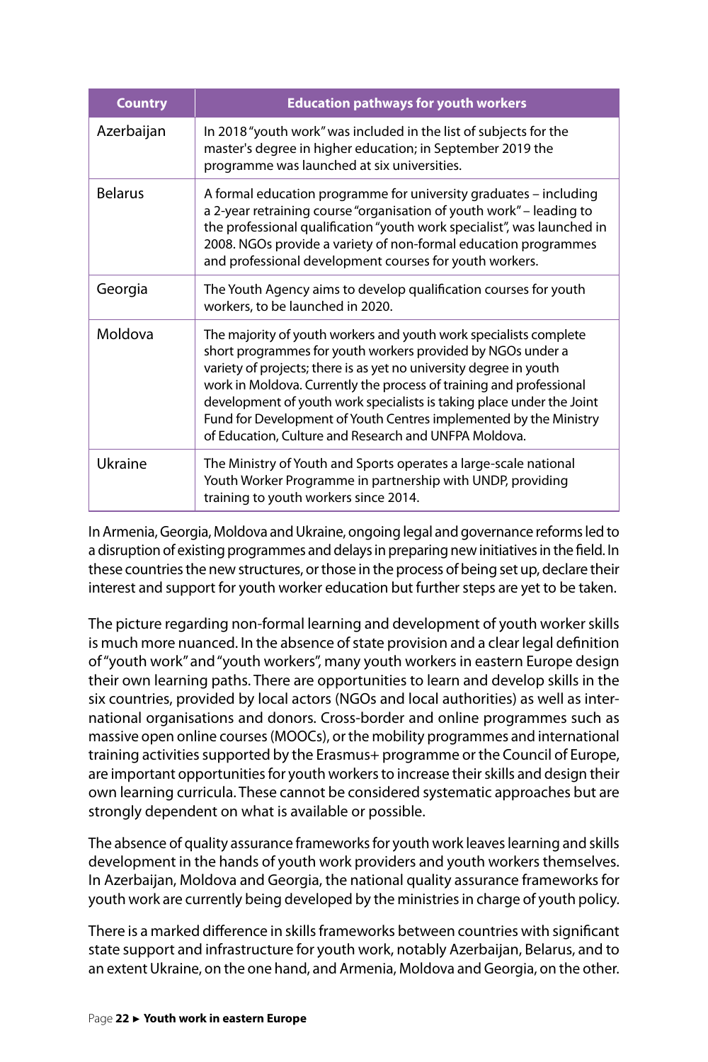| Country | Education pathways for youth workers |
|---|---|
| Azerbaijan | In 2018 "youth work" was included in the list of subjects for the master's degree in higher education; in September 2019 the programme was launched at six universities. |
| Belarus | A formal education programme for university graduates – including a 2-year retraining course "organisation of youth work" – leading to the professional qualification "youth work specialist", was launched in 2008. NGOs provide a variety of non-formal education programmes and professional development courses for youth workers. |
| Georgia | The Youth Agency aims to develop qualification courses for youth workers, to be launched in 2020. |
| Moldova | The majority of youth workers and youth work specialists complete short programmes for youth workers provided by NGOs under a variety of projects; there is as yet no university degree in youth work in Moldova. Currently the process of training and professional development of youth work specialists is taking place under the Joint Fund for Development of Youth Centres implemented by the Ministry of Education, Culture and Research and UNFPA Moldova. |
| Ukraine | The Ministry of Youth and Sports operates a large-scale national Youth Worker Programme in partnership with UNDP, providing training to youth workers since 2014. |

In Armenia, Georgia, Moldova and Ukraine, ongoing legal and governance reforms led to a disruption of existing programmes and delays in preparing new initiatives in the field. In these countries the new structures, or those in the process of being set up, declare their interest and support for youth worker education but further steps are yet to be taken.

The picture regarding non-formal learning and development of youth worker skills is much more nuanced. In the absence of state provision and a clear legal definition of "youth work" and "youth workers", many youth workers in eastern Europe design their own learning paths. There are opportunities to learn and develop skills in the six countries, provided by local actors (NGOs and local authorities) as well as international organisations and donors. Cross-border and online programmes such as massive open online courses (MOOCs), or the mobility programmes and international training activities supported by the Erasmus+ programme or the Council of Europe, are important opportunities for youth workers to increase their skills and design their own learning curricula. These cannot be considered systematic approaches but are strongly dependent on what is available or possible.

The absence of quality assurance frameworks for youth work leaves learning and skills development in the hands of youth work providers and youth workers themselves. In Azerbaijan, Moldova and Georgia, the national quality assurance frameworks for youth work are currently being developed by the ministries in charge of youth policy.

There is a marked difference in skills frameworks between countries with significant state support and infrastructure for youth work, notably Azerbaijan, Belarus, and to an extent Ukraine, on the one hand, and Armenia, Moldova and Georgia, on the other.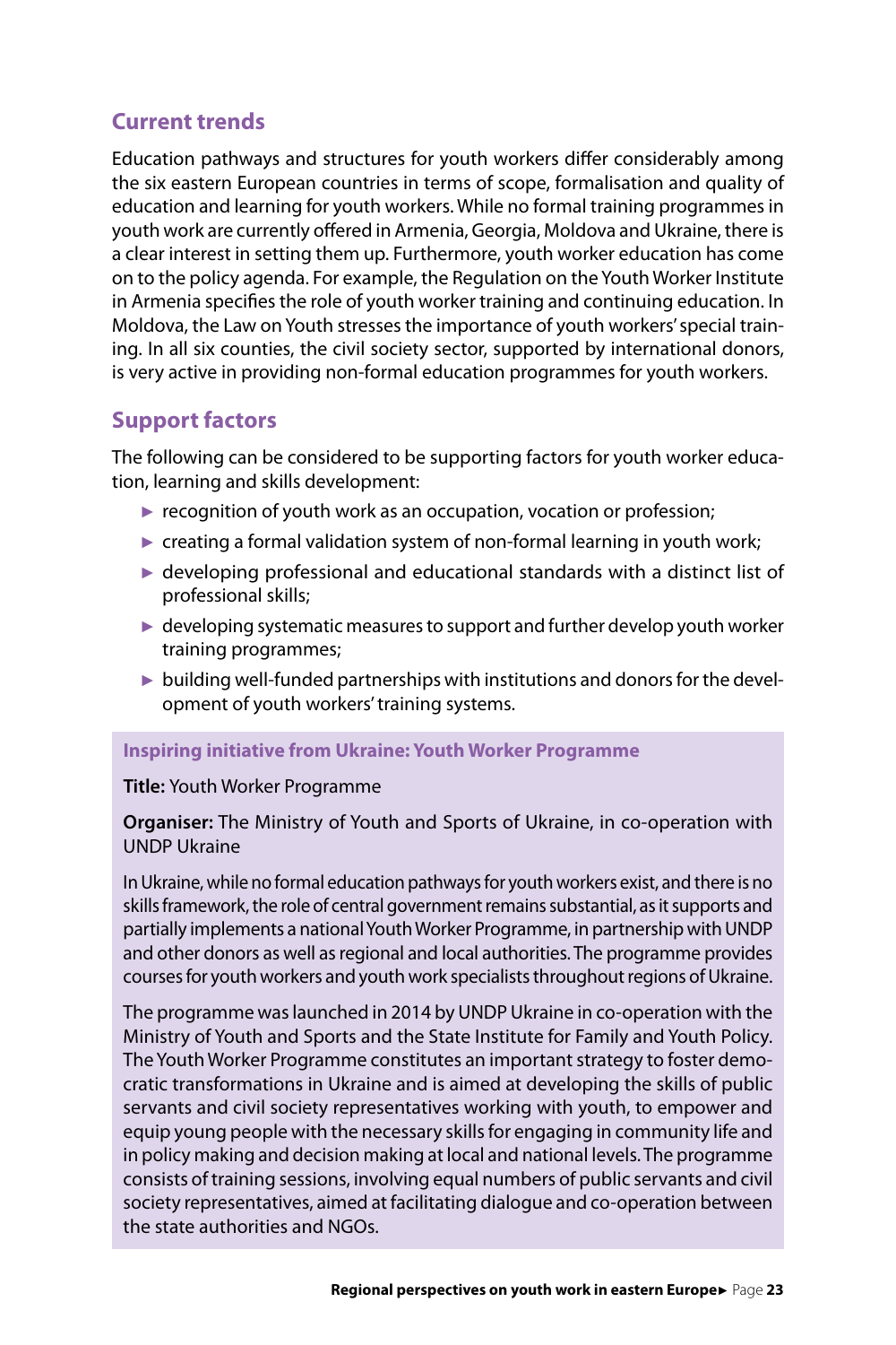## Current trends

Education pathways and structures for youth workers differ considerably among the six eastern European countries in terms of scope, formalisation and quality of education and learning for youth workers. While no formal training programmes in youth work are currently offered in Armenia, Georgia, Moldova and Ukraine, there is a clear interest in setting them up. Furthermore, youth worker education has come on to the policy agenda. For example, the Regulation on the Youth Worker Institute in Armenia specifies the role of youth worker training and continuing education. In Moldova, the Law on Youth stresses the importance of youth workers' special training. In all six counties, the civil society sector, supported by international donors, is very active in providing non-formal education programmes for youth workers.

## Support factors

The following can be considered to be supporting factors for youth worker education, learning and skills development:

- recognition of youth work as an occupation, vocation or profession;
- creating a formal validation system of non-formal learning in youth work;
- developing professional and educational standards with a distinct list of professional skills;
- developing systematic measures to support and further develop youth worker training programmes;
- building well-funded partnerships with institutions and donors for the development of youth workers' training systems.

### Inspiring initiative from Ukraine: Youth Worker Programme

**Title:** Youth Worker Programme

**Organiser:** The Ministry of Youth and Sports of Ukraine, in co-operation with UNDP Ukraine

In Ukraine, while no formal education pathways for youth workers exist, and there is no skills framework, the role of central government remains substantial, as it supports and partially implements a national Youth Worker Programme, in partnership with UNDP and other donors as well as regional and local authorities. The programme provides courses for youth workers and youth work specialists throughout regions of Ukraine.

The programme was launched in 2014 by UNDP Ukraine in co-operation with the Ministry of Youth and Sports and the State Institute for Family and Youth Policy. The Youth Worker Programme constitutes an important strategy to foster democratic transformations in Ukraine and is aimed at developing the skills of public servants and civil society representatives working with youth, to empower and equip young people with the necessary skills for engaging in community life and in policy making and decision making at local and national levels. The programme consists of training sessions, involving equal numbers of public servants and civil society representatives, aimed at facilitating dialogue and co-operation between the state authorities and NGOs.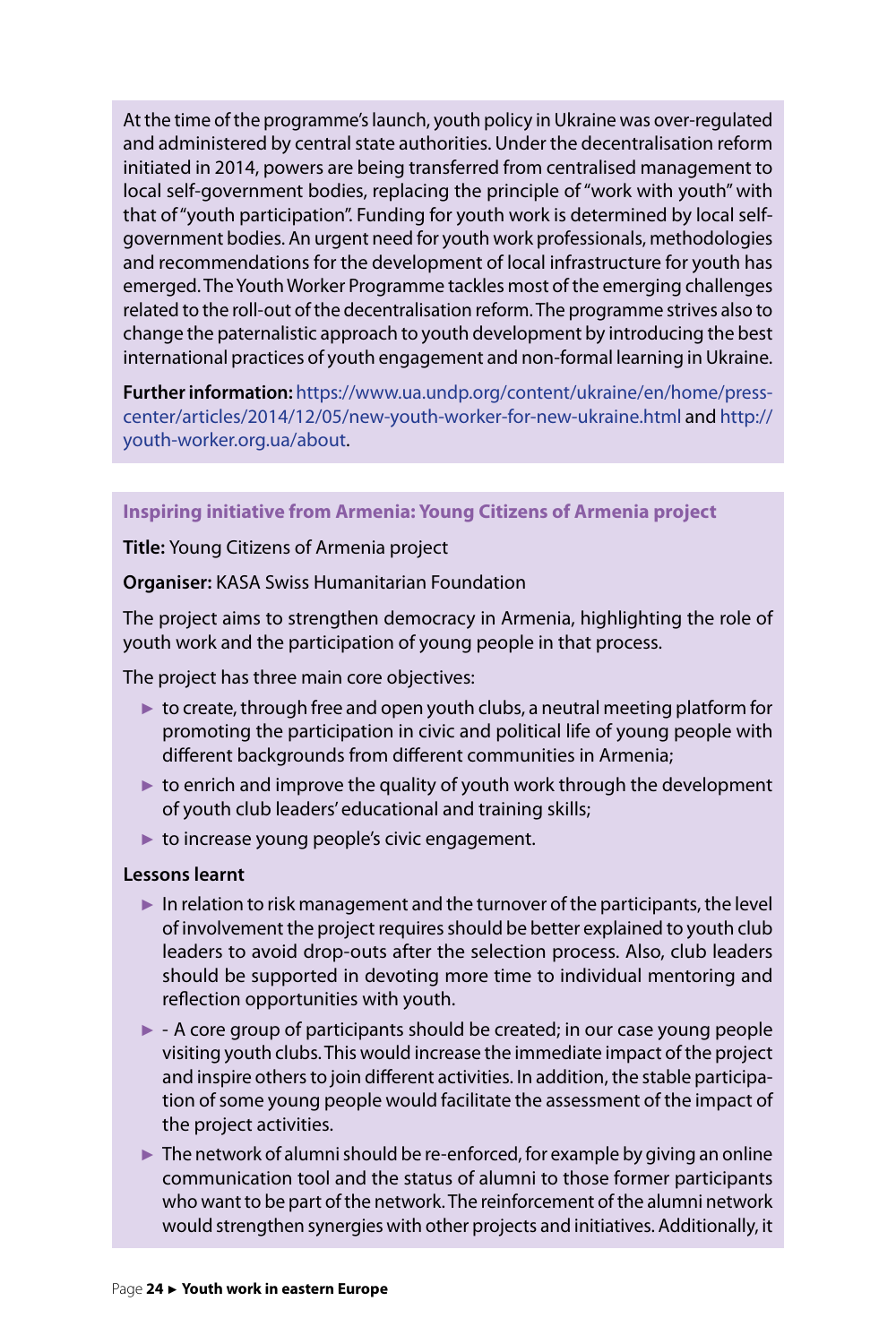At the time of the programme's launch, youth policy in Ukraine was over-regulated and administered by central state authorities. Under the decentralisation reform initiated in 2014, powers are being transferred from centralised management to local self-government bodies, replacing the principle of "work with youth" with that of "youth participation". Funding for youth work is determined by local self-government bodies. An urgent need for youth work professionals, methodologies and recommendations for the development of local infrastructure for youth has emerged. The Youth Worker Programme tackles most of the emerging challenges related to the roll-out of the decentralisation reform. The programme strives also to change the paternalistic approach to youth development by introducing the best international practices of youth engagement and non-formal learning in Ukraine.

**Further information:** https://www.ua.undp.org/content/ukraine/en/home/press-center/articles/2014/12/05/new-youth-worker-for-new-ukraine.html and http://youth-worker.org.ua/about.

### Inspiring initiative from Armenia: Young Citizens of Armenia project

**Title:** Young Citizens of Armenia project

**Organiser:** KASA Swiss Humanitarian Foundation

The project aims to strengthen democracy in Armenia, highlighting the role of youth work and the participation of young people in that process.

The project has three main core objectives:

- to create, through free and open youth clubs, a neutral meeting platform for promoting the participation in civic and political life of young people with different backgrounds from different communities in Armenia;
- to enrich and improve the quality of youth work through the development of youth club leaders' educational and training skills;
- to increase young people's civic engagement.

**Lessons learnt**

- In relation to risk management and the turnover of the participants, the level of involvement the project requires should be better explained to youth club leaders to avoid drop-outs after the selection process. Also, club leaders should be supported in devoting more time to individual mentoring and reflection opportunities with youth.
- \- A core group of participants should be created; in our case young people visiting youth clubs. This would increase the immediate impact of the project and inspire others to join different activities. In addition, the stable participation of some young people would facilitate the assessment of the impact of the project activities.
- The network of alumni should be re-enforced, for example by giving an online communication tool and the status of alumni to those former participants who want to be part of the network. The reinforcement of the alumni network would strengthen synergies with other projects and initiatives. Additionally, it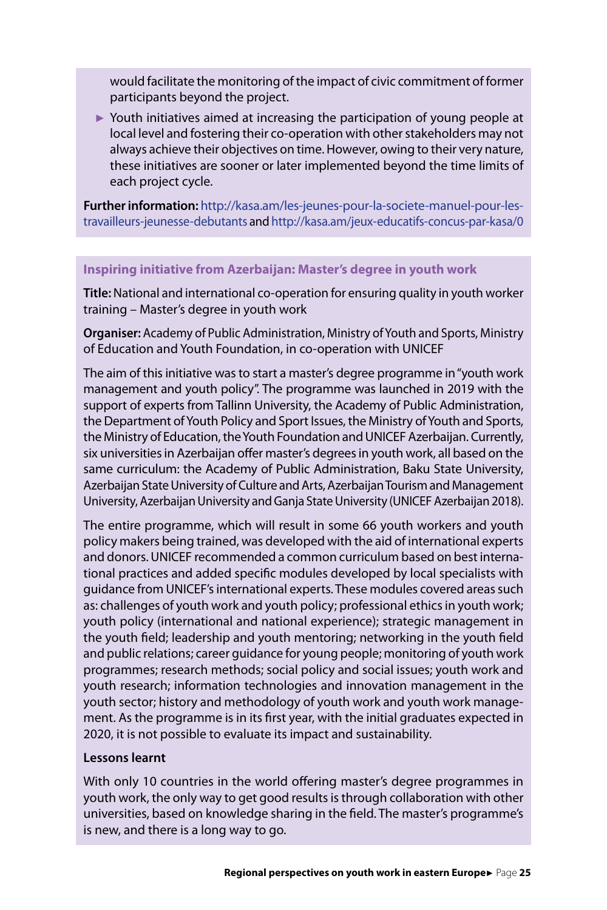would facilitate the monitoring of the impact of civic commitment of former participants beyond the project.

- Youth initiatives aimed at increasing the participation of young people at local level and fostering their co-operation with other stakeholders may not always achieve their objectives on time. However, owing to their very nature, these initiatives are sooner or later implemented beyond the time limits of each project cycle.

**Further information:** http://kasa.am/les-jeunes-pour-la-societe-manuel-pour-les-travailleurs-jeunesse-debutants and http://kasa.am/jeux-educatifs-concus-par-kasa/0

### Inspiring initiative from Azerbaijan: Master's degree in youth work

**Title:** National and international co-operation for ensuring quality in youth worker training – Master's degree in youth work

**Organiser:** Academy of Public Administration, Ministry of Youth and Sports, Ministry of Education and Youth Foundation, in co-operation with UNICEF

The aim of this initiative was to start a master's degree programme in "youth work management and youth policy". The programme was launched in 2019 with the support of experts from Tallinn University, the Academy of Public Administration, the Department of Youth Policy and Sport Issues, the Ministry of Youth and Sports, the Ministry of Education, the Youth Foundation and UNICEF Azerbaijan. Currently, six universities in Azerbaijan offer master's degrees in youth work, all based on the same curriculum: the Academy of Public Administration, Baku State University, Azerbaijan State University of Culture and Arts, Azerbaijan Tourism and Management University, Azerbaijan University and Ganja State University (UNICEF Azerbaijan 2018).

The entire programme, which will result in some 66 youth workers and youth policy makers being trained, was developed with the aid of international experts and donors. UNICEF recommended a common curriculum based on best international practices and added specific modules developed by local specialists with guidance from UNICEF's international experts. These modules covered areas such as: challenges of youth work and youth policy; professional ethics in youth work; youth policy (international and national experience); strategic management in the youth field; leadership and youth mentoring; networking in the youth field and public relations; career guidance for young people; monitoring of youth work programmes; research methods; social policy and social issues; youth work and youth research; information technologies and innovation management in the youth sector; history and methodology of youth work and youth work management. As the programme is in its first year, with the initial graduates expected in 2020, it is not possible to evaluate its impact and sustainability.

**Lessons learnt**

With only 10 countries in the world offering master's degree programmes in youth work, the only way to get good results is through collaboration with other universities, based on knowledge sharing in the field. The master's programme's is new, and there is a long way to go.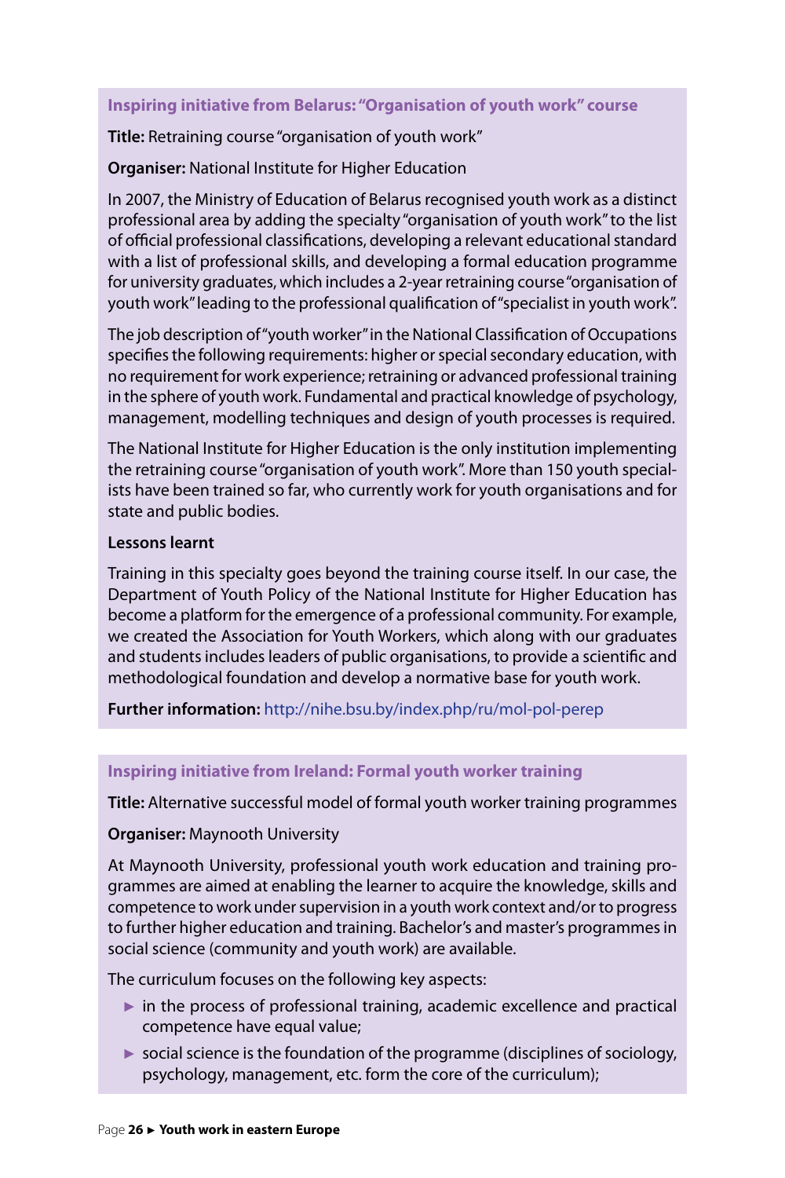### Inspiring initiative from Belarus: "Organisation of youth work" course

**Title:** Retraining course "organisation of youth work"

**Organiser:** National Institute for Higher Education

In 2007, the Ministry of Education of Belarus recognised youth work as a distinct professional area by adding the specialty "organisation of youth work" to the list of official professional classifications, developing a relevant educational standard with a list of professional skills, and developing a formal education programme for university graduates, which includes a 2-year retraining course "organisation of youth work" leading to the professional qualification of "specialist in youth work".

The job description of "youth worker" in the National Classification of Occupations specifies the following requirements: higher or special secondary education, with no requirement for work experience; retraining or advanced professional training in the sphere of youth work. Fundamental and practical knowledge of psychology, management, modelling techniques and design of youth processes is required.

The National Institute for Higher Education is the only institution implementing the retraining course "organisation of youth work". More than 150 youth specialists have been trained so far, who currently work for youth organisations and for state and public bodies.

**Lessons learnt**

Training in this specialty goes beyond the training course itself. In our case, the Department of Youth Policy of the National Institute for Higher Education has become a platform for the emergence of a professional community. For example, we created the Association for Youth Workers, which along with our graduates and students includes leaders of public organisations, to provide a scientific and methodological foundation and develop a normative base for youth work.

**Further information:** http://nihe.bsu.by/index.php/ru/mol-pol-perep

### Inspiring initiative from Ireland: Formal youth worker training

**Title:** Alternative successful model of formal youth worker training programmes

**Organiser:** Maynooth University

At Maynooth University, professional youth work education and training programmes are aimed at enabling the learner to acquire the knowledge, skills and competence to work under supervision in a youth work context and/or to progress to further higher education and training. Bachelor's and master's programmes in social science (community and youth work) are available.

The curriculum focuses on the following key aspects:

- in the process of professional training, academic excellence and practical competence have equal value;
- social science is the foundation of the programme (disciplines of sociology, psychology, management, etc. form the core of the curriculum);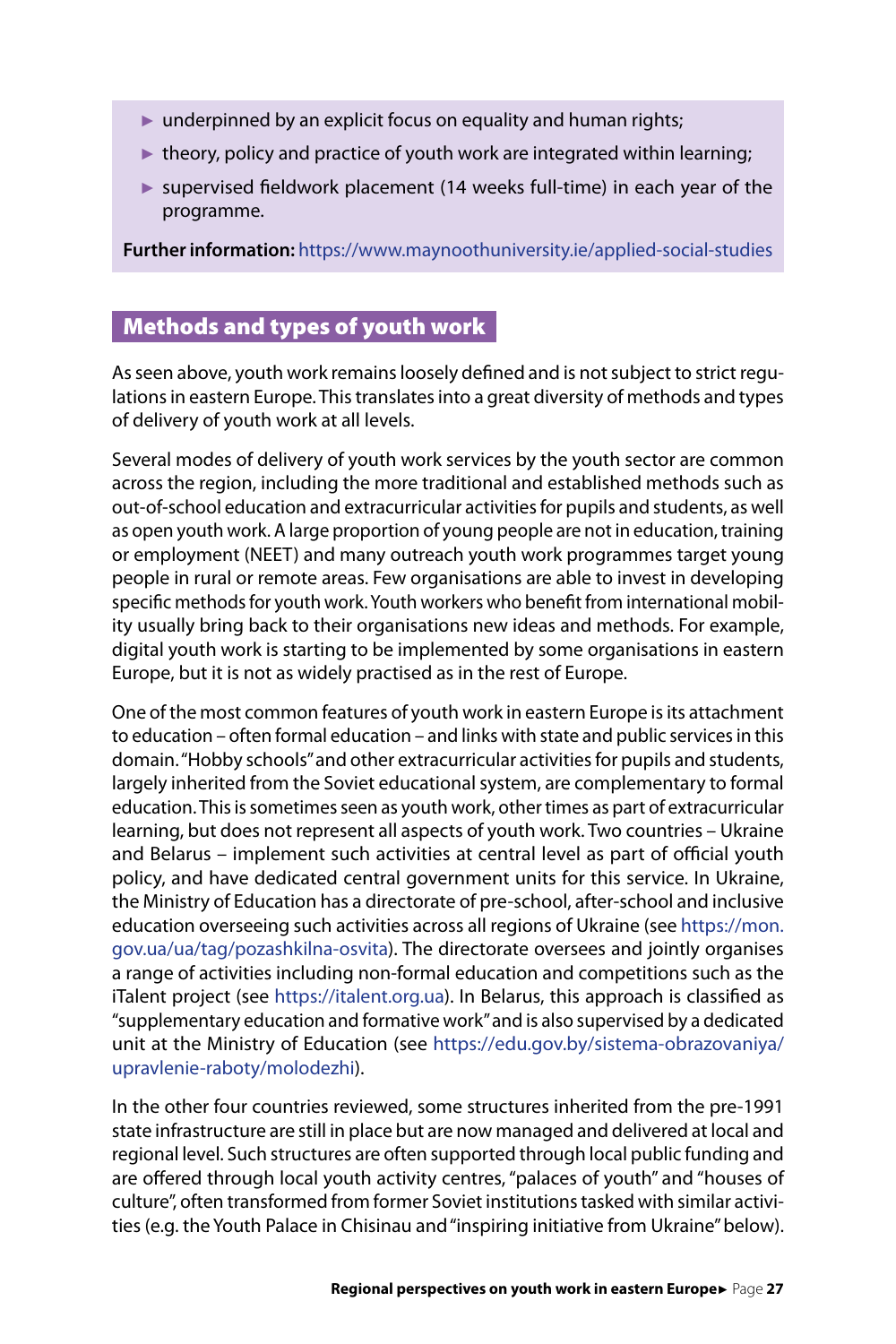- underpinned by an explicit focus on equality and human rights;
- theory, policy and practice of youth work are integrated within learning;
- supervised fieldwork placement (14 weeks full-time) in each year of the programme.

**Further information:** https://www.maynoothuniversity.ie/applied-social-studies

## Methods and types of youth work

As seen above, youth work remains loosely defined and is not subject to strict regulations in eastern Europe. This translates into a great diversity of methods and types of delivery of youth work at all levels.

Several modes of delivery of youth work services by the youth sector are common across the region, including the more traditional and established methods such as out-of-school education and extracurricular activities for pupils and students, as well as open youth work. A large proportion of young people are not in education, training or employment (NEET) and many outreach youth work programmes target young people in rural or remote areas. Few organisations are able to invest in developing specific methods for youth work. Youth workers who benefit from international mobility usually bring back to their organisations new ideas and methods. For example, digital youth work is starting to be implemented by some organisations in eastern Europe, but it is not as widely practised as in the rest of Europe.

One of the most common features of youth work in eastern Europe is its attachment to education – often formal education – and links with state and public services in this domain. "Hobby schools" and other extracurricular activities for pupils and students, largely inherited from the Soviet educational system, are complementary to formal education. This is sometimes seen as youth work, other times as part of extracurricular learning, but does not represent all aspects of youth work. Two countries – Ukraine and Belarus – implement such activities at central level as part of official youth policy, and have dedicated central government units for this service. In Ukraine, the Ministry of Education has a directorate of pre-school, after-school and inclusive education overseeing such activities across all regions of Ukraine (see https://mon.gov.ua/ua/tag/pozashkilna-osvita). The directorate oversees and jointly organises a range of activities including non-formal education and competitions such as the iTalent project (see https://italent.org.ua). In Belarus, this approach is classified as "supplementary education and formative work" and is also supervised by a dedicated unit at the Ministry of Education (see https://edu.gov.by/sistema-obrazovaniya/upravlenie-raboty/molodezhi).

In the other four countries reviewed, some structures inherited from the pre-1991 state infrastructure are still in place but are now managed and delivered at local and regional level. Such structures are often supported through local public funding and are offered through local youth activity centres, "palaces of youth" and "houses of culture", often transformed from former Soviet institutions tasked with similar activities (e.g. the Youth Palace in Chisinau and "inspiring initiative from Ukraine" below).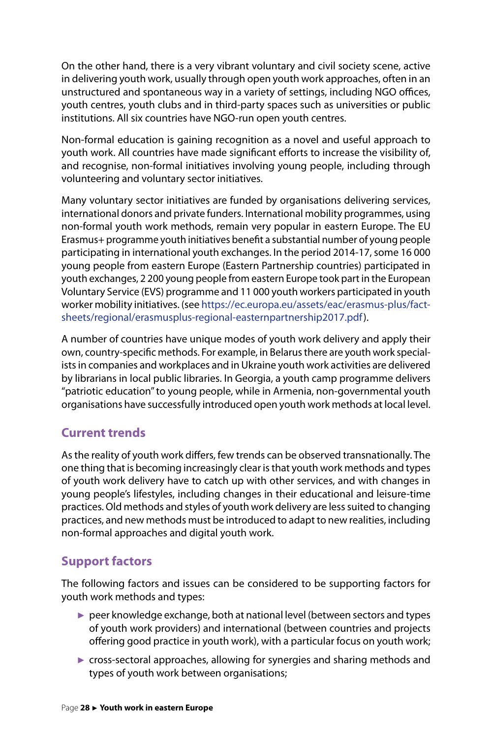On the other hand, there is a very vibrant voluntary and civil society scene, active in delivering youth work, usually through open youth work approaches, often in an unstructured and spontaneous way in a variety of settings, including NGO offices, youth centres, youth clubs and in third-party spaces such as universities or public institutions. All six countries have NGO-run open youth centres.

Non-formal education is gaining recognition as a novel and useful approach to youth work. All countries have made significant efforts to increase the visibility of, and recognise, non-formal initiatives involving young people, including through volunteering and voluntary sector initiatives.

Many voluntary sector initiatives are funded by organisations delivering services, international donors and private funders. International mobility programmes, using non-formal youth work methods, remain very popular in eastern Europe. The EU Erasmus+ programme youth initiatives benefit a substantial number of young people participating in international youth exchanges. In the period 2014-17, some 16 000 young people from eastern Europe (Eastern Partnership countries) participated in youth exchanges, 2 200 young people from eastern Europe took part in the European Voluntary Service (EVS) programme and 11 000 youth workers participated in youth worker mobility initiatives. (see https://ec.europa.eu/assets/eac/erasmus-plus/factsheets/regional/erasmusplus-regional-easternpartnership2017.pdf).

A number of countries have unique modes of youth work delivery and apply their own, country-specific methods. For example, in Belarus there are youth work specialists in companies and workplaces and in Ukraine youth work activities are delivered by librarians in local public libraries. In Georgia, a youth camp programme delivers "patriotic education" to young people, while in Armenia, non-governmental youth organisations have successfully introduced open youth work methods at local level.

## Current trends

As the reality of youth work differs, few trends can be observed transnationally. The one thing that is becoming increasingly clear is that youth work methods and types of youth work delivery have to catch up with other services, and with changes in young people's lifestyles, including changes in their educational and leisure-time practices. Old methods and styles of youth work delivery are less suited to changing practices, and new methods must be introduced to adapt to new realities, including non-formal approaches and digital youth work.

## Support factors

The following factors and issues can be considered to be supporting factors for youth work methods and types:

- peer knowledge exchange, both at national level (between sectors and types of youth work providers) and international (between countries and projects offering good practice in youth work), with a particular focus on youth work;
- cross-sectoral approaches, allowing for synergies and sharing methods and types of youth work between organisations;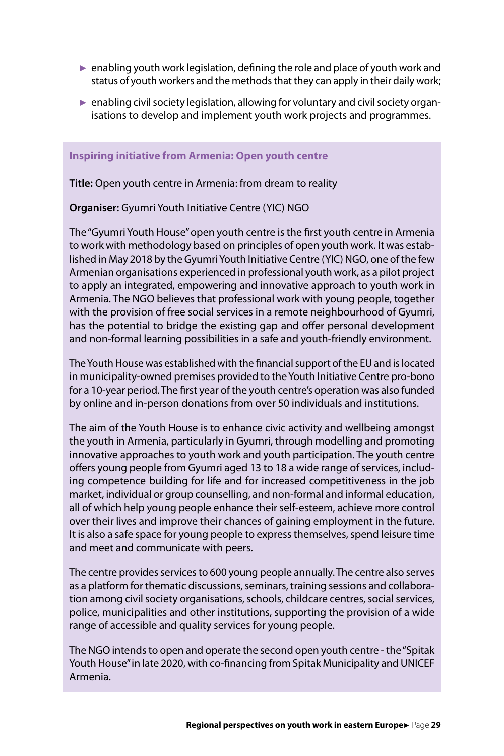- enabling youth work legislation, defining the role and place of youth work and status of youth workers and the methods that they can apply in their daily work;
- enabling civil society legislation, allowing for voluntary and civil society organisations to develop and implement youth work projects and programmes.

### Inspiring initiative from Armenia: Open youth centre

**Title:** Open youth centre in Armenia: from dream to reality

**Organiser:** Gyumri Youth Initiative Centre (YIC) NGO

The "Gyumri Youth House" open youth centre is the first youth centre in Armenia to work with methodology based on principles of open youth work. It was established in May 2018 by the Gyumri Youth Initiative Centre (YIC) NGO, one of the few Armenian organisations experienced in professional youth work, as a pilot project to apply an integrated, empowering and innovative approach to youth work in Armenia. The NGO believes that professional work with young people, together with the provision of free social services in a remote neighbourhood of Gyumri, has the potential to bridge the existing gap and offer personal development and non-formal learning possibilities in a safe and youth-friendly environment.

The Youth House was established with the financial support of the EU and is located in municipality-owned premises provided to the Youth Initiative Centre pro-bono for a 10-year period. The first year of the youth centre's operation was also funded by online and in-person donations from over 50 individuals and institutions.

The aim of the Youth House is to enhance civic activity and wellbeing amongst the youth in Armenia, particularly in Gyumri, through modelling and promoting innovative approaches to youth work and youth participation. The youth centre offers young people from Gyumri aged 13 to 18 a wide range of services, including competence building for life and for increased competitiveness in the job market, individual or group counselling, and non-formal and informal education, all of which help young people enhance their self-esteem, achieve more control over their lives and improve their chances of gaining employment in the future. It is also a safe space for young people to express themselves, spend leisure time and meet and communicate with peers.

The centre provides services to 600 young people annually. The centre also serves as a platform for thematic discussions, seminars, training sessions and collaboration among civil society organisations, schools, childcare centres, social services, police, municipalities and other institutions, supporting the provision of a wide range of accessible and quality services for young people.

The NGO intends to open and operate the second open youth centre - the "Spitak Youth House" in late 2020, with co-financing from Spitak Municipality and UNICEF Armenia.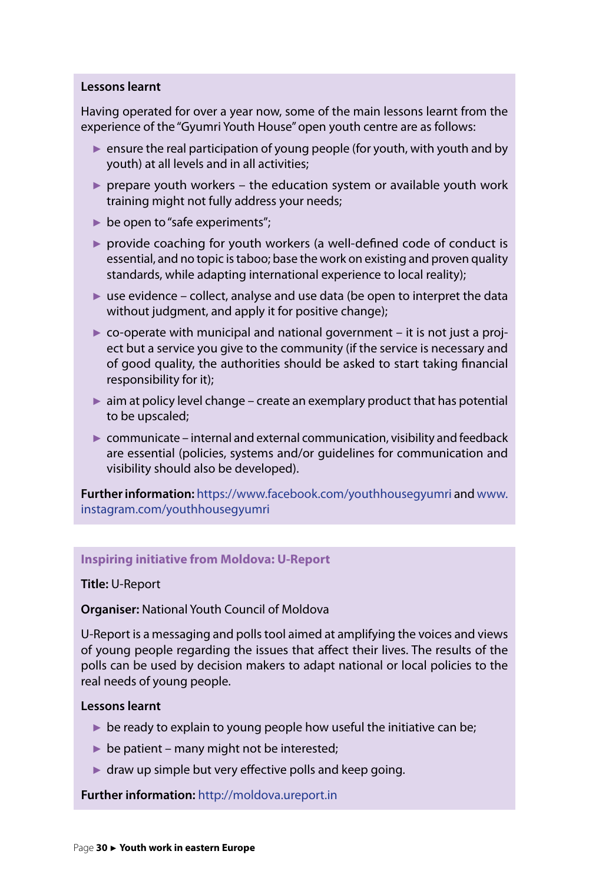**Lessons learnt**

Having operated for over a year now, some of the main lessons learnt from the experience of the "Gyumri Youth House" open youth centre are as follows:

- ensure the real participation of young people (for youth, with youth and by youth) at all levels and in all activities;
- prepare youth workers – the education system or available youth work training might not fully address your needs;
- be open to "safe experiments";
- provide coaching for youth workers (a well-defined code of conduct is essential, and no topic is taboo; base the work on existing and proven quality standards, while adapting international experience to local reality);
- use evidence – collect, analyse and use data (be open to interpret the data without judgment, and apply it for positive change);
- co-operate with municipal and national government – it is not just a project but a service you give to the community (if the service is necessary and of good quality, the authorities should be asked to start taking financial responsibility for it);
- aim at policy level change – create an exemplary product that has potential to be upscaled;
- communicate – internal and external communication, visibility and feedback are essential (policies, systems and/or guidelines for communication and visibility should also be developed).

**Further information:** https://www.facebook.com/youthhousegyumri and www.instagram.com/youthhousegyumri

**Inspiring initiative from Moldova: U-Report**

**Title:** U-Report

**Organiser:** National Youth Council of Moldova

U-Report is a messaging and polls tool aimed at amplifying the voices and views of young people regarding the issues that affect their lives. The results of the polls can be used by decision makers to adapt national or local policies to the real needs of young people.

**Lessons learnt**

- be ready to explain to young people how useful the initiative can be;
- be patient – many might not be interested;
- draw up simple but very effective polls and keep going.

**Further information:** http://moldova.ureport.in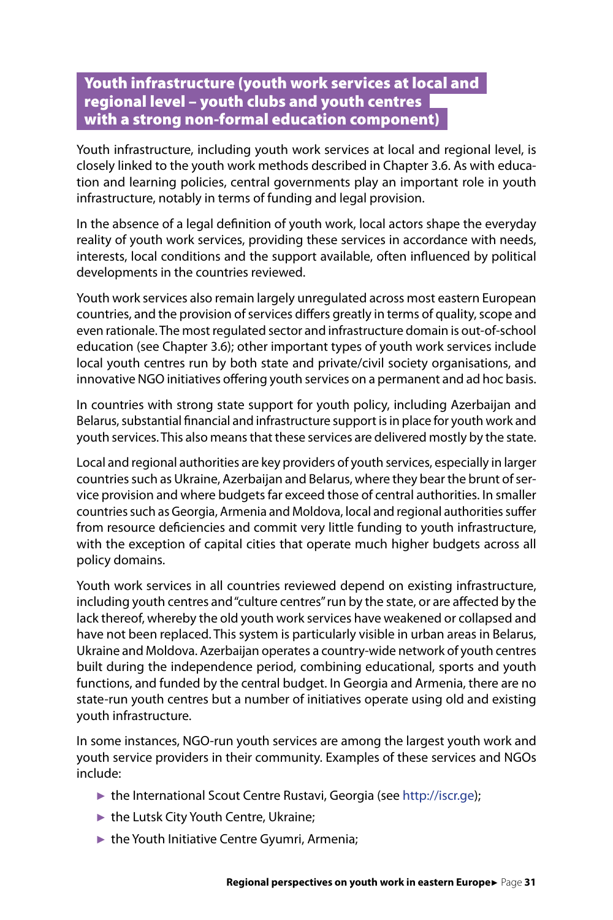### Youth infrastructure (youth work services at local and regional level – youth clubs and youth centres with a strong non-formal education component)

Youth infrastructure, including youth work services at local and regional level, is closely linked to the youth work methods described in Chapter 3.6. As with education and learning policies, central governments play an important role in youth infrastructure, notably in terms of funding and legal provision.

In the absence of a legal definition of youth work, local actors shape the everyday reality of youth work services, providing these services in accordance with needs, interests, local conditions and the support available, often influenced by political developments in the countries reviewed.

Youth work services also remain largely unregulated across most eastern European countries, and the provision of services differs greatly in terms of quality, scope and even rationale. The most regulated sector and infrastructure domain is out-of-school education (see Chapter 3.6); other important types of youth work services include local youth centres run by both state and private/civil society organisations, and innovative NGO initiatives offering youth services on a permanent and ad hoc basis.

In countries with strong state support for youth policy, including Azerbaijan and Belarus, substantial financial and infrastructure support is in place for youth work and youth services. This also means that these services are delivered mostly by the state.

Local and regional authorities are key providers of youth services, especially in larger countries such as Ukraine, Azerbaijan and Belarus, where they bear the brunt of service provision and where budgets far exceed those of central authorities. In smaller countries such as Georgia, Armenia and Moldova, local and regional authorities suffer from resource deficiencies and commit very little funding to youth infrastructure, with the exception of capital cities that operate much higher budgets across all policy domains.

Youth work services in all countries reviewed depend on existing infrastructure, including youth centres and "culture centres" run by the state, or are affected by the lack thereof, whereby the old youth work services have weakened or collapsed and have not been replaced. This system is particularly visible in urban areas in Belarus, Ukraine and Moldova. Azerbaijan operates a country-wide network of youth centres built during the independence period, combining educational, sports and youth functions, and funded by the central budget. In Georgia and Armenia, there are no state-run youth centres but a number of initiatives operate using old and existing youth infrastructure.

In some instances, NGO-run youth services are among the largest youth work and youth service providers in their community. Examples of these services and NGOs include:

- the International Scout Centre Rustavi, Georgia (see http://iscr.ge);
- the Lutsk City Youth Centre, Ukraine;
- the Youth Initiative Centre Gyumri, Armenia;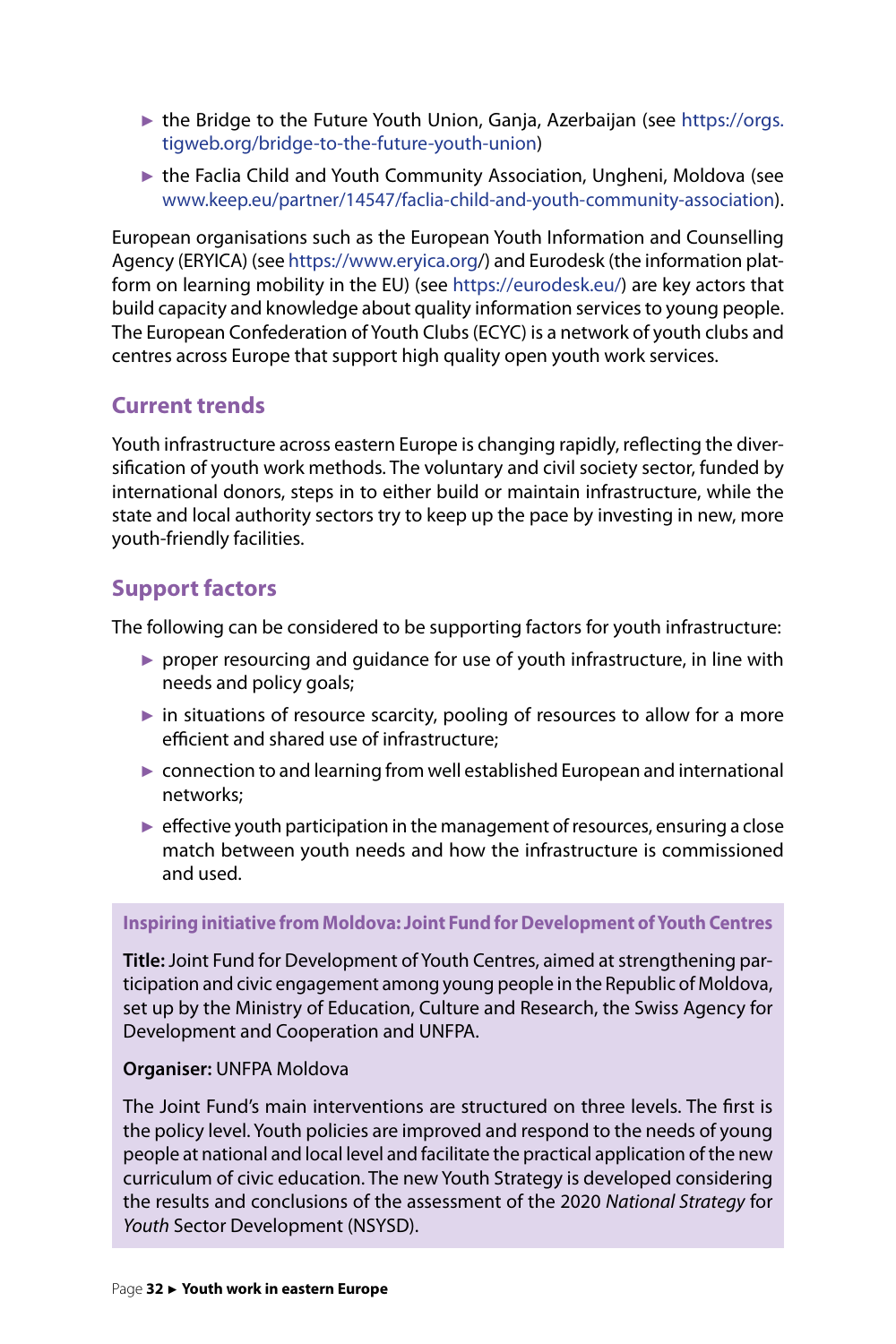- the Bridge to the Future Youth Union, Ganja, Azerbaijan (see https://orgs.tigweb.org/bridge-to-the-future-youth-union)
- the Faclia Child and Youth Community Association, Ungheni, Moldova (see www.keep.eu/partner/14547/faclia-child-and-youth-community-association).

European organisations such as the European Youth Information and Counselling Agency (ERYICA) (see https://www.eryica.org/) and Eurodesk (the information platform on learning mobility in the EU) (see https://eurodesk.eu/) are key actors that build capacity and knowledge about quality information services to young people. The European Confederation of Youth Clubs (ECYC) is a network of youth clubs and centres across Europe that support high quality open youth work services.

## Current trends

Youth infrastructure across eastern Europe is changing rapidly, reflecting the diversification of youth work methods. The voluntary and civil society sector, funded by international donors, steps in to either build or maintain infrastructure, while the state and local authority sectors try to keep up the pace by investing in new, more youth-friendly facilities.

## Support factors

The following can be considered to be supporting factors for youth infrastructure:

- proper resourcing and guidance for use of youth infrastructure, in line with needs and policy goals;
- in situations of resource scarcity, pooling of resources to allow for a more efficient and shared use of infrastructure;
- connection to and learning from well established European and international networks;
- effective youth participation in the management of resources, ensuring a close match between youth needs and how the infrastructure is commissioned and used.

**Inspiring initiative from Moldova: Joint Fund for Development of Youth Centres**

**Title:** Joint Fund for Development of Youth Centres, aimed at strengthening participation and civic engagement among young people in the Republic of Moldova, set up by the Ministry of Education, Culture and Research, the Swiss Agency for Development and Cooperation and UNFPA.

**Organiser:** UNFPA Moldova

The Joint Fund's main interventions are structured on three levels. The first is the policy level. Youth policies are improved and respond to the needs of young people at national and local level and facilitate the practical application of the new curriculum of civic education. The new Youth Strategy is developed considering the results and conclusions of the assessment of the 2020 *National Strategy* for *Youth* Sector Development (NSYSD).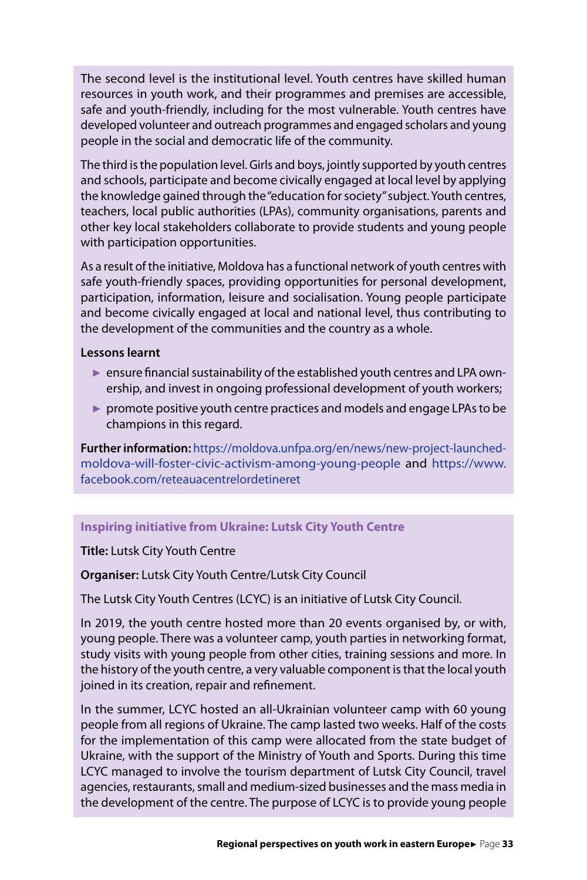The second level is the institutional level. Youth centres have skilled human resources in youth work, and their programmes and premises are accessible, safe and youth-friendly, including for the most vulnerable. Youth centres have developed volunteer and outreach programmes and engaged scholars and young people in the social and democratic life of the community.

The third is the population level. Girls and boys, jointly supported by youth centres and schools, participate and become civically engaged at local level by applying the knowledge gained through the "education for society" subject. Youth centres, teachers, local public authorities (LPAs), community organisations, parents and other key local stakeholders collaborate to provide students and young people with participation opportunities.

As a result of the initiative, Moldova has a functional network of youth centres with safe youth-friendly spaces, providing opportunities for personal development, participation, information, leisure and socialisation. Young people participate and become civically engaged at local and national level, thus contributing to the development of the communities and the country as a whole.

**Lessons learnt**

- ensure financial sustainability of the established youth centres and LPA ownership, and invest in ongoing professional development of youth workers;
- promote positive youth centre practices and models and engage LPAs to be champions in this regard.

**Further information:** https://moldova.unfpa.org/en/news/new-project-launched-moldova-will-foster-civic-activism-among-young-people and https://www.facebook.com/reteauacentrelordetineret

**Inspiring initiative from Ukraine: Lutsk City Youth Centre**

**Title:** Lutsk City Youth Centre

**Organiser:** Lutsk City Youth Centre/Lutsk City Council

The Lutsk City Youth Centres (LCYC) is an initiative of Lutsk City Council.

In 2019, the youth centre hosted more than 20 events organised by, or with, young people. There was a volunteer camp, youth parties in networking format, study visits with young people from other cities, training sessions and more. In the history of the youth centre, a very valuable component is that the local youth joined in its creation, repair and refinement.

In the summer, LCYC hosted an all-Ukrainian volunteer camp with 60 young people from all regions of Ukraine. The camp lasted two weeks. Half of the costs for the implementation of this camp were allocated from the state budget of Ukraine, with the support of the Ministry of Youth and Sports. During this time LCYC managed to involve the tourism department of Lutsk City Council, travel agencies, restaurants, small and medium-sized businesses and the mass media in the development of the centre. The purpose of LCYC is to provide young people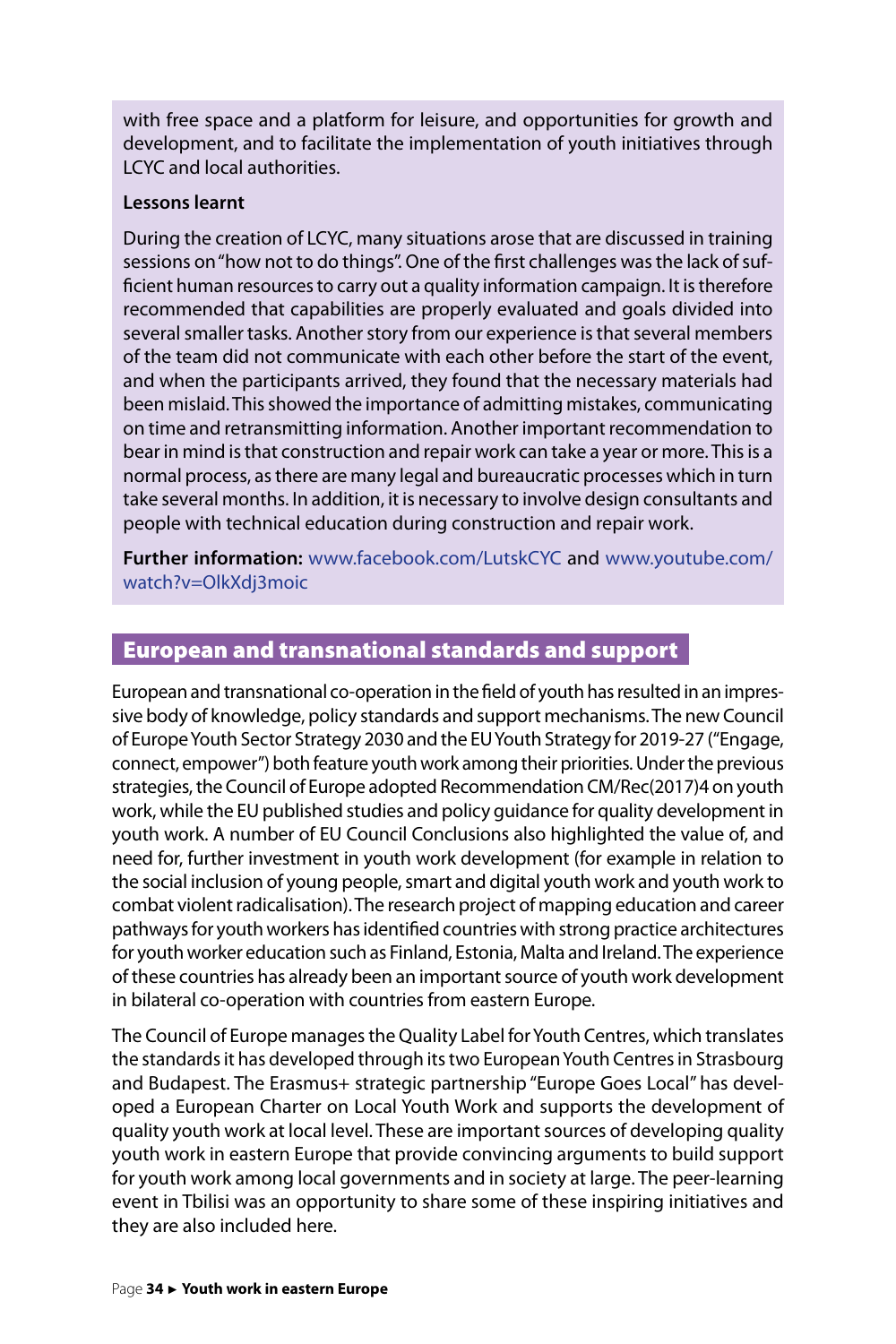with free space and a platform for leisure, and opportunities for growth and development, and to facilitate the implementation of youth initiatives through LCYC and local authorities.

**Lessons learnt**

During the creation of LCYC, many situations arose that are discussed in training sessions on "how not to do things". One of the first challenges was the lack of sufficient human resources to carry out a quality information campaign. It is therefore recommended that capabilities are properly evaluated and goals divided into several smaller tasks. Another story from our experience is that several members of the team did not communicate with each other before the start of the event, and when the participants arrived, they found that the necessary materials had been mislaid. This showed the importance of admitting mistakes, communicating on time and retransmitting information. Another important recommendation to bear in mind is that construction and repair work can take a year or more. This is a normal process, as there are many legal and bureaucratic processes which in turn take several months. In addition, it is necessary to involve design consultants and people with technical education during construction and repair work.

**Further information:** www.facebook.com/LutskCYC and www.youtube.com/watch?v=OlkXdj3moic

## European and transnational standards and support

European and transnational co-operation in the field of youth has resulted in an impressive body of knowledge, policy standards and support mechanisms. The new Council of Europe Youth Sector Strategy 2030 and the EU Youth Strategy for 2019-27 ("Engage, connect, empower") both feature youth work among their priorities. Under the previous strategies, the Council of Europe adopted Recommendation CM/Rec(2017)4 on youth work, while the EU published studies and policy guidance for quality development in youth work. A number of EU Council Conclusions also highlighted the value of, and need for, further investment in youth work development (for example in relation to the social inclusion of young people, smart and digital youth work and youth work to combat violent radicalisation). The research project of mapping education and career pathways for youth workers has identified countries with strong practice architectures for youth worker education such as Finland, Estonia, Malta and Ireland. The experience of these countries has already been an important source of youth work development in bilateral co-operation with countries from eastern Europe.

The Council of Europe manages the Quality Label for Youth Centres, which translates the standards it has developed through its two European Youth Centres in Strasbourg and Budapest. The Erasmus+ strategic partnership "Europe Goes Local" has developed a European Charter on Local Youth Work and supports the development of quality youth work at local level. These are important sources of developing quality youth work in eastern Europe that provide convincing arguments to build support for youth work among local governments and in society at large. The peer-learning event in Tbilisi was an opportunity to share some of these inspiring initiatives and they are also included here.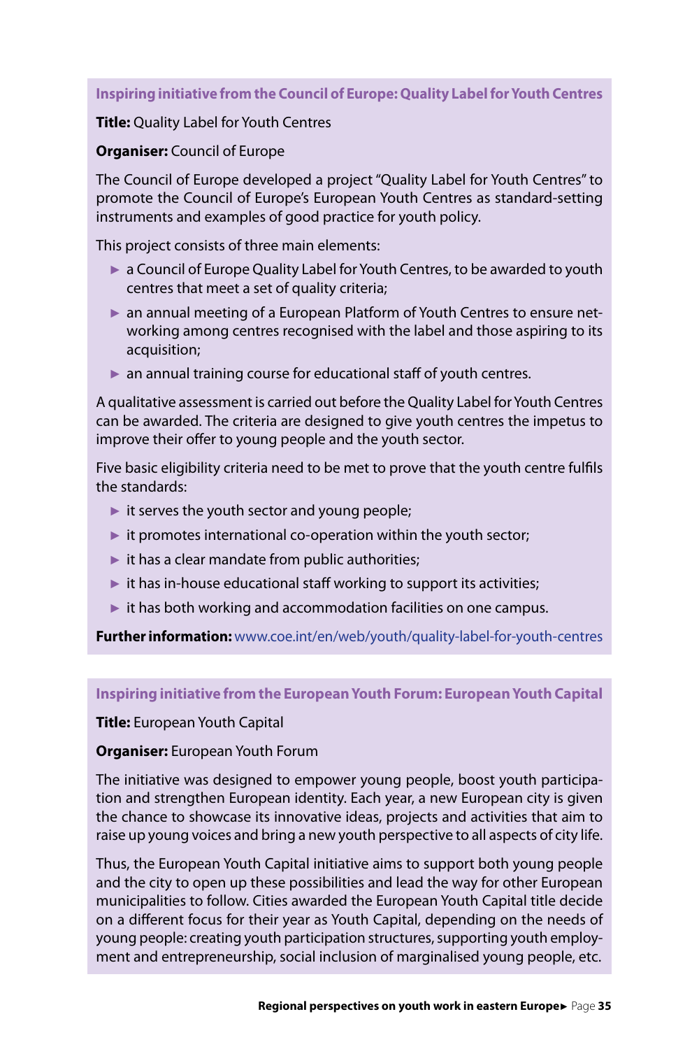### Inspiring initiative from the Council of Europe: Quality Label for Youth Centres

**Title:** Quality Label for Youth Centres

**Organiser:** Council of Europe

The Council of Europe developed a project "Quality Label for Youth Centres" to promote the Council of Europe's European Youth Centres as standard-setting instruments and examples of good practice for youth policy.

This project consists of three main elements:

- a Council of Europe Quality Label for Youth Centres, to be awarded to youth centres that meet a set of quality criteria;
- an annual meeting of a European Platform of Youth Centres to ensure networking among centres recognised with the label and those aspiring to its acquisition;
- an annual training course for educational staff of youth centres.

A qualitative assessment is carried out before the Quality Label for Youth Centres can be awarded. The criteria are designed to give youth centres the impetus to improve their offer to young people and the youth sector.

Five basic eligibility criteria need to be met to prove that the youth centre fulfils the standards:

- it serves the youth sector and young people;
- it promotes international co-operation within the youth sector;
- it has a clear mandate from public authorities;
- it has in-house educational staff working to support its activities;
- it has both working and accommodation facilities on one campus.

**Further information:** www.coe.int/en/web/youth/quality-label-for-youth-centres

### Inspiring initiative from the European Youth Forum: European Youth Capital

**Title:** European Youth Capital

**Organiser:** European Youth Forum

The initiative was designed to empower young people, boost youth participation and strengthen European identity. Each year, a new European city is given the chance to showcase its innovative ideas, projects and activities that aim to raise up young voices and bring a new youth perspective to all aspects of city life.

Thus, the European Youth Capital initiative aims to support both young people and the city to open up these possibilities and lead the way for other European municipalities to follow. Cities awarded the European Youth Capital title decide on a different focus for their year as Youth Capital, depending on the needs of young people: creating youth participation structures, supporting youth employment and entrepreneurship, social inclusion of marginalised young people, etc.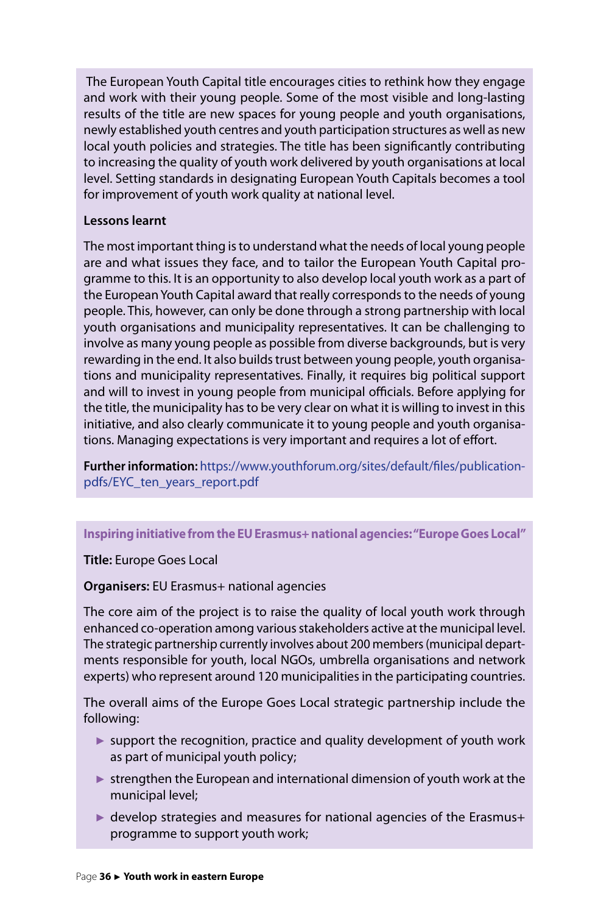The European Youth Capital title encourages cities to rethink how they engage and work with their young people. Some of the most visible and long-lasting results of the title are new spaces for young people and youth organisations, newly established youth centres and youth participation structures as well as new local youth policies and strategies. The title has been significantly contributing to increasing the quality of youth work delivered by youth organisations at local level. Setting standards in designating European Youth Capitals becomes a tool for improvement of youth work quality at national level.

**Lessons learnt**

The most important thing is to understand what the needs of local young people are and what issues they face, and to tailor the European Youth Capital programme to this. It is an opportunity to also develop local youth work as a part of the European Youth Capital award that really corresponds to the needs of young people. This, however, can only be done through a strong partnership with local youth organisations and municipality representatives. It can be challenging to involve as many young people as possible from diverse backgrounds, but is very rewarding in the end. It also builds trust between young people, youth organisations and municipality representatives. Finally, it requires big political support and will to invest in young people from municipal officials. Before applying for the title, the municipality has to be very clear on what it is willing to invest in this initiative, and also clearly communicate it to young people and youth organisations. Managing expectations is very important and requires a lot of effort.

**Further information:** https://www.youthforum.org/sites/default/files/publication-pdfs/EYC_ten_years_report.pdf

**Inspiring initiative from the EU Erasmus+ national agencies: "Europe Goes Local"**

**Title:** Europe Goes Local

**Organisers:** EU Erasmus+ national agencies

The core aim of the project is to raise the quality of local youth work through enhanced co-operation among various stakeholders active at the municipal level. The strategic partnership currently involves about 200 members (municipal departments responsible for youth, local NGOs, umbrella organisations and network experts) who represent around 120 municipalities in the participating countries.

The overall aims of the Europe Goes Local strategic partnership include the following:

- support the recognition, practice and quality development of youth work as part of municipal youth policy;
- strengthen the European and international dimension of youth work at the municipal level;
- develop strategies and measures for national agencies of the Erasmus+ programme to support youth work;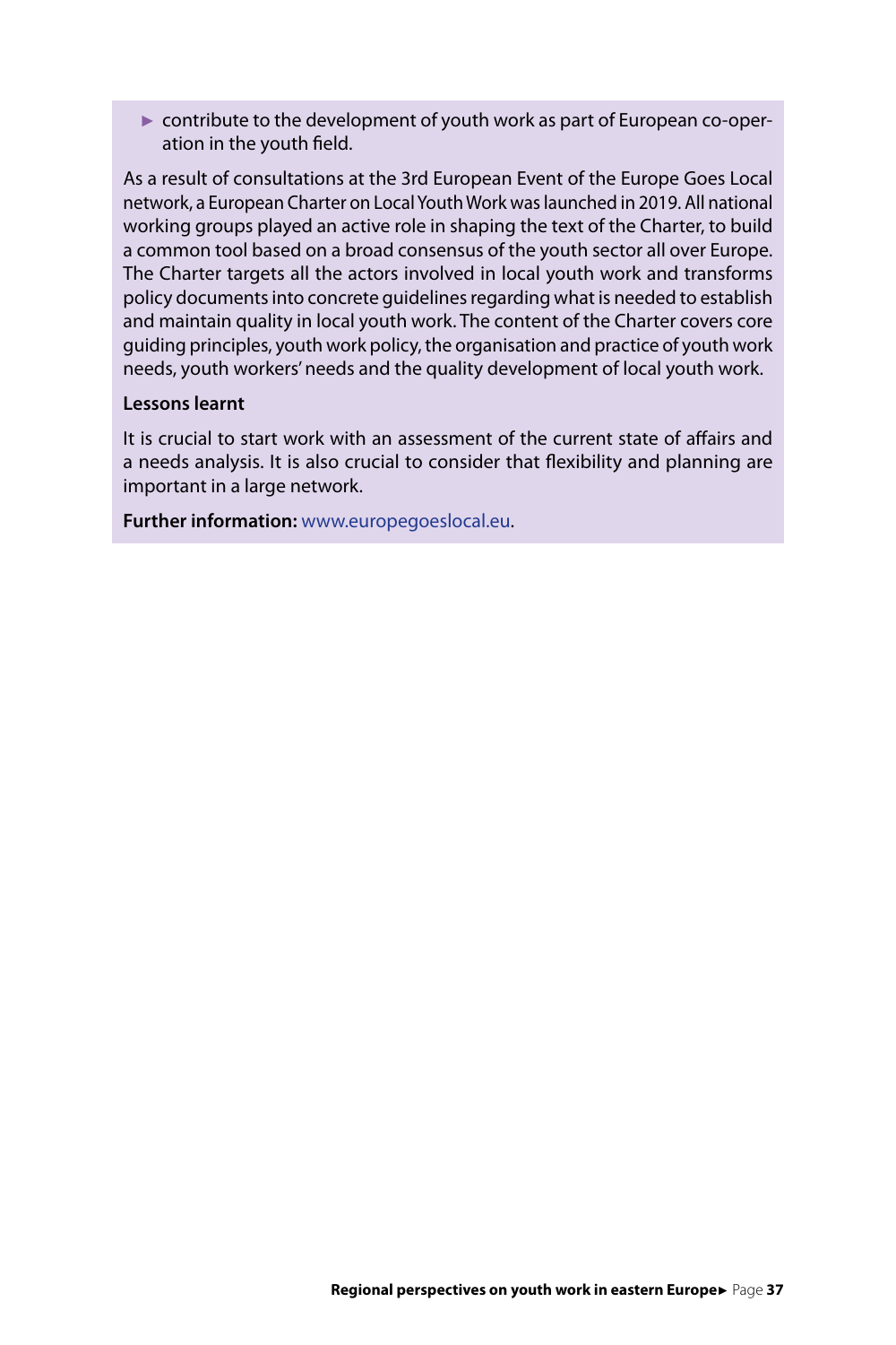- contribute to the development of youth work as part of European co-operation in the youth field.

As a result of consultations at the 3rd European Event of the Europe Goes Local network, a European Charter on Local Youth Work was launched in 2019. All national working groups played an active role in shaping the text of the Charter, to build a common tool based on a broad consensus of the youth sector all over Europe. The Charter targets all the actors involved in local youth work and transforms policy documents into concrete guidelines regarding what is needed to establish and maintain quality in local youth work. The content of the Charter covers core guiding principles, youth work policy, the organisation and practice of youth work needs, youth workers' needs and the quality development of local youth work.

**Lessons learnt**

It is crucial to start work with an assessment of the current state of affairs and a needs analysis. It is also crucial to consider that flexibility and planning are important in a large network.

**Further information:** www.europegoeslocal.eu.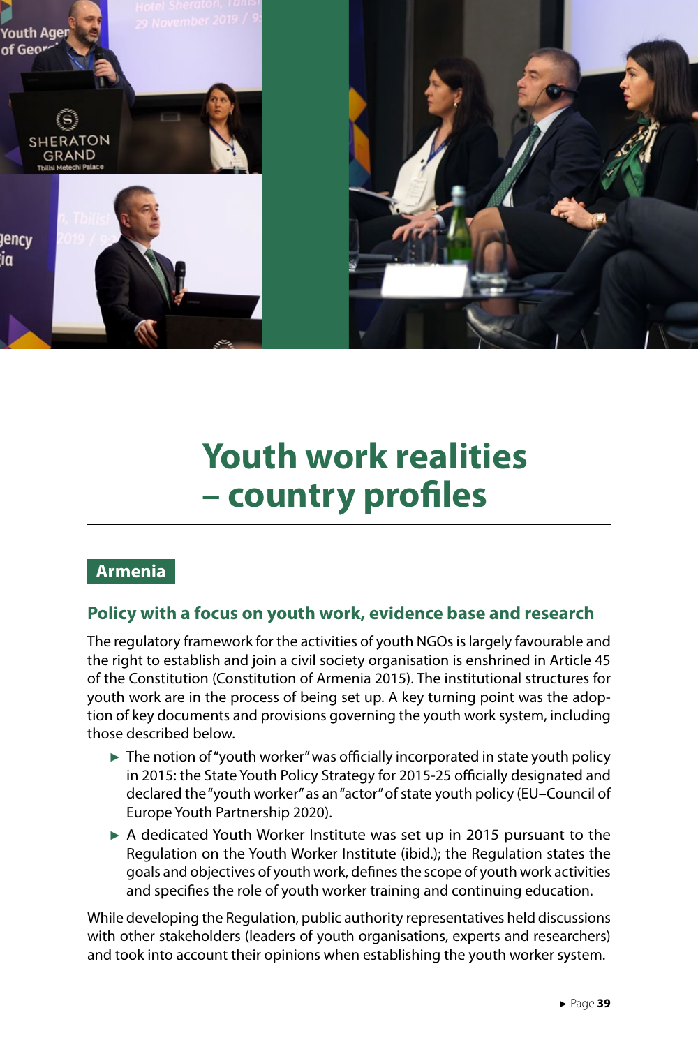# Youth work realities – country profiles

## Armenia

### Policy with a focus on youth work, evidence base and research

The regulatory framework for the activities of youth NGOs is largely favourable and the right to establish and join a civil society organisation is enshrined in Article 45 of the Constitution (Constitution of Armenia 2015). The institutional structures for youth work are in the process of being set up. A key turning point was the adoption of key documents and provisions governing the youth work system, including those described below.

- The notion of "youth worker" was officially incorporated in state youth policy in 2015: the State Youth Policy Strategy for 2015-25 officially designated and declared the "youth worker" as an "actor" of state youth policy (EU–Council of Europe Youth Partnership 2020).
- A dedicated Youth Worker Institute was set up in 2015 pursuant to the Regulation on the Youth Worker Institute (ibid.); the Regulation states the goals and objectives of youth work, defines the scope of youth work activities and specifies the role of youth worker training and continuing education.

While developing the Regulation, public authority representatives held discussions with other stakeholders (leaders of youth organisations, experts and researchers) and took into account their opinions when establishing the youth worker system.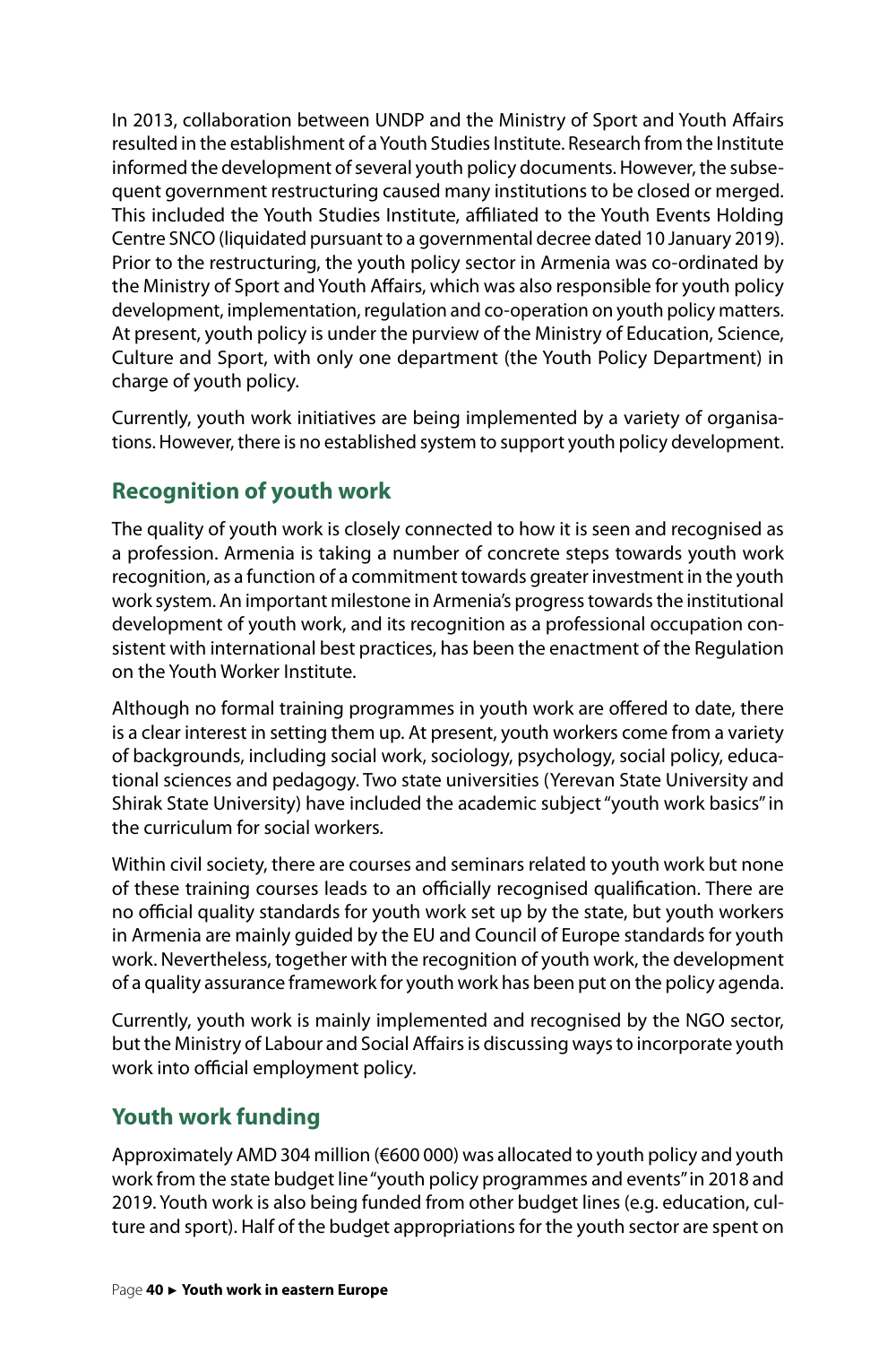In 2013, collaboration between UNDP and the Ministry of Sport and Youth Affairs resulted in the establishment of a Youth Studies Institute. Research from the Institute informed the development of several youth policy documents. However, the subsequent government restructuring caused many institutions to be closed or merged. This included the Youth Studies Institute, affiliated to the Youth Events Holding Centre SNCO (liquidated pursuant to a governmental decree dated 10 January 2019). Prior to the restructuring, the youth policy sector in Armenia was co-ordinated by the Ministry of Sport and Youth Affairs, which was also responsible for youth policy development, implementation, regulation and co-operation on youth policy matters. At present, youth policy is under the purview of the Ministry of Education, Science, Culture and Sport, with only one department (the Youth Policy Department) in charge of youth policy.

Currently, youth work initiatives are being implemented by a variety of organisations. However, there is no established system to support youth policy development.

## Recognition of youth work

The quality of youth work is closely connected to how it is seen and recognised as a profession. Armenia is taking a number of concrete steps towards youth work recognition, as a function of a commitment towards greater investment in the youth work system. An important milestone in Armenia's progress towards the institutional development of youth work, and its recognition as a professional occupation consistent with international best practices, has been the enactment of the Regulation on the Youth Worker Institute.

Although no formal training programmes in youth work are offered to date, there is a clear interest in setting them up. At present, youth workers come from a variety of backgrounds, including social work, sociology, psychology, social policy, educational sciences and pedagogy. Two state universities (Yerevan State University and Shirak State University) have included the academic subject "youth work basics" in the curriculum for social workers.

Within civil society, there are courses and seminars related to youth work but none of these training courses leads to an officially recognised qualification. There are no official quality standards for youth work set up by the state, but youth workers in Armenia are mainly guided by the EU and Council of Europe standards for youth work. Nevertheless, together with the recognition of youth work, the development of a quality assurance framework for youth work has been put on the policy agenda.

Currently, youth work is mainly implemented and recognised by the NGO sector, but the Ministry of Labour and Social Affairs is discussing ways to incorporate youth work into official employment policy.

## Youth work funding

Approximately AMD 304 million (€600 000) was allocated to youth policy and youth work from the state budget line "youth policy programmes and events" in 2018 and 2019. Youth work is also being funded from other budget lines (e.g. education, culture and sport). Half of the budget appropriations for the youth sector are spent on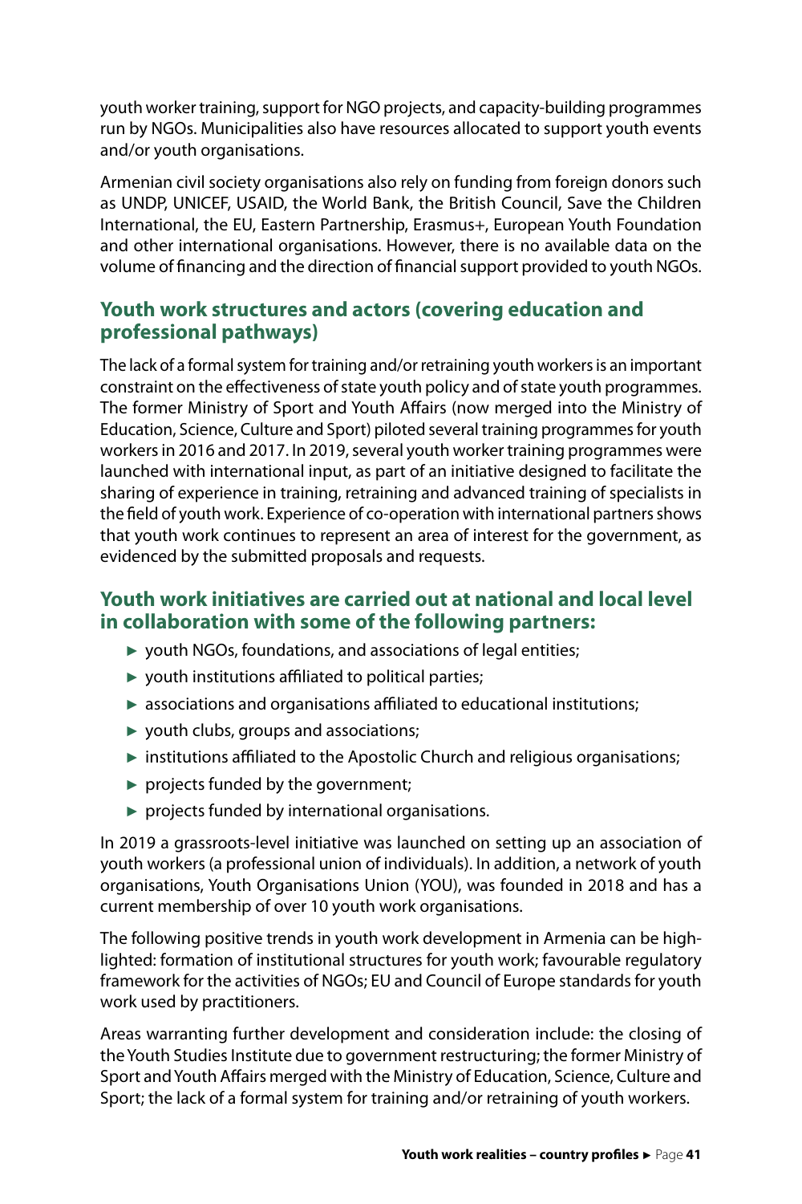youth worker training, support for NGO projects, and capacity-building programmes run by NGOs. Municipalities also have resources allocated to support youth events and/or youth organisations.

Armenian civil society organisations also rely on funding from foreign donors such as UNDP, UNICEF, USAID, the World Bank, the British Council, Save the Children International, the EU, Eastern Partnership, Erasmus+, European Youth Foundation and other international organisations. However, there is no available data on the volume of financing and the direction of financial support provided to youth NGOs.

## Youth work structures and actors (covering education and professional pathways)

The lack of a formal system for training and/or retraining youth workers is an important constraint on the effectiveness of state youth policy and of state youth programmes. The former Ministry of Sport and Youth Affairs (now merged into the Ministry of Education, Science, Culture and Sport) piloted several training programmes for youth workers in 2016 and 2017. In 2019, several youth worker training programmes were launched with international input, as part of an initiative designed to facilitate the sharing of experience in training, retraining and advanced training of specialists in the field of youth work. Experience of co-operation with international partners shows that youth work continues to represent an area of interest for the government, as evidenced by the submitted proposals and requests.

## Youth work initiatives are carried out at national and local level in collaboration with some of the following partners:

- youth NGOs, foundations, and associations of legal entities;
- youth institutions affiliated to political parties;
- associations and organisations affiliated to educational institutions;
- youth clubs, groups and associations;
- institutions affiliated to the Apostolic Church and religious organisations;
- projects funded by the government;
- projects funded by international organisations.

In 2019 a grassroots-level initiative was launched on setting up an association of youth workers (a professional union of individuals). In addition, a network of youth organisations, Youth Organisations Union (YOU), was founded in 2018 and has a current membership of over 10 youth work organisations.

The following positive trends in youth work development in Armenia can be highlighted: formation of institutional structures for youth work; favourable regulatory framework for the activities of NGOs; EU and Council of Europe standards for youth work used by practitioners.

Areas warranting further development and consideration include: the closing of the Youth Studies Institute due to government restructuring; the former Ministry of Sport and Youth Affairs merged with the Ministry of Education, Science, Culture and Sport; the lack of a formal system for training and/or retraining of youth workers.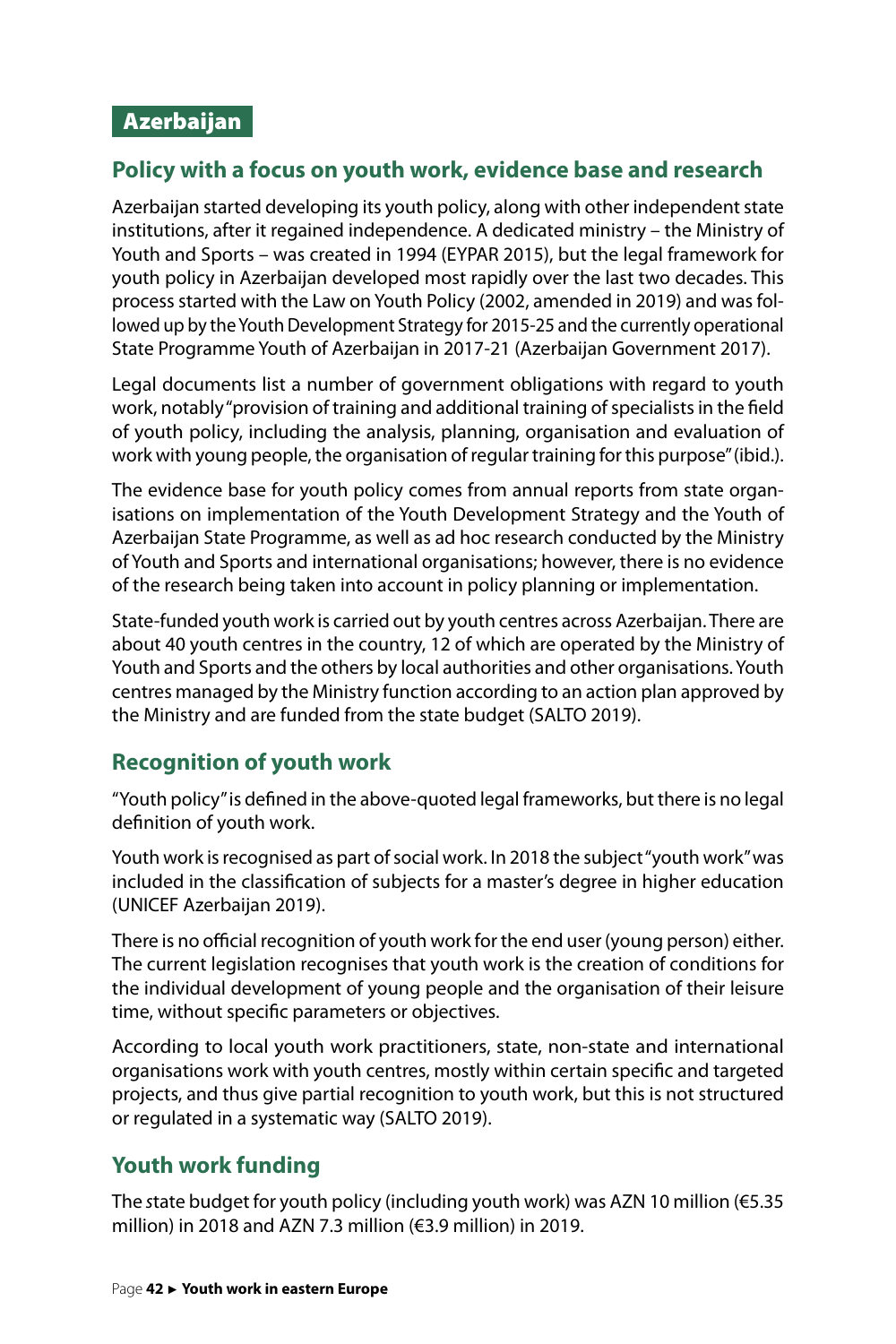## Azerbaijan

### Policy with a focus on youth work, evidence base and research

Azerbaijan started developing its youth policy, along with other independent state institutions, after it regained independence. A dedicated ministry – the Ministry of Youth and Sports – was created in 1994 (EYPAR 2015), but the legal framework for youth policy in Azerbaijan developed most rapidly over the last two decades. This process started with the Law on Youth Policy (2002, amended in 2019) and was followed up by the Youth Development Strategy for 2015-25 and the currently operational State Programme Youth of Azerbaijan in 2017-21 (Azerbaijan Government 2017).

Legal documents list a number of government obligations with regard to youth work, notably "provision of training and additional training of specialists in the field of youth policy, including the analysis, planning, organisation and evaluation of work with young people, the organisation of regular training for this purpose" (ibid.).

The evidence base for youth policy comes from annual reports from state organisations on implementation of the Youth Development Strategy and the Youth of Azerbaijan State Programme, as well as ad hoc research conducted by the Ministry of Youth and Sports and international organisations; however, there is no evidence of the research being taken into account in policy planning or implementation.

State-funded youth work is carried out by youth centres across Azerbaijan. There are about 40 youth centres in the country, 12 of which are operated by the Ministry of Youth and Sports and the others by local authorities and other organisations. Youth centres managed by the Ministry function according to an action plan approved by the Ministry and are funded from the state budget (SALTO 2019).

### Recognition of youth work

"Youth policy" is defined in the above-quoted legal frameworks, but there is no legal definition of youth work.

Youth work is recognised as part of social work. In 2018 the subject "youth work" was included in the classification of subjects for a master's degree in higher education (UNICEF Azerbaijan 2019).

There is no official recognition of youth work for the end user (young person) either. The current legislation recognises that youth work is the creation of conditions for the individual development of young people and the organisation of their leisure time, without specific parameters or objectives.

According to local youth work practitioners, state, non-state and international organisations work with youth centres, mostly within certain specific and targeted projects, and thus give partial recognition to youth work, but this is not structured or regulated in a systematic way (SALTO 2019).

### Youth work funding

The state budget for youth policy (including youth work) was AZN 10 million (€5.35 million) in 2018 and AZN 7.3 million (€3.9 million) in 2019.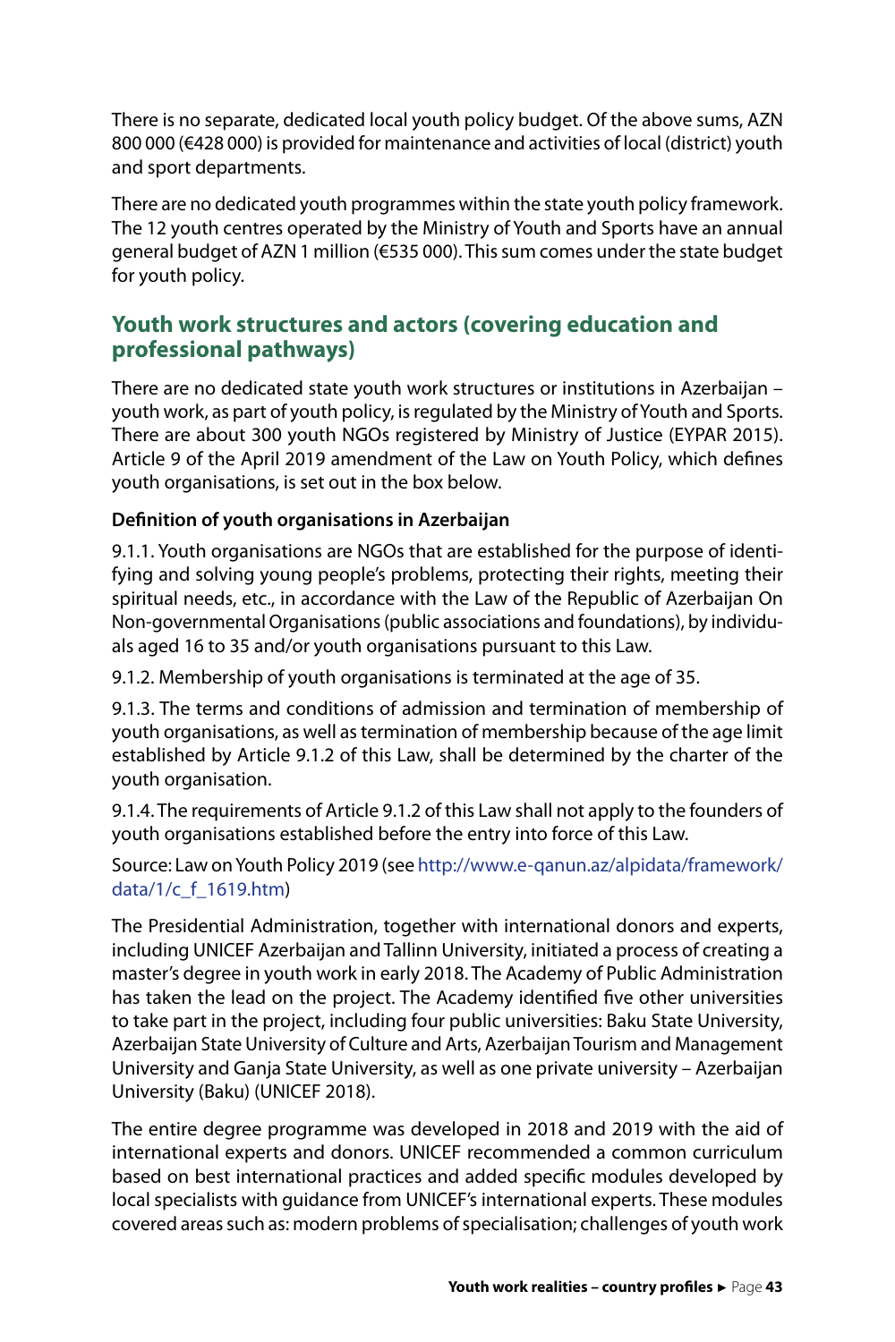There is no separate, dedicated local youth policy budget. Of the above sums, AZN 800 000 (€428 000) is provided for maintenance and activities of local (district) youth and sport departments.

There are no dedicated youth programmes within the state youth policy framework. The 12 youth centres operated by the Ministry of Youth and Sports have an annual general budget of AZN 1 million (€535 000). This sum comes under the state budget for youth policy.

## Youth work structures and actors (covering education and professional pathways)

There are no dedicated state youth work structures or institutions in Azerbaijan – youth work, as part of youth policy, is regulated by the Ministry of Youth and Sports. There are about 300 youth NGOs registered by Ministry of Justice (EYPAR 2015). Article 9 of the April 2019 amendment of the Law on Youth Policy, which defines youth organisations, is set out in the box below.

**Definition of youth organisations in Azerbaijan**

9.1.1. Youth organisations are NGOs that are established for the purpose of identifying and solving young people's problems, protecting their rights, meeting their spiritual needs, etc., in accordance with the Law of the Republic of Azerbaijan On Non-governmental Organisations (public associations and foundations), by individuals aged 16 to 35 and/or youth organisations pursuant to this Law.

9.1.2. Membership of youth organisations is terminated at the age of 35.

9.1.3. The terms and conditions of admission and termination of membership of youth organisations, as well as termination of membership because of the age limit established by Article 9.1.2 of this Law, shall be determined by the charter of the youth organisation.

9.1.4. The requirements of Article 9.1.2 of this Law shall not apply to the founders of youth organisations established before the entry into force of this Law.

Source: Law on Youth Policy 2019 (see http://www.e-qanun.az/alpidata/framework/data/1/c_f_1619.htm)

The Presidential Administration, together with international donors and experts, including UNICEF Azerbaijan and Tallinn University, initiated a process of creating a master's degree in youth work in early 2018. The Academy of Public Administration has taken the lead on the project. The Academy identified five other universities to take part in the project, including four public universities: Baku State University, Azerbaijan State University of Culture and Arts, Azerbaijan Tourism and Management University and Ganja State University, as well as one private university – Azerbaijan University (Baku) (UNICEF 2018).

The entire degree programme was developed in 2018 and 2019 with the aid of international experts and donors. UNICEF recommended a common curriculum based on best international practices and added specific modules developed by local specialists with guidance from UNICEF's international experts. These modules covered areas such as: modern problems of specialisation; challenges of youth work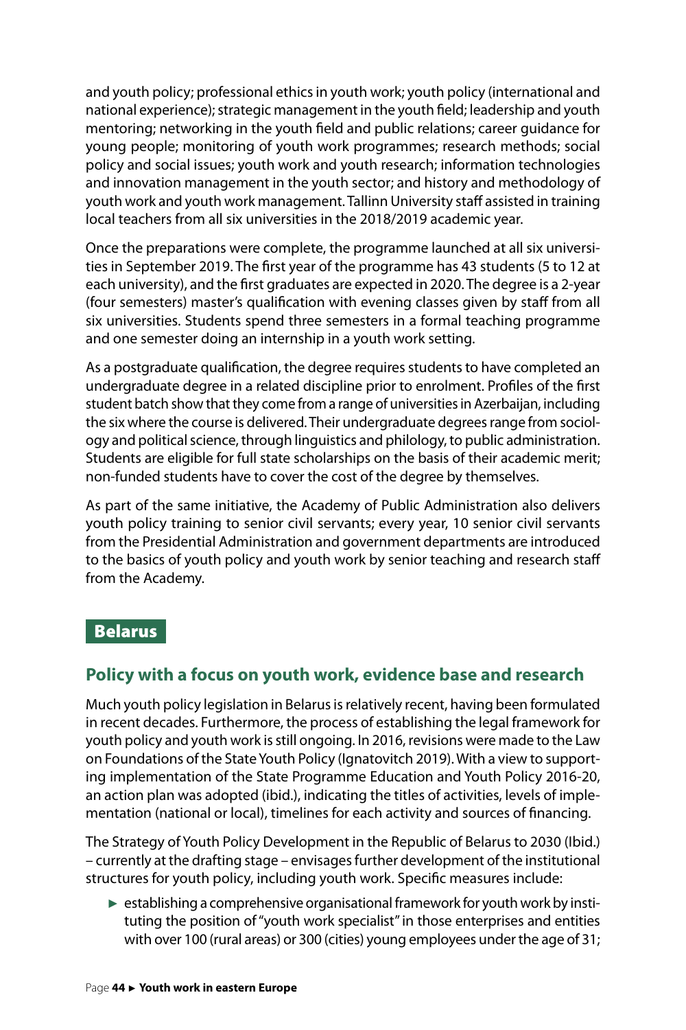and youth policy; professional ethics in youth work; youth policy (international and national experience); strategic management in the youth field; leadership and youth mentoring; networking in the youth field and public relations; career guidance for young people; monitoring of youth work programmes; research methods; social policy and social issues; youth work and youth research; information technologies and innovation management in the youth sector; and history and methodology of youth work and youth work management. Tallinn University staff assisted in training local teachers from all six universities in the 2018/2019 academic year.

Once the preparations were complete, the programme launched at all six universities in September 2019. The first year of the programme has 43 students (5 to 12 at each university), and the first graduates are expected in 2020. The degree is a 2-year (four semesters) master's qualification with evening classes given by staff from all six universities. Students spend three semesters in a formal teaching programme and one semester doing an internship in a youth work setting.

As a postgraduate qualification, the degree requires students to have completed an undergraduate degree in a related discipline prior to enrolment. Profiles of the first student batch show that they come from a range of universities in Azerbaijan, including the six where the course is delivered. Their undergraduate degrees range from sociology and political science, through linguistics and philology, to public administration. Students are eligible for full state scholarships on the basis of their academic merit; non-funded students have to cover the cost of the degree by themselves.

As part of the same initiative, the Academy of Public Administration also delivers youth policy training to senior civil servants; every year, 10 senior civil servants from the Presidential Administration and government departments are introduced to the basics of youth policy and youth work by senior teaching and research staff from the Academy.

# Belarus

## Policy with a focus on youth work, evidence base and research

Much youth policy legislation in Belarus is relatively recent, having been formulated in recent decades. Furthermore, the process of establishing the legal framework for youth policy and youth work is still ongoing. In 2016, revisions were made to the Law on Foundations of the State Youth Policy (Ignatovitch 2019). With a view to supporting implementation of the State Programme Education and Youth Policy 2016-20, an action plan was adopted (ibid.), indicating the titles of activities, levels of implementation (national or local), timelines for each activity and sources of financing.

The Strategy of Youth Policy Development in the Republic of Belarus to 2030 (Ibid.) – currently at the drafting stage – envisages further development of the institutional structures for youth policy, including youth work. Specific measures include:

- establishing a comprehensive organisational framework for youth work by instituting the position of "youth work specialist" in those enterprises and entities with over 100 (rural areas) or 300 (cities) young employees under the age of 31;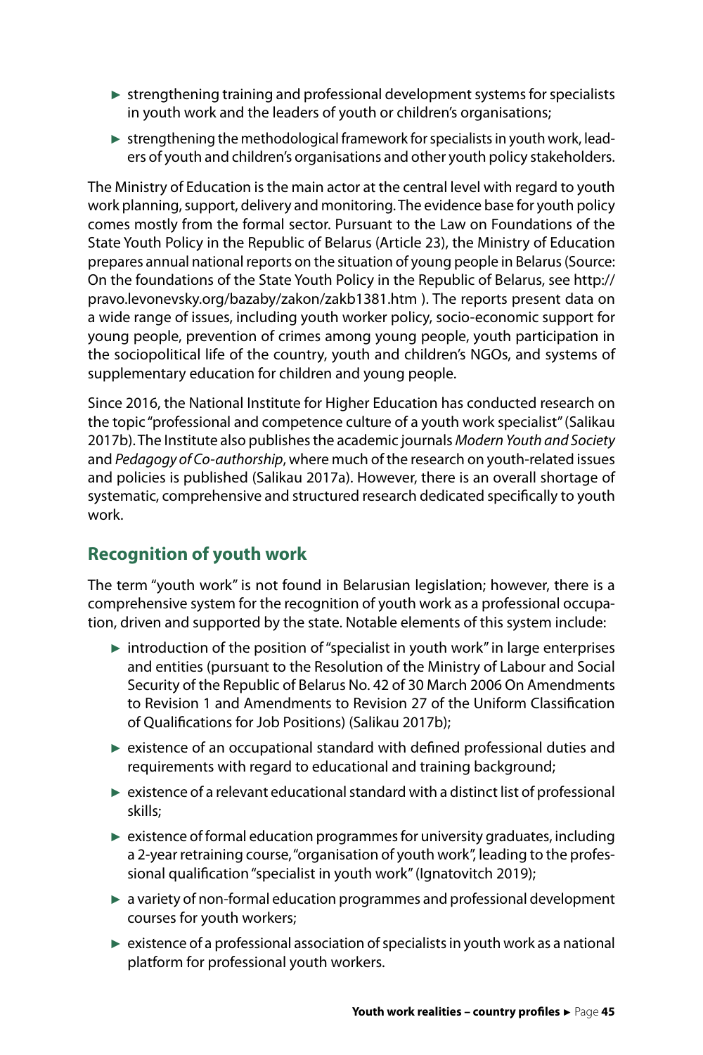- strengthening training and professional development systems for specialists in youth work and the leaders of youth or children's organisations;
- strengthening the methodological framework for specialists in youth work, leaders of youth and children's organisations and other youth policy stakeholders.

The Ministry of Education is the main actor at the central level with regard to youth work planning, support, delivery and monitoring. The evidence base for youth policy comes mostly from the formal sector. Pursuant to the Law on Foundations of the State Youth Policy in the Republic of Belarus (Article 23), the Ministry of Education prepares annual national reports on the situation of young people in Belarus (Source: On the foundations of the State Youth Policy in the Republic of Belarus, see http://pravo.levonevsky.org/bazaby/zakon/zakb1381.htm ). The reports present data on a wide range of issues, including youth worker policy, socio-economic support for young people, prevention of crimes among young people, youth participation in the sociopolitical life of the country, youth and children's NGOs, and systems of supplementary education for children and young people.

Since 2016, the National Institute for Higher Education has conducted research on the topic "professional and competence culture of a youth work specialist" (Salikau 2017b). The Institute also publishes the academic journals *Modern Youth and Society* and *Pedagogy of Co-authorship*, where much of the research on youth-related issues and policies is published (Salikau 2017a). However, there is an overall shortage of systematic, comprehensive and structured research dedicated specifically to youth work.

## Recognition of youth work

The term "youth work" is not found in Belarusian legislation; however, there is a comprehensive system for the recognition of youth work as a professional occupation, driven and supported by the state. Notable elements of this system include:

- introduction of the position of "specialist in youth work" in large enterprises and entities (pursuant to the Resolution of the Ministry of Labour and Social Security of the Republic of Belarus No. 42 of 30 March 2006 On Amendments to Revision 1 and Amendments to Revision 27 of the Uniform Classification of Qualifications for Job Positions) (Salikau 2017b);
- existence of an occupational standard with defined professional duties and requirements with regard to educational and training background;
- existence of a relevant educational standard with a distinct list of professional skills;
- existence of formal education programmes for university graduates, including a 2-year retraining course, "organisation of youth work", leading to the professional qualification "specialist in youth work" (Ignatovitch 2019);
- a variety of non-formal education programmes and professional development courses for youth workers;
- existence of a professional association of specialists in youth work as a national platform for professional youth workers.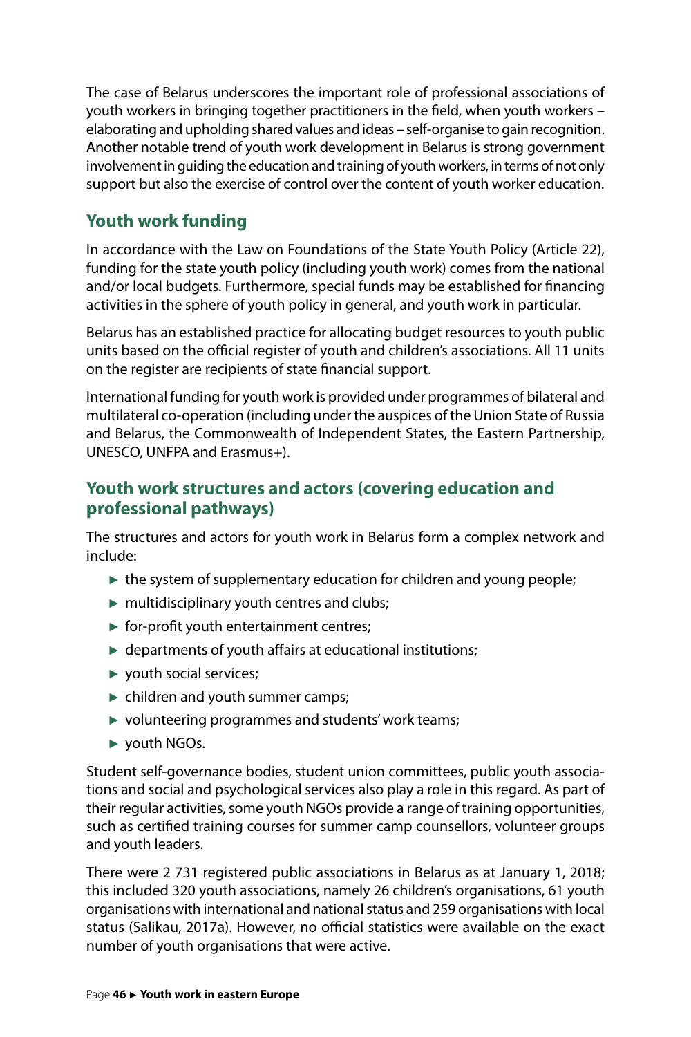The case of Belarus underscores the important role of professional associations of youth workers in bringing together practitioners in the field, when youth workers – elaborating and upholding shared values and ideas – self-organise to gain recognition. Another notable trend of youth work development in Belarus is strong government involvement in guiding the education and training of youth workers, in terms of not only support but also the exercise of control over the content of youth worker education.

## Youth work funding

In accordance with the Law on Foundations of the State Youth Policy (Article 22), funding for the state youth policy (including youth work) comes from the national and/or local budgets. Furthermore, special funds may be established for financing activities in the sphere of youth policy in general, and youth work in particular.

Belarus has an established practice for allocating budget resources to youth public units based on the official register of youth and children's associations. All 11 units on the register are recipients of state financial support.

International funding for youth work is provided under programmes of bilateral and multilateral co-operation (including under the auspices of the Union State of Russia and Belarus, the Commonwealth of Independent States, the Eastern Partnership, UNESCO, UNFPA and Erasmus+).

## Youth work structures and actors (covering education and professional pathways)

The structures and actors for youth work in Belarus form a complex network and include:

- the system of supplementary education for children and young people;
- multidisciplinary youth centres and clubs;
- for-profit youth entertainment centres;
- departments of youth affairs at educational institutions;
- youth social services;
- children and youth summer camps;
- volunteering programmes and students' work teams;
- youth NGOs.

Student self-governance bodies, student union committees, public youth associations and social and psychological services also play a role in this regard. As part of their regular activities, some youth NGOs provide a range of training opportunities, such as certified training courses for summer camp counsellors, volunteer groups and youth leaders.

There were 2 731 registered public associations in Belarus as at January 1, 2018; this included 320 youth associations, namely 26 children's organisations, 61 youth organisations with international and national status and 259 organisations with local status (Salikau, 2017a). However, no official statistics were available on the exact number of youth organisations that were active.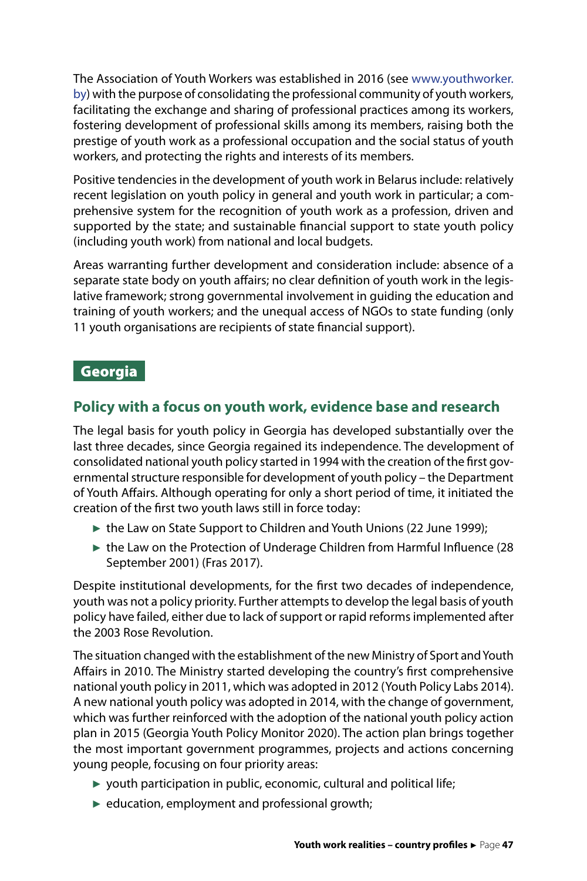The Association of Youth Workers was established in 2016 (see www.youthworker.by) with the purpose of consolidating the professional community of youth workers, facilitating the exchange and sharing of professional practices among its workers, fostering development of professional skills among its members, raising both the prestige of youth work as a professional occupation and the social status of youth workers, and protecting the rights and interests of its members.

Positive tendencies in the development of youth work in Belarus include: relatively recent legislation on youth policy in general and youth work in particular; a comprehensive system for the recognition of youth work as a profession, driven and supported by the state; and sustainable financial support to state youth policy (including youth work) from national and local budgets.

Areas warranting further development and consideration include: absence of a separate state body on youth affairs; no clear definition of youth work in the legislative framework; strong governmental involvement in guiding the education and training of youth workers; and the unequal access of NGOs to state funding (only 11 youth organisations are recipients of state financial support).

## Georgia

### Policy with a focus on youth work, evidence base and research

The legal basis for youth policy in Georgia has developed substantially over the last three decades, since Georgia regained its independence. The development of consolidated national youth policy started in 1994 with the creation of the first governmental structure responsible for development of youth policy – the Department of Youth Affairs. Although operating for only a short period of time, it initiated the creation of the first two youth laws still in force today:

- the Law on State Support to Children and Youth Unions (22 June 1999);
- the Law on the Protection of Underage Children from Harmful Influence (28 September 2001) (Fras 2017).

Despite institutional developments, for the first two decades of independence, youth was not a policy priority. Further attempts to develop the legal basis of youth policy have failed, either due to lack of support or rapid reforms implemented after the 2003 Rose Revolution.

The situation changed with the establishment of the new Ministry of Sport and Youth Affairs in 2010. The Ministry started developing the country's first comprehensive national youth policy in 2011, which was adopted in 2012 (Youth Policy Labs 2014). A new national youth policy was adopted in 2014, with the change of government, which was further reinforced with the adoption of the national youth policy action plan in 2015 (Georgia Youth Policy Monitor 2020). The action plan brings together the most important government programmes, projects and actions concerning young people, focusing on four priority areas:

- youth participation in public, economic, cultural and political life;
- education, employment and professional growth;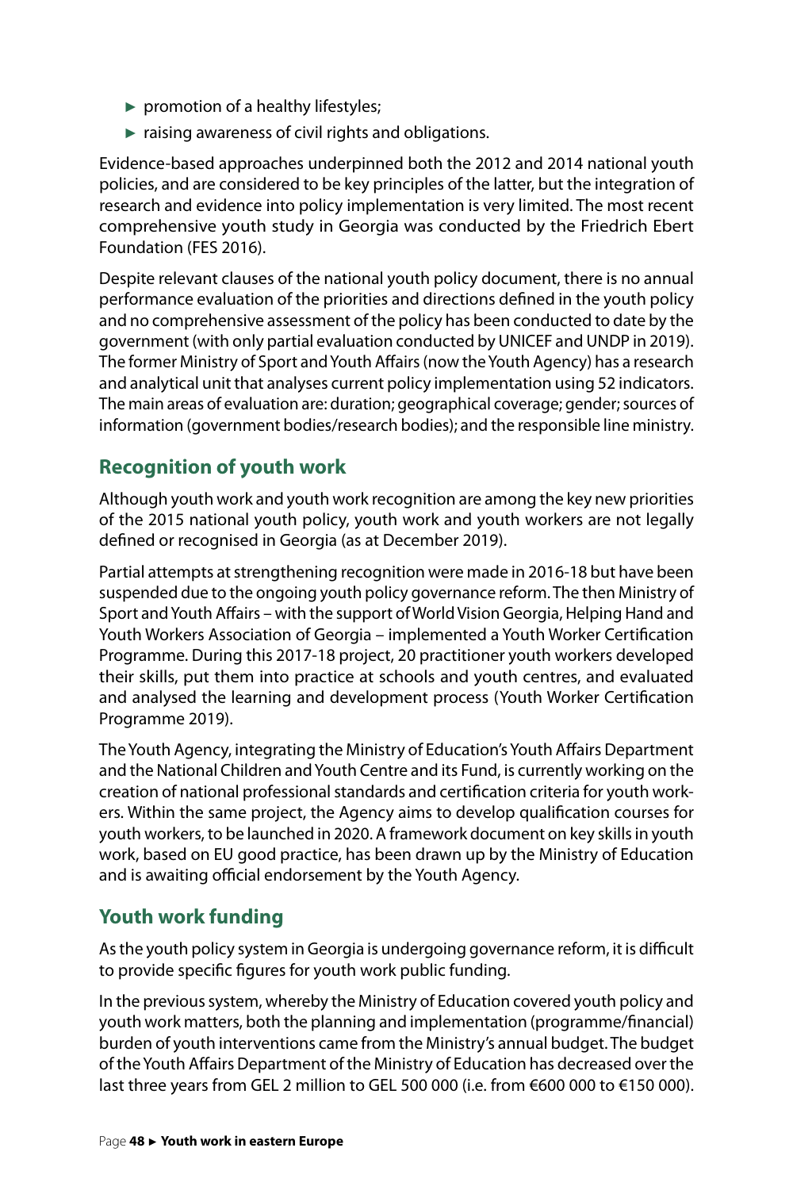- ► promotion of a healthy lifestyles;
- ► raising awareness of civil rights and obligations.

Evidence-based approaches underpinned both the 2012 and 2014 national youth policies, and are considered to be key principles of the latter, but the integration of research and evidence into policy implementation is very limited. The most recent comprehensive youth study in Georgia was conducted by the Friedrich Ebert Foundation (FES 2016).

Despite relevant clauses of the national youth policy document, there is no annual performance evaluation of the priorities and directions defined in the youth policy and no comprehensive assessment of the policy has been conducted to date by the government (with only partial evaluation conducted by UNICEF and UNDP in 2019). The former Ministry of Sport and Youth Affairs (now the Youth Agency) has a research and analytical unit that analyses current policy implementation using 52 indicators. The main areas of evaluation are: duration; geographical coverage; gender; sources of information (government bodies/research bodies); and the responsible line ministry.

## Recognition of youth work

Although youth work and youth work recognition are among the key new priorities of the 2015 national youth policy, youth work and youth workers are not legally defined or recognised in Georgia (as at December 2019).

Partial attempts at strengthening recognition were made in 2016-18 but have been suspended due to the ongoing youth policy governance reform. The then Ministry of Sport and Youth Affairs – with the support of World Vision Georgia, Helping Hand and Youth Workers Association of Georgia – implemented a Youth Worker Certification Programme. During this 2017-18 project, 20 practitioner youth workers developed their skills, put them into practice at schools and youth centres, and evaluated and analysed the learning and development process (Youth Worker Certification Programme 2019).

The Youth Agency, integrating the Ministry of Education's Youth Affairs Department and the National Children and Youth Centre and its Fund, is currently working on the creation of national professional standards and certification criteria for youth workers. Within the same project, the Agency aims to develop qualification courses for youth workers, to be launched in 2020. A framework document on key skills in youth work, based on EU good practice, has been drawn up by the Ministry of Education and is awaiting official endorsement by the Youth Agency.

## Youth work funding

As the youth policy system in Georgia is undergoing governance reform, it is difficult to provide specific figures for youth work public funding.

In the previous system, whereby the Ministry of Education covered youth policy and youth work matters, both the planning and implementation (programme/financial) burden of youth interventions came from the Ministry's annual budget. The budget of the Youth Affairs Department of the Ministry of Education has decreased over the last three years from GEL 2 million to GEL 500 000 (i.e. from €600 000 to €150 000).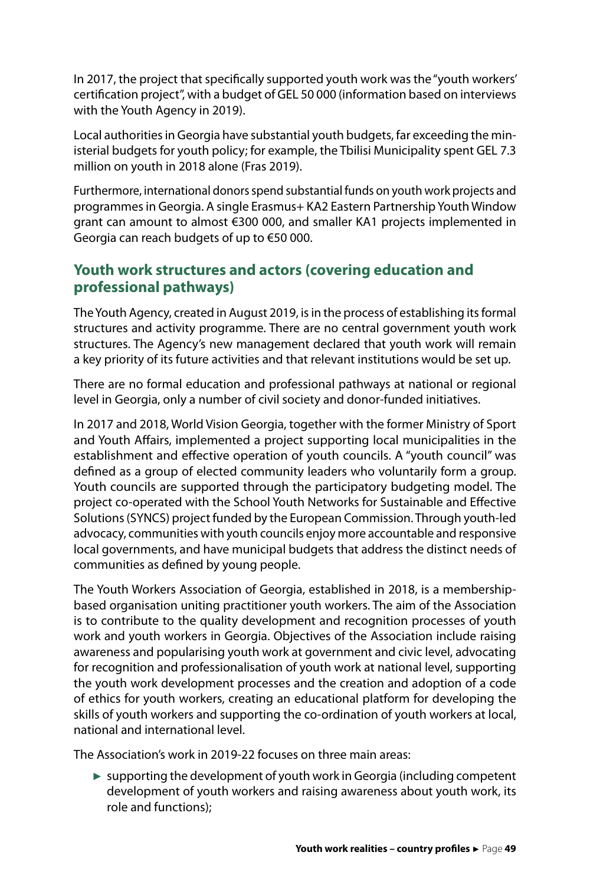In 2017, the project that specifically supported youth work was the "youth workers' certification project", with a budget of GEL 50 000 (information based on interviews with the Youth Agency in 2019).

Local authorities in Georgia have substantial youth budgets, far exceeding the ministerial budgets for youth policy; for example, the Tbilisi Municipality spent GEL 7.3 million on youth in 2018 alone (Fras 2019).

Furthermore, international donors spend substantial funds on youth work projects and programmes in Georgia. A single Erasmus+ KA2 Eastern Partnership Youth Window grant can amount to almost €300 000, and smaller KA1 projects implemented in Georgia can reach budgets of up to €50 000.

## Youth work structures and actors (covering education and professional pathways)

The Youth Agency, created in August 2019, is in the process of establishing its formal structures and activity programme. There are no central government youth work structures. The Agency's new management declared that youth work will remain a key priority of its future activities and that relevant institutions would be set up.

There are no formal education and professional pathways at national or regional level in Georgia, only a number of civil society and donor-funded initiatives.

In 2017 and 2018, World Vision Georgia, together with the former Ministry of Sport and Youth Affairs, implemented a project supporting local municipalities in the establishment and effective operation of youth councils. A "youth council" was defined as a group of elected community leaders who voluntarily form a group. Youth councils are supported through the participatory budgeting model. The project co-operated with the School Youth Networks for Sustainable and Effective Solutions (SYNCS) project funded by the European Commission. Through youth-led advocacy, communities with youth councils enjoy more accountable and responsive local governments, and have municipal budgets that address the distinct needs of communities as defined by young people.

The Youth Workers Association of Georgia, established in 2018, is a membership-based organisation uniting practitioner youth workers. The aim of the Association is to contribute to the quality development and recognition processes of youth work and youth workers in Georgia. Objectives of the Association include raising awareness and popularising youth work at government and civic level, advocating for recognition and professionalisation of youth work at national level, supporting the youth work development processes and the creation and adoption of a code of ethics for youth workers, creating an educational platform for developing the skills of youth workers and supporting the co-ordination of youth workers at local, national and international level.

The Association's work in 2019-22 focuses on three main areas:

- supporting the development of youth work in Georgia (including competent development of youth workers and raising awareness about youth work, its role and functions);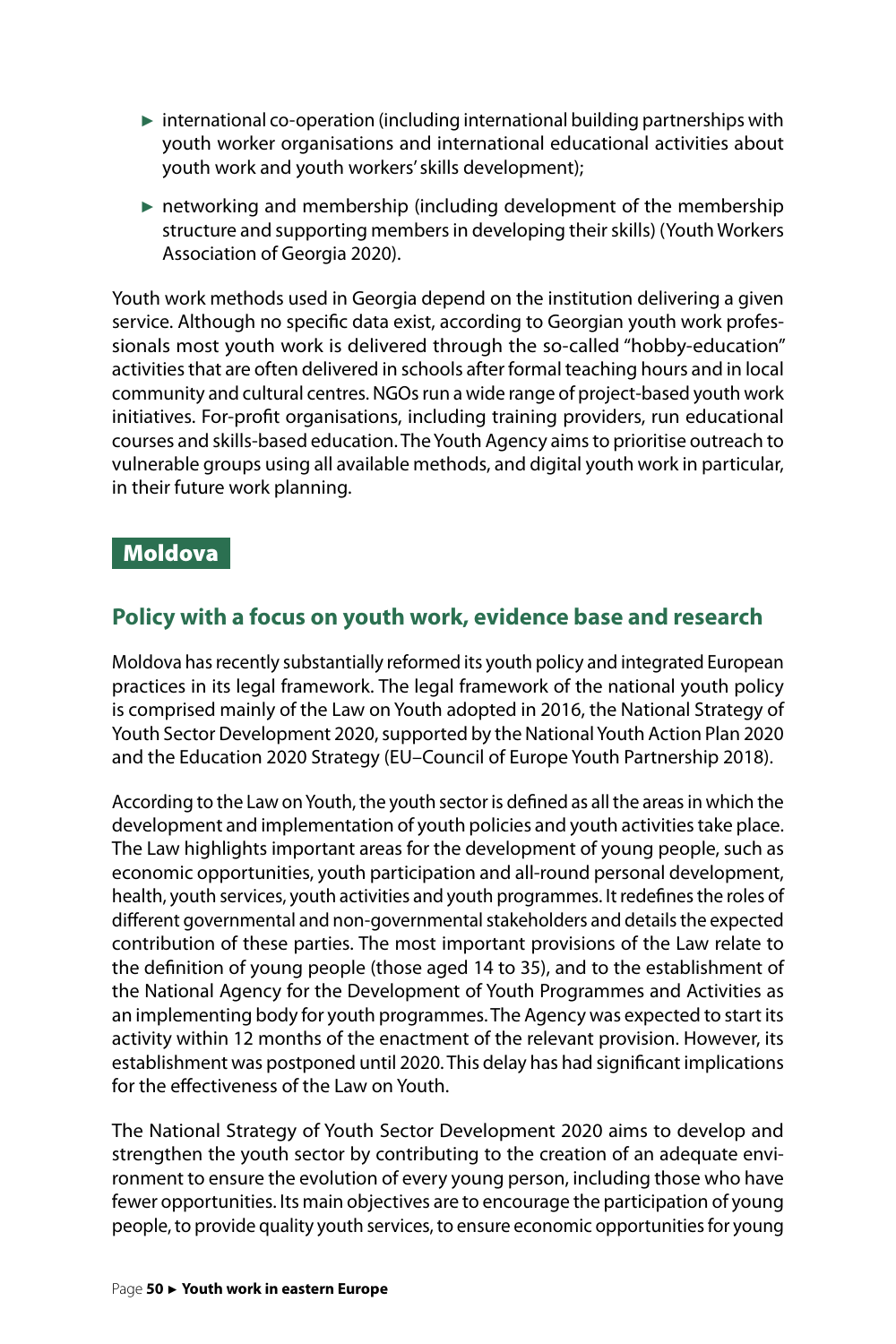- international co-operation (including international building partnerships with youth worker organisations and international educational activities about youth work and youth workers' skills development);
- networking and membership (including development of the membership structure and supporting members in developing their skills) (Youth Workers Association of Georgia 2020).

Youth work methods used in Georgia depend on the institution delivering a given service. Although no specific data exist, according to Georgian youth work professionals most youth work is delivered through the so-called "hobby-education" activities that are often delivered in schools after formal teaching hours and in local community and cultural centres. NGOs run a wide range of project-based youth work initiatives. For-profit organisations, including training providers, run educational courses and skills-based education. The Youth Agency aims to prioritise outreach to vulnerable groups using all available methods, and digital youth work in particular, in their future work planning.

## Moldova

### Policy with a focus on youth work, evidence base and research

Moldova has recently substantially reformed its youth policy and integrated European practices in its legal framework. The legal framework of the national youth policy is comprised mainly of the Law on Youth adopted in 2016, the National Strategy of Youth Sector Development 2020, supported by the National Youth Action Plan 2020 and the Education 2020 Strategy (EU–Council of Europe Youth Partnership 2018).

According to the Law on Youth, the youth sector is defined as all the areas in which the development and implementation of youth policies and youth activities take place. The Law highlights important areas for the development of young people, such as economic opportunities, youth participation and all-round personal development, health, youth services, youth activities and youth programmes. It redefines the roles of different governmental and non-governmental stakeholders and details the expected contribution of these parties. The most important provisions of the Law relate to the definition of young people (those aged 14 to 35), and to the establishment of the National Agency for the Development of Youth Programmes and Activities as an implementing body for youth programmes. The Agency was expected to start its activity within 12 months of the enactment of the relevant provision. However, its establishment was postponed until 2020. This delay has had significant implications for the effectiveness of the Law on Youth.

The National Strategy of Youth Sector Development 2020 aims to develop and strengthen the youth sector by contributing to the creation of an adequate environment to ensure the evolution of every young person, including those who have fewer opportunities. Its main objectives are to encourage the participation of young people, to provide quality youth services, to ensure economic opportunities for young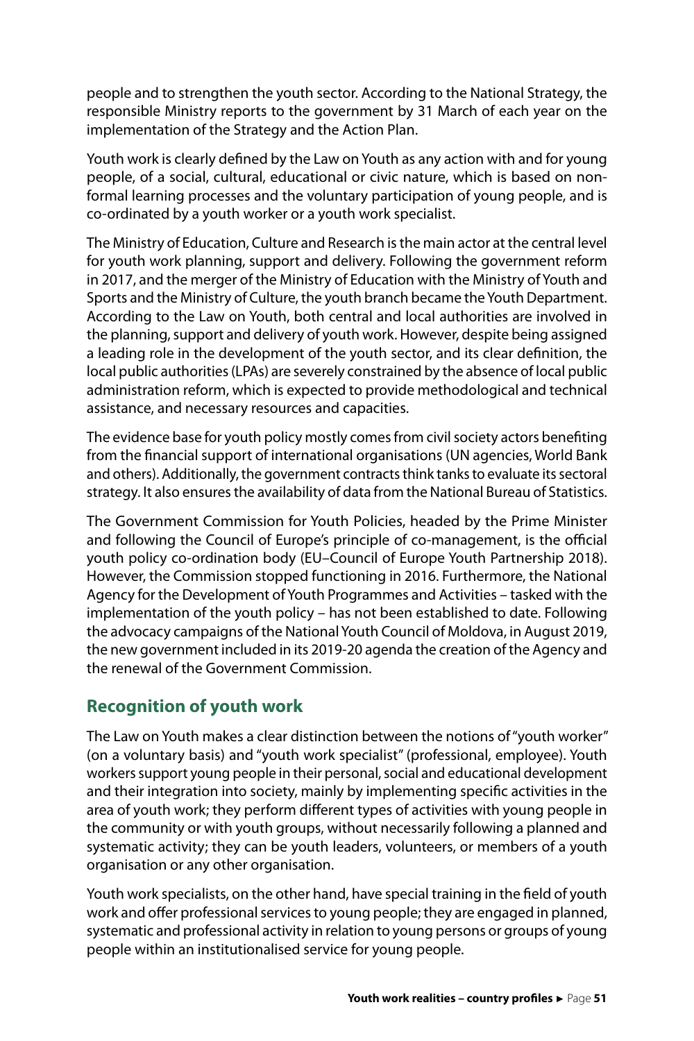people and to strengthen the youth sector. According to the National Strategy, the responsible Ministry reports to the government by 31 March of each year on the implementation of the Strategy and the Action Plan.

Youth work is clearly defined by the Law on Youth as any action with and for young people, of a social, cultural, educational or civic nature, which is based on non-formal learning processes and the voluntary participation of young people, and is co-ordinated by a youth worker or a youth work specialist.

The Ministry of Education, Culture and Research is the main actor at the central level for youth work planning, support and delivery. Following the government reform in 2017, and the merger of the Ministry of Education with the Ministry of Youth and Sports and the Ministry of Culture, the youth branch became the Youth Department. According to the Law on Youth, both central and local authorities are involved in the planning, support and delivery of youth work. However, despite being assigned a leading role in the development of the youth sector, and its clear definition, the local public authorities (LPAs) are severely constrained by the absence of local public administration reform, which is expected to provide methodological and technical assistance, and necessary resources and capacities.

The evidence base for youth policy mostly comes from civil society actors benefiting from the financial support of international organisations (UN agencies, World Bank and others). Additionally, the government contracts think tanks to evaluate its sectoral strategy. It also ensures the availability of data from the National Bureau of Statistics.

The Government Commission for Youth Policies, headed by the Prime Minister and following the Council of Europe's principle of co-management, is the official youth policy co-ordination body (EU–Council of Europe Youth Partnership 2018). However, the Commission stopped functioning in 2016. Furthermore, the National Agency for the Development of Youth Programmes and Activities – tasked with the implementation of the youth policy – has not been established to date. Following the advocacy campaigns of the National Youth Council of Moldova, in August 2019, the new government included in its 2019-20 agenda the creation of the Agency and the renewal of the Government Commission.

## Recognition of youth work

The Law on Youth makes a clear distinction between the notions of "youth worker" (on a voluntary basis) and "youth work specialist" (professional, employee). Youth workers support young people in their personal, social and educational development and their integration into society, mainly by implementing specific activities in the area of youth work; they perform different types of activities with young people in the community or with youth groups, without necessarily following a planned and systematic activity; they can be youth leaders, volunteers, or members of a youth organisation or any other organisation.

Youth work specialists, on the other hand, have special training in the field of youth work and offer professional services to young people; they are engaged in planned, systematic and professional activity in relation to young persons or groups of young people within an institutionalised service for young people.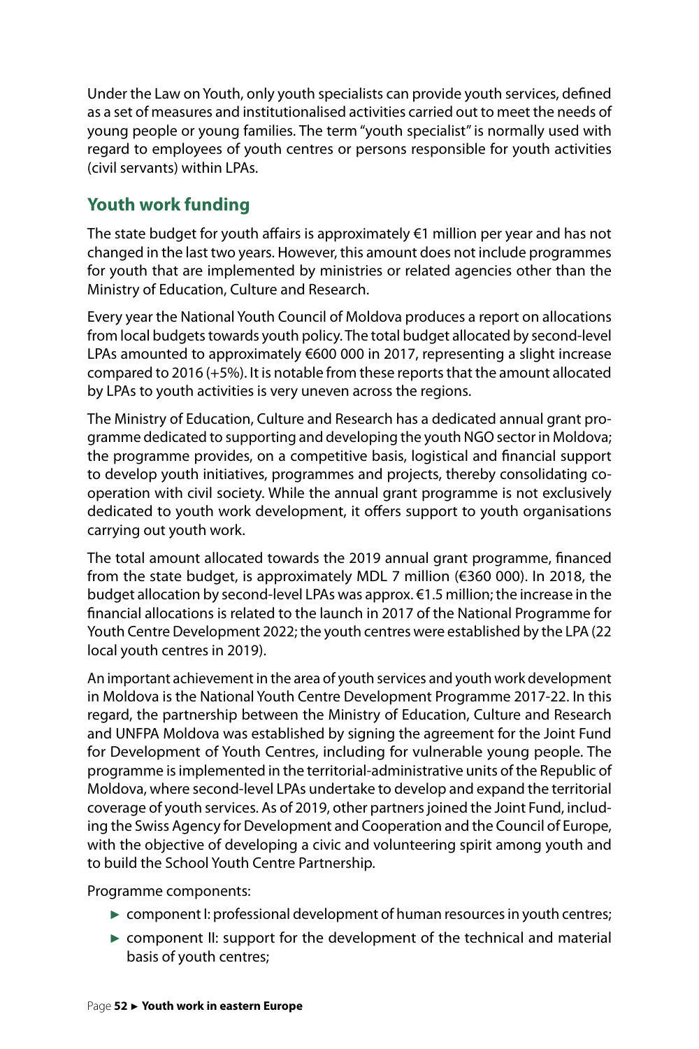Under the Law on Youth, only youth specialists can provide youth services, defined as a set of measures and institutionalised activities carried out to meet the needs of young people or young families. The term "youth specialist" is normally used with regard to employees of youth centres or persons responsible for youth activities (civil servants) within LPAs.

## Youth work funding

The state budget for youth affairs is approximately €1 million per year and has not changed in the last two years. However, this amount does not include programmes for youth that are implemented by ministries or related agencies other than the Ministry of Education, Culture and Research.

Every year the National Youth Council of Moldova produces a report on allocations from local budgets towards youth policy. The total budget allocated by second-level LPAs amounted to approximately €600 000 in 2017, representing a slight increase compared to 2016 (+5%). It is notable from these reports that the amount allocated by LPAs to youth activities is very uneven across the regions.

The Ministry of Education, Culture and Research has a dedicated annual grant programme dedicated to supporting and developing the youth NGO sector in Moldova; the programme provides, on a competitive basis, logistical and financial support to develop youth initiatives, programmes and projects, thereby consolidating co-operation with civil society. While the annual grant programme is not exclusively dedicated to youth work development, it offers support to youth organisations carrying out youth work.

The total amount allocated towards the 2019 annual grant programme, financed from the state budget, is approximately MDL 7 million (€360 000). In 2018, the budget allocation by second-level LPAs was approx. €1.5 million; the increase in the financial allocations is related to the launch in 2017 of the National Programme for Youth Centre Development 2022; the youth centres were established by the LPA (22 local youth centres in 2019).

An important achievement in the area of youth services and youth work development in Moldova is the National Youth Centre Development Programme 2017-22. In this regard, the partnership between the Ministry of Education, Culture and Research and UNFPA Moldova was established by signing the agreement for the Joint Fund for Development of Youth Centres, including for vulnerable young people. The programme is implemented in the territorial-administrative units of the Republic of Moldova, where second-level LPAs undertake to develop and expand the territorial coverage of youth services. As of 2019, other partners joined the Joint Fund, including the Swiss Agency for Development and Cooperation and the Council of Europe, with the objective of developing a civic and volunteering spirit among youth and to build the School Youth Centre Partnership.

Programme components:

- component I: professional development of human resources in youth centres;
- component II: support for the development of the technical and material basis of youth centres;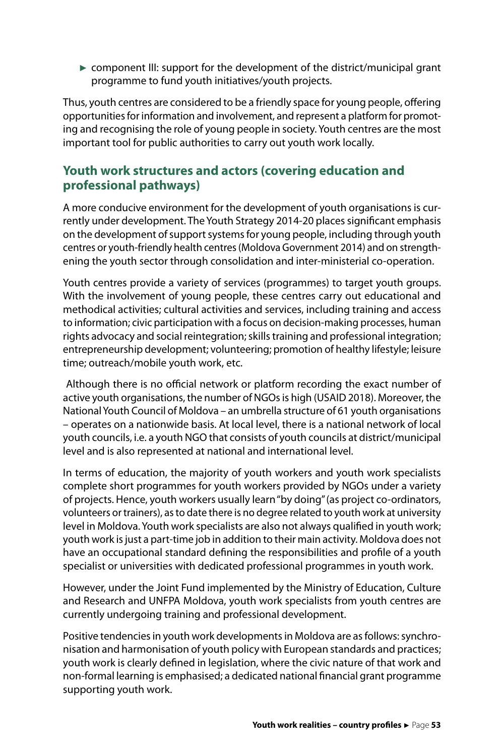- component III: support for the development of the district/municipal grant programme to fund youth initiatives/youth projects.

Thus, youth centres are considered to be a friendly space for young people, offering opportunities for information and involvement, and represent a platform for promoting and recognising the role of young people in society. Youth centres are the most important tool for public authorities to carry out youth work locally.

## Youth work structures and actors (covering education and professional pathways)

A more conducive environment for the development of youth organisations is currently under development. The Youth Strategy 2014-20 places significant emphasis on the development of support systems for young people, including through youth centres or youth-friendly health centres (Moldova Government 2014) and on strengthening the youth sector through consolidation and inter-ministerial co-operation.

Youth centres provide a variety of services (programmes) to target youth groups. With the involvement of young people, these centres carry out educational and methodical activities; cultural activities and services, including training and access to information; civic participation with a focus on decision-making processes, human rights advocacy and social reintegration; skills training and professional integration; entrepreneurship development; volunteering; promotion of healthy lifestyle; leisure time; outreach/mobile youth work, etc.

Although there is no official network or platform recording the exact number of active youth organisations, the number of NGOs is high (USAID 2018). Moreover, the National Youth Council of Moldova – an umbrella structure of 61 youth organisations – operates on a nationwide basis. At local level, there is a national network of local youth councils, i.e. a youth NGO that consists of youth councils at district/municipal level and is also represented at national and international level.

In terms of education, the majority of youth workers and youth work specialists complete short programmes for youth workers provided by NGOs under a variety of projects. Hence, youth workers usually learn "by doing" (as project co-ordinators, volunteers or trainers), as to date there is no degree related to youth work at university level in Moldova. Youth work specialists are also not always qualified in youth work; youth work is just a part-time job in addition to their main activity. Moldova does not have an occupational standard defining the responsibilities and profile of a youth specialist or universities with dedicated professional programmes in youth work.

However, under the Joint Fund implemented by the Ministry of Education, Culture and Research and UNFPA Moldova, youth work specialists from youth centres are currently undergoing training and professional development.

Positive tendencies in youth work developments in Moldova are as follows: synchronisation and harmonisation of youth policy with European standards and practices; youth work is clearly defined in legislation, where the civic nature of that work and non-formal learning is emphasised; a dedicated national financial grant programme supporting youth work.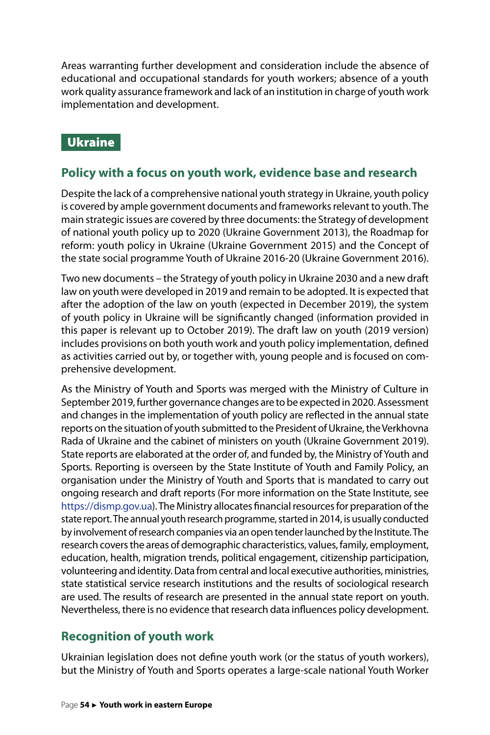Areas warranting further development and consideration include the absence of educational and occupational standards for youth workers; absence of a youth work quality assurance framework and lack of an institution in charge of youth work implementation and development.

## Ukraine

### Policy with a focus on youth work, evidence base and research

Despite the lack of a comprehensive national youth strategy in Ukraine, youth policy is covered by ample government documents and frameworks relevant to youth. The main strategic issues are covered by three documents: the Strategy of development of national youth policy up to 2020 (Ukraine Government 2013), the Roadmap for reform: youth policy in Ukraine (Ukraine Government 2015) and the Concept of the state social programme Youth of Ukraine 2016-20 (Ukraine Government 2016).

Two new documents – the Strategy of youth policy in Ukraine 2030 and a new draft law on youth were developed in 2019 and remain to be adopted. It is expected that after the adoption of the law on youth (expected in December 2019), the system of youth policy in Ukraine will be significantly changed (information provided in this paper is relevant up to October 2019). The draft law on youth (2019 version) includes provisions on both youth work and youth policy implementation, defined as activities carried out by, or together with, young people and is focused on comprehensive development.

As the Ministry of Youth and Sports was merged with the Ministry of Culture in September 2019, further governance changes are to be expected in 2020. Assessment and changes in the implementation of youth policy are reflected in the annual state reports on the situation of youth submitted to the President of Ukraine, the Verkhovna Rada of Ukraine and the cabinet of ministers on youth (Ukraine Government 2019). State reports are elaborated at the order of, and funded by, the Ministry of Youth and Sports. Reporting is overseen by the State Institute of Youth and Family Policy, an organisation under the Ministry of Youth and Sports that is mandated to carry out ongoing research and draft reports (For more information on the State Institute, see https://dismp.gov.ua). The Ministry allocates financial resources for preparation of the state report. The annual youth research programme, started in 2014, is usually conducted by involvement of research companies via an open tender launched by the Institute. The research covers the areas of demographic characteristics, values, family, employment, education, health, migration trends, political engagement, citizenship participation, volunteering and identity. Data from central and local executive authorities, ministries, state statistical service research institutions and the results of sociological research are used. The results of research are presented in the annual state report on youth. Nevertheless, there is no evidence that research data influences policy development.

### Recognition of youth work

Ukrainian legislation does not define youth work (or the status of youth workers), but the Ministry of Youth and Sports operates a large-scale national Youth Worker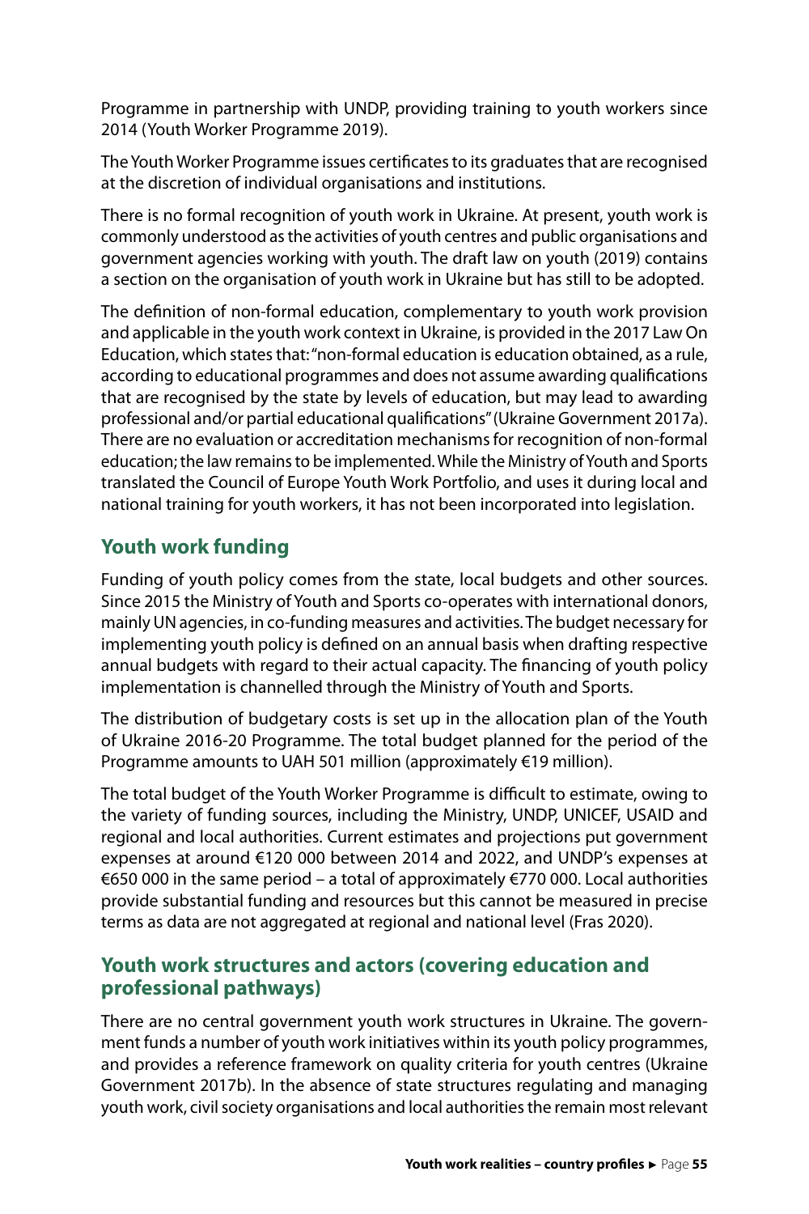Programme in partnership with UNDP, providing training to youth workers since 2014 (Youth Worker Programme 2019).

The Youth Worker Programme issues certificates to its graduates that are recognised at the discretion of individual organisations and institutions.

There is no formal recognition of youth work in Ukraine. At present, youth work is commonly understood as the activities of youth centres and public organisations and government agencies working with youth. The draft law on youth (2019) contains a section on the organisation of youth work in Ukraine but has still to be adopted.

The definition of non-formal education, complementary to youth work provision and applicable in the youth work context in Ukraine, is provided in the 2017 Law On Education, which states that: "non-formal education is education obtained, as a rule, according to educational programmes and does not assume awarding qualifications that are recognised by the state by levels of education, but may lead to awarding professional and/or partial educational qualifications" (Ukraine Government 2017a). There are no evaluation or accreditation mechanisms for recognition of non-formal education; the law remains to be implemented. While the Ministry of Youth and Sports translated the Council of Europe Youth Work Portfolio, and uses it during local and national training for youth workers, it has not been incorporated into legislation.

## Youth work funding

Funding of youth policy comes from the state, local budgets and other sources. Since 2015 the Ministry of Youth and Sports co-operates with international donors, mainly UN agencies, in co-funding measures and activities. The budget necessary for implementing youth policy is defined on an annual basis when drafting respective annual budgets with regard to their actual capacity. The financing of youth policy implementation is channelled through the Ministry of Youth and Sports.

The distribution of budgetary costs is set up in the allocation plan of the Youth of Ukraine 2016-20 Programme. The total budget planned for the period of the Programme amounts to UAH 501 million (approximately €19 million).

The total budget of the Youth Worker Programme is difficult to estimate, owing to the variety of funding sources, including the Ministry, UNDP, UNICEF, USAID and regional and local authorities. Current estimates and projections put government expenses at around €120 000 between 2014 and 2022, and UNDP's expenses at €650 000 in the same period – a total of approximately €770 000. Local authorities provide substantial funding and resources but this cannot be measured in precise terms as data are not aggregated at regional and national level (Fras 2020).

## Youth work structures and actors (covering education and professional pathways)

There are no central government youth work structures in Ukraine. The government funds a number of youth work initiatives within its youth policy programmes, and provides a reference framework on quality criteria for youth centres (Ukraine Government 2017b). In the absence of state structures regulating and managing youth work, civil society organisations and local authorities the remain most relevant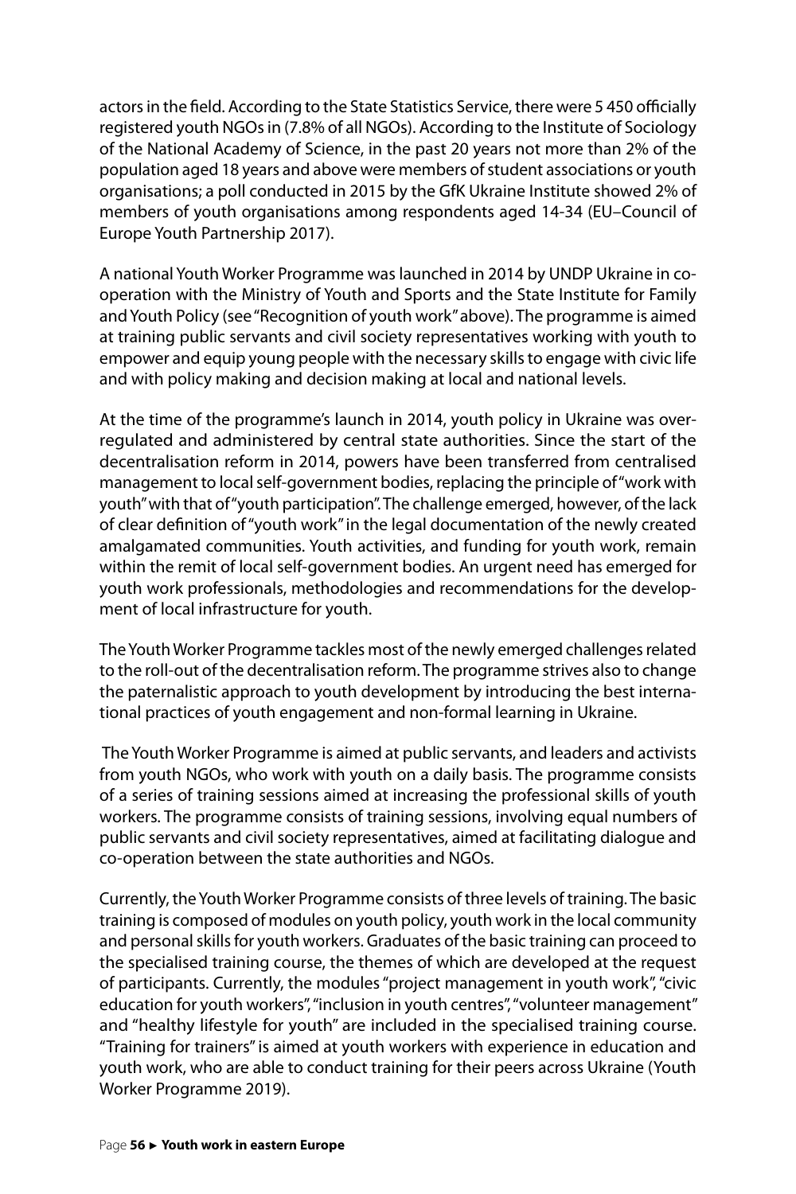actors in the field. According to the State Statistics Service, there were 5 450 officially registered youth NGOs in (7.8% of all NGOs). According to the Institute of Sociology of the National Academy of Science, in the past 20 years not more than 2% of the population aged 18 years and above were members of student associations or youth organisations; a poll conducted in 2015 by the GfK Ukraine Institute showed 2% of members of youth organisations among respondents aged 14-34 (EU–Council of Europe Youth Partnership 2017).

A national Youth Worker Programme was launched in 2014 by UNDP Ukraine in co-operation with the Ministry of Youth and Sports and the State Institute for Family and Youth Policy (see "Recognition of youth work" above). The programme is aimed at training public servants and civil society representatives working with youth to empower and equip young people with the necessary skills to engage with civic life and with policy making and decision making at local and national levels.

At the time of the programme's launch in 2014, youth policy in Ukraine was over-regulated and administered by central state authorities. Since the start of the decentralisation reform in 2014, powers have been transferred from centralised management to local self-government bodies, replacing the principle of "work with youth" with that of "youth participation". The challenge emerged, however, of the lack of clear definition of "youth work" in the legal documentation of the newly created amalgamated communities. Youth activities, and funding for youth work, remain within the remit of local self-government bodies. An urgent need has emerged for youth work professionals, methodologies and recommendations for the development of local infrastructure for youth.

The Youth Worker Programme tackles most of the newly emerged challenges related to the roll-out of the decentralisation reform. The programme strives also to change the paternalistic approach to youth development by introducing the best international practices of youth engagement and non-formal learning in Ukraine.

The Youth Worker Programme is aimed at public servants, and leaders and activists from youth NGOs, who work with youth on a daily basis. The programme consists of a series of training sessions aimed at increasing the professional skills of youth workers. The programme consists of training sessions, involving equal numbers of public servants and civil society representatives, aimed at facilitating dialogue and co-operation between the state authorities and NGOs.

Currently, the Youth Worker Programme consists of three levels of training. The basic training is composed of modules on youth policy, youth work in the local community and personal skills for youth workers. Graduates of the basic training can proceed to the specialised training course, the themes of which are developed at the request of participants. Currently, the modules "project management in youth work", "civic education for youth workers", "inclusion in youth centres", "volunteer management" and "healthy lifestyle for youth" are included in the specialised training course. "Training for trainers" is aimed at youth workers with experience in education and youth work, who are able to conduct training for their peers across Ukraine (Youth Worker Programme 2019).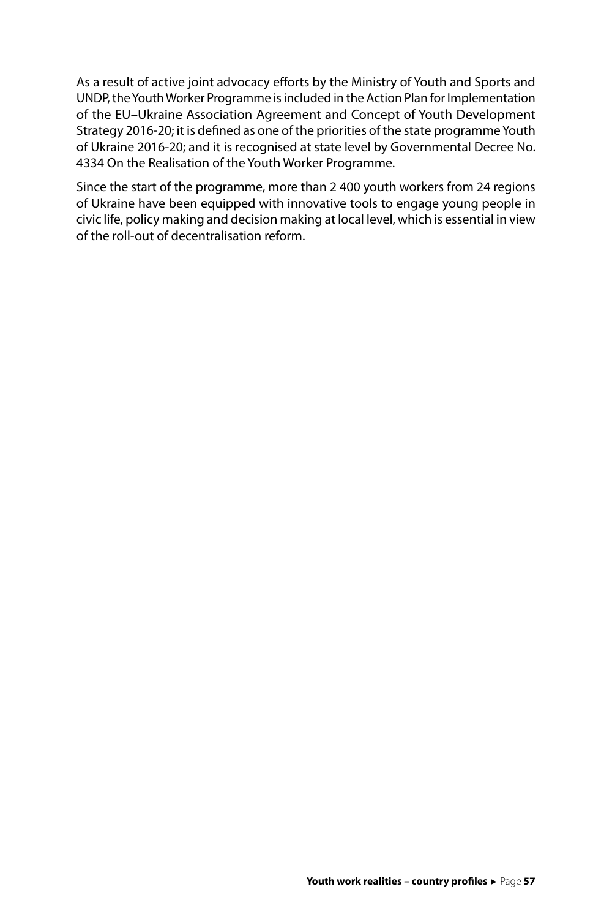As a result of active joint advocacy efforts by the Ministry of Youth and Sports and UNDP, the Youth Worker Programme is included in the Action Plan for Implementation of the EU–Ukraine Association Agreement and Concept of Youth Development Strategy 2016-20; it is defined as one of the priorities of the state programme Youth of Ukraine 2016-20; and it is recognised at state level by Governmental Decree No. 4334 On the Realisation of the Youth Worker Programme.

Since the start of the programme, more than 2 400 youth workers from 24 regions of Ukraine have been equipped with innovative tools to engage young people in civic life, policy making and decision making at local level, which is essential in view of the roll-out of decentralisation reform.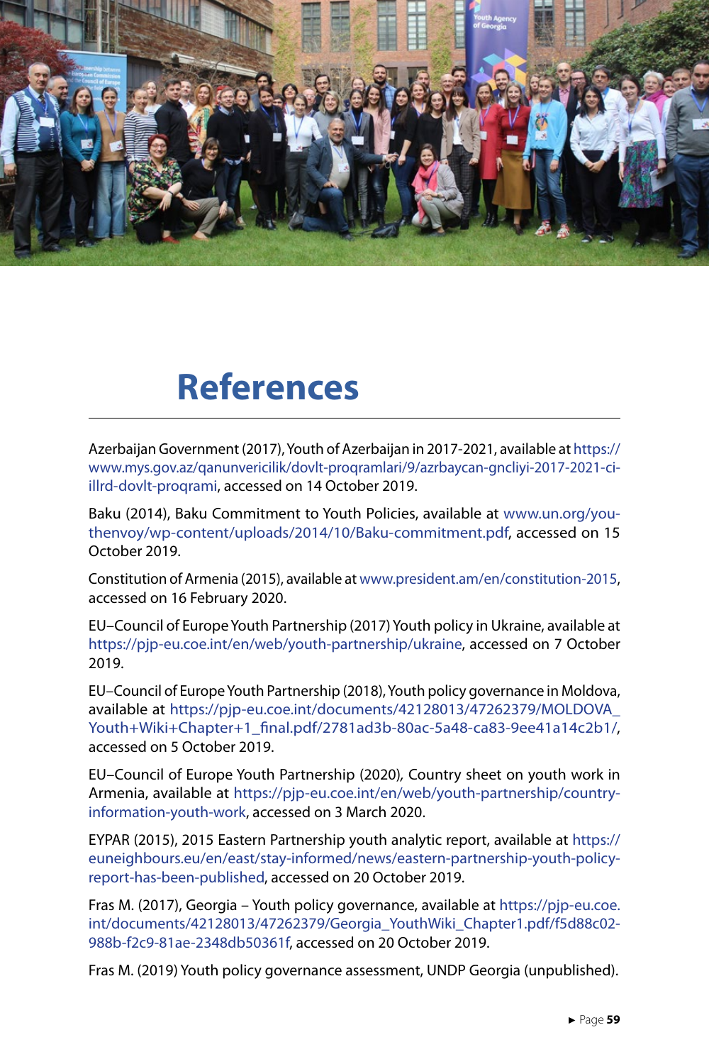# References

Azerbaijan Government (2017), Youth of Azerbaijan in 2017-2021, available at https://www.mys.gov.az/qanunvericilik/dovlt-proqramlari/9/azrbaycan-gncliyi-2017-2021-ci-illrd-dovlt-proqrami, accessed on 14 October 2019.

Baku (2014), Baku Commitment to Youth Policies, available at www.un.org/youthenvoy/wp-content/uploads/2014/10/Baku-commitment.pdf, accessed on 15 October 2019.

Constitution of Armenia (2015), available at www.president.am/en/constitution-2015, accessed on 16 February 2020.

EU–Council of Europe Youth Partnership (2017) Youth policy in Ukraine, available at https://pjp-eu.coe.int/en/web/youth-partnership/ukraine, accessed on 7 October 2019.

EU–Council of Europe Youth Partnership (2018), Youth policy governance in Moldova, available at https://pjp-eu.coe.int/documents/42128013/47262379/MOLDOVA_Youth+Wiki+Chapter+1_final.pdf/2781ad3b-80ac-5a48-ca83-9ee41a14c2b1/, accessed on 5 October 2019.

EU–Council of Europe Youth Partnership (2020), Country sheet on youth work in Armenia, available at https://pjp-eu.coe.int/en/web/youth-partnership/country-information-youth-work, accessed on 3 March 2020.

EYPAR (2015), 2015 Eastern Partnership youth analytic report, available at https://euneighbours.eu/en/east/stay-informed/news/eastern-partnership-youth-policy-report-has-been-published, accessed on 20 October 2019.

Fras M. (2017), Georgia – Youth policy governance, available at https://pjp-eu.coe.int/documents/42128013/47262379/Georgia_YouthWiki_Chapter1.pdf/f5d88c02-988b-f2c9-81ae-2348db50361f, accessed on 20 October 2019.

Fras M. (2019) Youth policy governance assessment, UNDP Georgia (unpublished).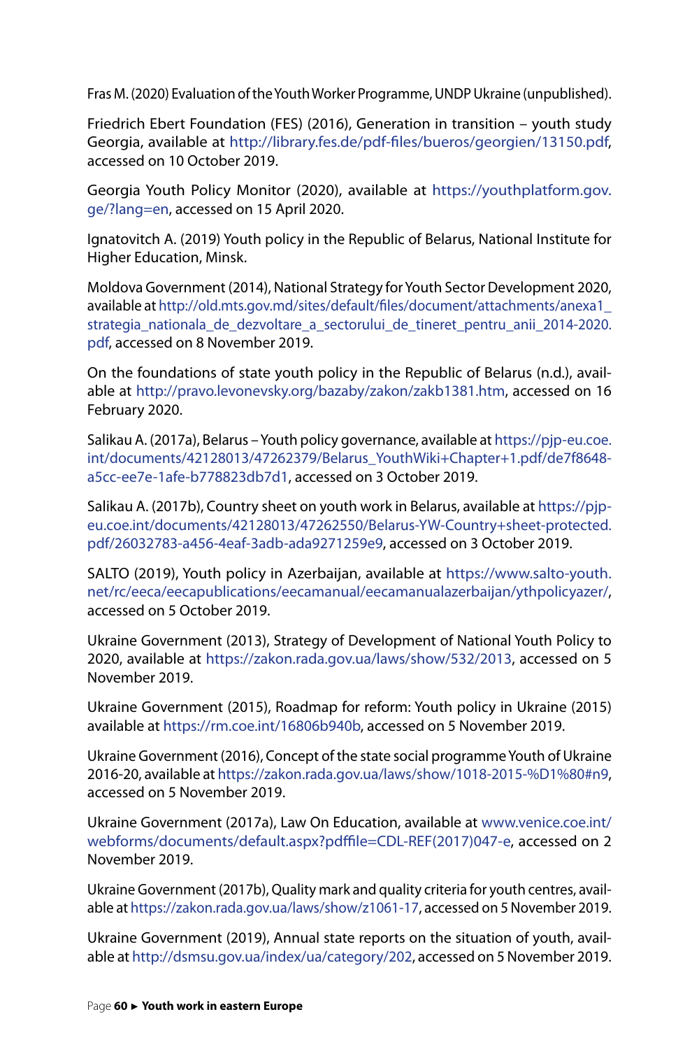Fras M. (2020) Evaluation of the Youth Worker Programme, UNDP Ukraine (unpublished).

Friedrich Ebert Foundation (FES) (2016), Generation in transition – youth study Georgia, available at http://library.fes.de/pdf-files/bueros/georgien/13150.pdf, accessed on 10 October 2019.

Georgia Youth Policy Monitor (2020), available at https://youthplatform.gov.ge/?lang=en, accessed on 15 April 2020.

Ignatovitch A. (2019) Youth policy in the Republic of Belarus, National Institute for Higher Education, Minsk.

Moldova Government (2014), National Strategy for Youth Sector Development 2020, available at http://old.mts.gov.md/sites/default/files/document/attachments/anexa1_strategia_nationala_de_dezvoltare_a_sectorului_de_tineret_pentru_anii_2014-2020.pdf, accessed on 8 November 2019.

On the foundations of state youth policy in the Republic of Belarus (n.d.), available at http://pravo.levonevsky.org/bazaby/zakon/zakb1381.htm, accessed on 16 February 2020.

Salikau A. (2017a), Belarus – Youth policy governance, available at https://pjp-eu.coe.int/documents/42128013/47262379/Belarus_YouthWiki+Chapter+1.pdf/de7f8648-a5cc-ee7e-1afe-b778823db7d1, accessed on 3 October 2019.

Salikau A. (2017b), Country sheet on youth work in Belarus, available at https://pjp-eu.coe.int/documents/42128013/47262550/Belarus-YW-Country+sheet-protected.pdf/26032783-a456-4eaf-3adb-ada9271259e9, accessed on 3 October 2019.

SALTO (2019), Youth policy in Azerbaijan, available at https://www.salto-youth.net/rc/eeca/eecapublications/eecamanual/eecamanualazerbaijan/ythpolicyazer/, accessed on 5 October 2019.

Ukraine Government (2013), Strategy of Development of National Youth Policy to 2020, available at https://zakon.rada.gov.ua/laws/show/532/2013, accessed on 5 November 2019.

Ukraine Government (2015), Roadmap for reform: Youth policy in Ukraine (2015) available at https://rm.coe.int/16806b940b, accessed on 5 November 2019.

Ukraine Government (2016), Concept of the state social programme Youth of Ukraine 2016-20, available at https://zakon.rada.gov.ua/laws/show/1018-2015-%D1%80#n9, accessed on 5 November 2019.

Ukraine Government (2017a), Law On Education, available at www.venice.coe.int/webforms/documents/default.aspx?pdffile=CDL-REF(2017)047-e, accessed on 2 November 2019.

Ukraine Government (2017b), Quality mark and quality criteria for youth centres, available at https://zakon.rada.gov.ua/laws/show/z1061-17, accessed on 5 November 2019.

Ukraine Government (2019), Annual state reports on the situation of youth, available at http://dsmsu.gov.ua/index/ua/category/202, accessed on 5 November 2019.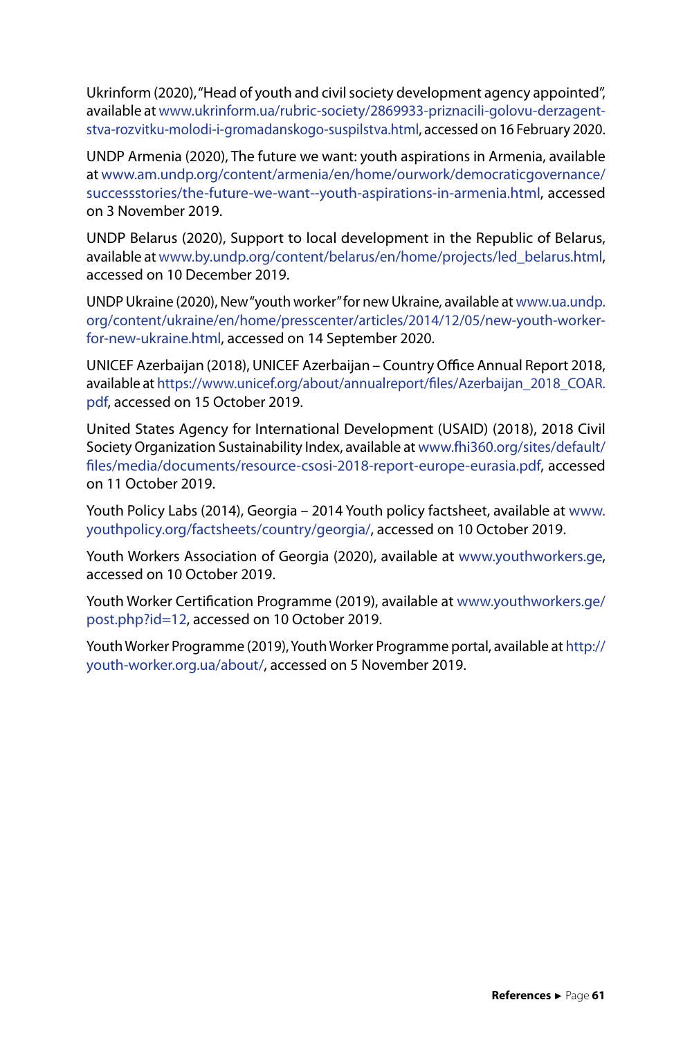Ukrinform (2020), "Head of youth and civil society development agency appointed", available at www.ukrinform.ua/rubric-society/2869933-priznacili-golovu-derzagentstva-rozvitku-molodi-i-gromadanskogo-suspilstva.html, accessed on 16 February 2020.

UNDP Armenia (2020), The future we want: youth aspirations in Armenia, available at www.am.undp.org/content/armenia/en/home/ourwork/democraticgovernance/successstories/the-future-we-want--youth-aspirations-in-armenia.html, accessed on 3 November 2019.

UNDP Belarus (2020), Support to local development in the Republic of Belarus, available at www.by.undp.org/content/belarus/en/home/projects/led_belarus.html, accessed on 10 December 2019.

UNDP Ukraine (2020), New "youth worker" for new Ukraine, available at www.ua.undp.org/content/ukraine/en/home/presscenter/articles/2014/12/05/new-youth-worker-for-new-ukraine.html, accessed on 14 September 2020.

UNICEF Azerbaijan (2018), UNICEF Azerbaijan – Country Office Annual Report 2018, available at https://www.unicef.org/about/annualreport/files/Azerbaijan_2018_COAR.pdf, accessed on 15 October 2019.

United States Agency for International Development (USAID) (2018), 2018 Civil Society Organization Sustainability Index, available at www.fhi360.org/sites/default/files/media/documents/resource-csosi-2018-report-europe-eurasia.pdf, accessed on 11 October 2019.

Youth Policy Labs (2014), Georgia – 2014 Youth policy factsheet, available at www.youthpolicy.org/factsheets/country/georgia/, accessed on 10 October 2019.

Youth Workers Association of Georgia (2020), available at www.youthworkers.ge, accessed on 10 October 2019.

Youth Worker Certification Programme (2019), available at www.youthworkers.ge/post.php?id=12, accessed on 10 October 2019.

Youth Worker Programme (2019), Youth Worker Programme portal, available at http://youth-worker.org.ua/about/, accessed on 5 November 2019.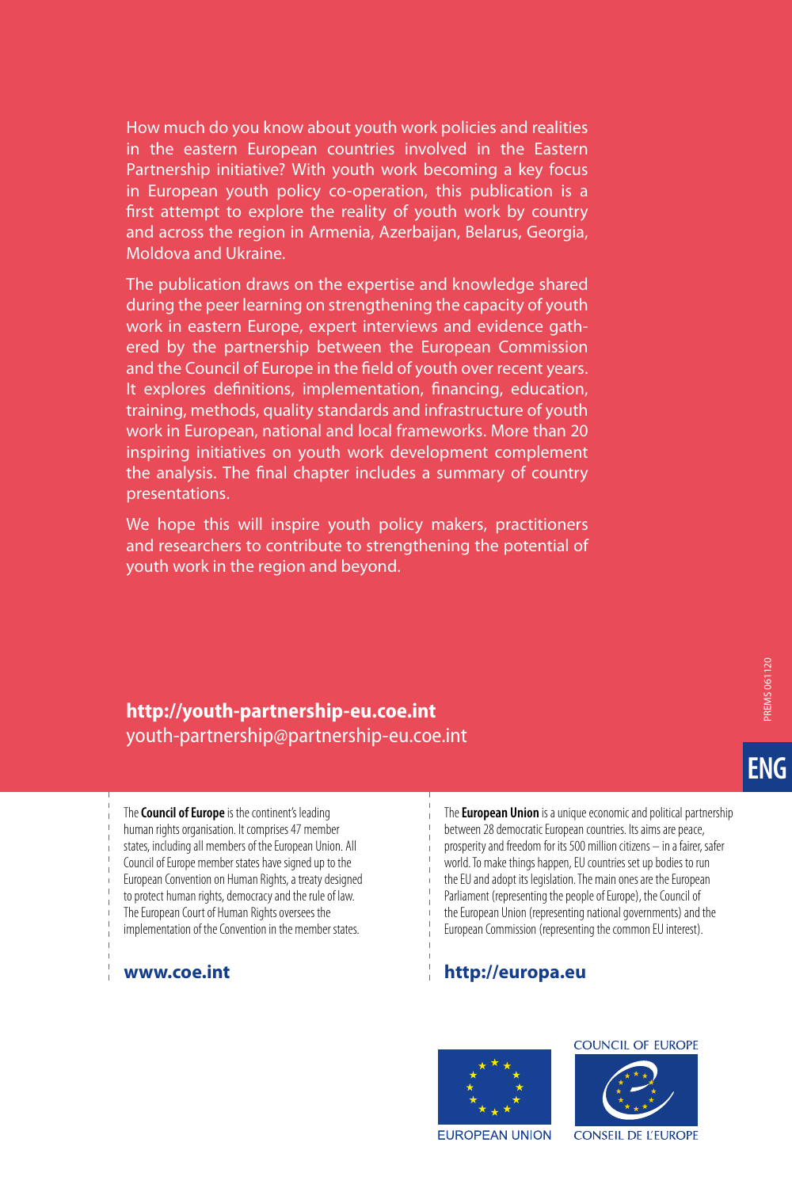How much do you know about youth work policies and realities in the eastern European countries involved in the Eastern Partnership initiative? With youth work becoming a key focus in European youth policy co-operation, this publication is a first attempt to explore the reality of youth work by country and across the region in Armenia, Azerbaijan, Belarus, Georgia, Moldova and Ukraine.

The publication draws on the expertise and knowledge shared during the peer learning on strengthening the capacity of youth work in eastern Europe, expert interviews and evidence gathered by the partnership between the European Commission and the Council of Europe in the field of youth over recent years. It explores definitions, implementation, financing, education, training, methods, quality standards and infrastructure of youth work in European, national and local frameworks. More than 20 inspiring initiatives on youth work development complement the analysis. The final chapter includes a summary of country presentations.

We hope this will inspire youth policy makers, practitioners and researchers to contribute to strengthening the potential of youth work in the region and beyond.

**http://youth-partnership-eu.coe.int**
youth-partnership@partnership-eu.coe.int

PREMS 061120

**ENG**

The **Council of Europe** is the continent's leading human rights organisation. It comprises 47 member states, including all members of the European Union. All Council of Europe member states have signed up to the European Convention on Human Rights, a treaty designed to protect human rights, democracy and the rule of law. The European Court of Human Rights oversees the implementation of the Convention in the member states.

**www.coe.int**

The **European Union** is a unique economic and political partnership between 28 democratic European countries. Its aims are peace, prosperity and freedom for its 500 million citizens – in a fairer, safer world. To make things happen, EU countries set up bodies to run the EU and adopt its legislation. The main ones are the European Parliament (representing the people of Europe), the Council of the European Union (representing national governments) and the European Commission (representing the common EU interest).

**http://europa.eu**

EUROPEAN UNION

COUNCIL OF EUROPE
CONSEIL DE L'EUROPE